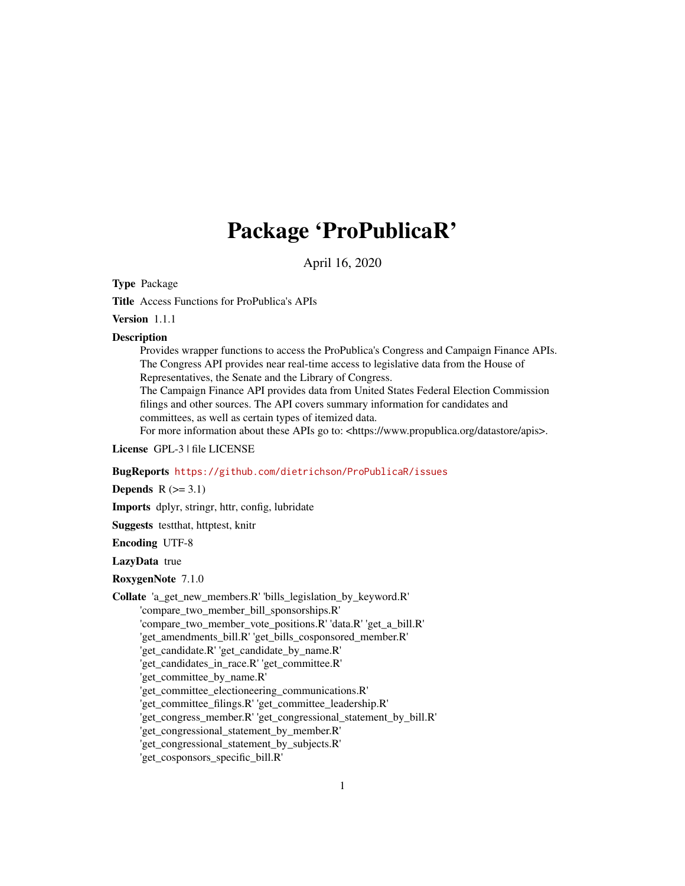# Package 'ProPublicaR'

April 16, 2020

**Type** Package

**Title** Access Functions for ProPublica's APIs

**Version** 1.1.1

**Description**

Provides wrapper functions to access the ProPublica's Congress and Campaign Finance APIs. The Congress API provides near real-time access to legislative data from the House of Representatives, the Senate and the Library of Congress.
The Campaign Finance API provides data from United States Federal Election Commission filings and other sources. The API covers summary information for candidates and committees, as well as certain types of itemized data.
For more information about these APIs go to: <https://www.propublica.org/datastore/apis>.

**License** GPL-3 | file LICENSE

**BugReports** https://github.com/dietrichson/ProPublicaR/issues

**Depends** R (>= 3.1)

**Imports** dplyr, stringr, httr, config, lubridate

**Suggests** testthat, httptest, knitr

**Encoding** UTF-8

**LazyData** true

**RoxygenNote** 7.1.0

**Collate** 'a_get_new_members.R' 'bills_legislation_by_keyword.R'
'compare_two_member_bill_sponsorships.R'
'compare_two_member_vote_positions.R' 'data.R' 'get_a_bill.R'
'get_amendments_bill.R' 'get_bills_cosponsored_member.R'
'get_candidate.R' 'get_candidate_by_name.R'
'get_candidates_in_race.R' 'get_committee.R'
'get_committee_by_name.R'
'get_committee_electioneering_communications.R'
'get_committee_filings.R' 'get_committee_leadership.R'
'get_congress_member.R' 'get_congressional_statement_by_bill.R'
'get_congressional_statement_by_member.R'
'get_congressional_statement_by_subjects.R'
'get_cosponsors_specific_bill.R'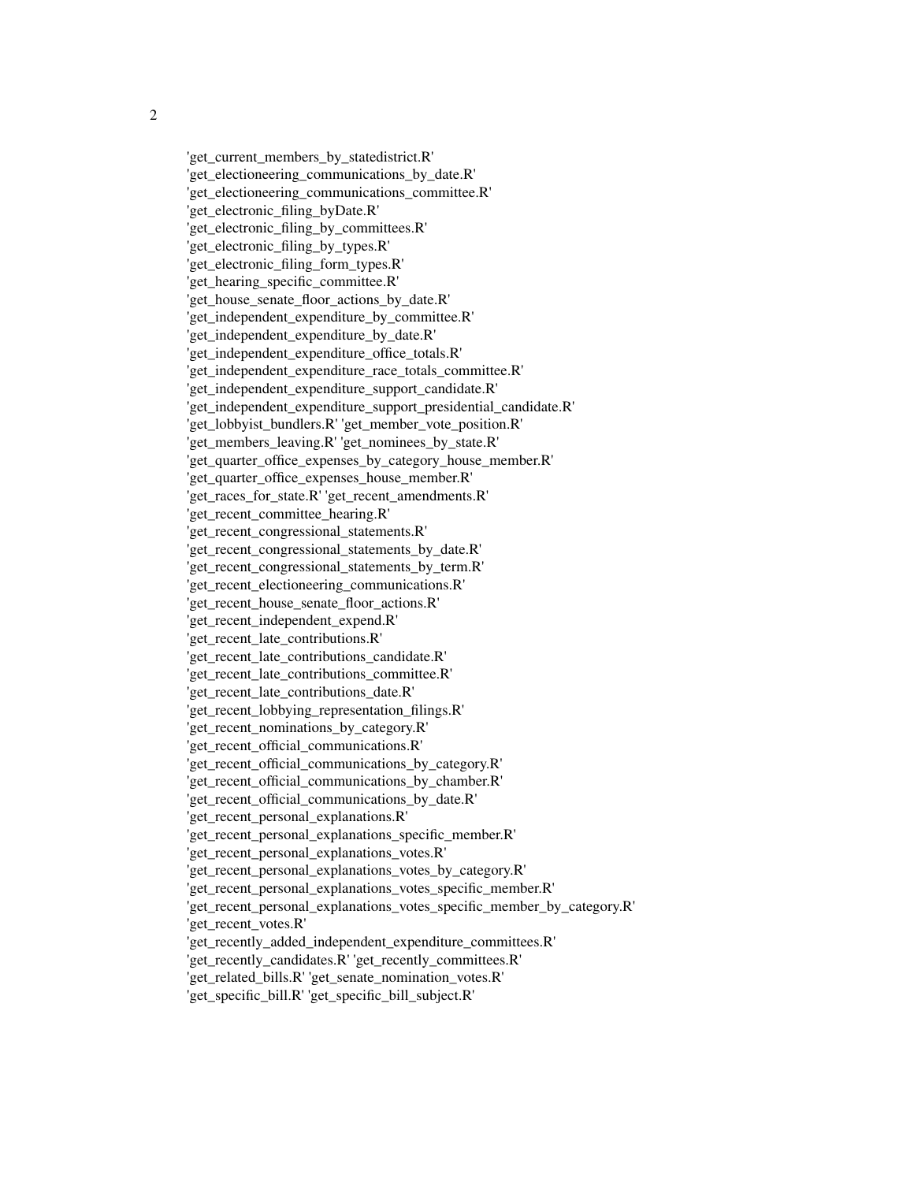'get_current_members_by_statedistrict.R'
'get_electioneering_communications_by_date.R'
'get_electioneering_communications_committee.R'
'get_electronic_filing_byDate.R'
'get_electronic_filing_by_committees.R'
'get_electronic_filing_by_types.R'
'get_electronic_filing_form_types.R'
'get_hearing_specific_committee.R'
'get_house_senate_floor_actions_by_date.R'
'get_independent_expenditure_by_committee.R'
'get_independent_expenditure_by_date.R'
'get_independent_expenditure_office_totals.R'
'get_independent_expenditure_race_totals_committee.R'
'get_independent_expenditure_support_candidate.R'
'get_independent_expenditure_support_presidential_candidate.R'
'get_lobbyist_bundlers.R' 'get_member_vote_position.R'
'get_members_leaving.R' 'get_nominees_by_state.R'
'get_quarter_office_expenses_by_category_house_member.R'
'get_quarter_office_expenses_house_member.R'
'get_races_for_state.R' 'get_recent_amendments.R'
'get_recent_committee_hearing.R'
'get_recent_congressional_statements.R'
'get_recent_congressional_statements_by_date.R'
'get_recent_congressional_statements_by_term.R'
'get_recent_electioneering_communications.R'
'get_recent_house_senate_floor_actions.R'
'get_recent_independent_expend.R'
'get_recent_late_contributions.R'
'get_recent_late_contributions_candidate.R'
'get_recent_late_contributions_committee.R'
'get_recent_late_contributions_date.R'
'get_recent_lobbying_representation_filings.R'
'get_recent_nominations_by_category.R'
'get_recent_official_communications.R'
'get_recent_official_communications_by_category.R'
'get_recent_official_communications_by_chamber.R'
'get_recent_official_communications_by_date.R'
'get_recent_personal_explanations.R'
'get_recent_personal_explanations_specific_member.R'
'get_recent_personal_explanations_votes.R'
'get_recent_personal_explanations_votes_by_category.R'
'get_recent_personal_explanations_votes_specific_member.R'
'get_recent_personal_explanations_votes_specific_member_by_category.R'
'get_recent_votes.R'
'get_recently_added_independent_expenditure_committees.R'
'get_recently_candidates.R' 'get_recently_committees.R'
'get_related_bills.R' 'get_senate_nomination_votes.R'
'get_specific_bill.R' 'get_specific_bill_subject.R'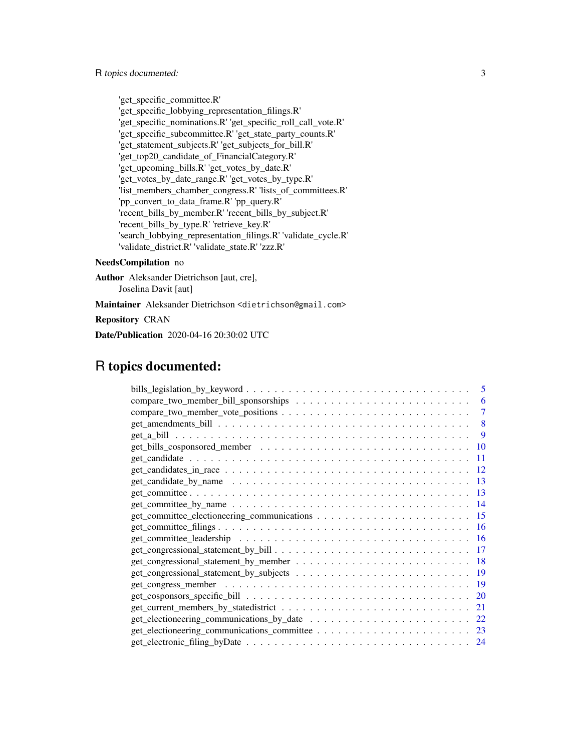'get_specific_committee.R'
'get_specific_lobbying_representation_filings.R'
'get_specific_nominations.R' 'get_specific_roll_call_vote.R'
'get_specific_subcommittee.R' 'get_state_party_counts.R'
'get_statement_subjects.R' 'get_subjects_for_bill.R'
'get_top20_candidate_of_FinancialCategory.R'
'get_upcoming_bills.R' 'get_votes_by_date.R'
'get_votes_by_date_range.R' 'get_votes_by_type.R'
'list_members_chamber_congress.R' 'lists_of_committees.R'
'pp_convert_to_data_frame.R' 'pp_query.R'
'recent_bills_by_member.R' 'recent_bills_by_subject.R'
'recent_bills_by_type.R' 'retrieve_key.R'
'search_lobbying_representation_filings.R' 'validate_cycle.R'
'validate_district.R' 'validate_state.R' 'zzz.R'

**NeedsCompilation** no

**Author** Aleksander Dietrichson [aut, cre],
Joselina Davit [aut]

**Maintainer** Aleksander Dietrichson <dietrichson@gmail.com>

**Repository** CRAN

**Date/Publication** 2020-04-16 20:30:02 UTC

# R topics documented:

| | |
|---|---|
| bills_legislation_by_keyword | 5 |
| compare_two_member_bill_sponsorships | 6 |
| compare_two_member_vote_positions | 7 |
| get_amendments_bill | 8 |
| get_a_bill | 9 |
| get_bills_cosponsored_member | 10 |
| get_candidate | 11 |
| get_candidates_in_race | 12 |
| get_candidate_by_name | 13 |
| get_committee | 13 |
| get_committee_by_name | 14 |
| get_committee_electioneering_communications | 15 |
| get_committee_filings | 16 |
| get_committee_leadership | 16 |
| get_congressional_statement_by_bill | 17 |
| get_congressional_statement_by_member | 18 |
| get_congressional_statement_by_subjects | 19 |
| get_congress_member | 19 |
| get_cosponsors_specific_bill | 20 |
| get_current_members_by_statedistrict | 21 |
| get_electioneering_communications_by_date | 22 |
| get_electioneering_communications_committee | 23 |
| get_electronic_filing_byDate | 24 |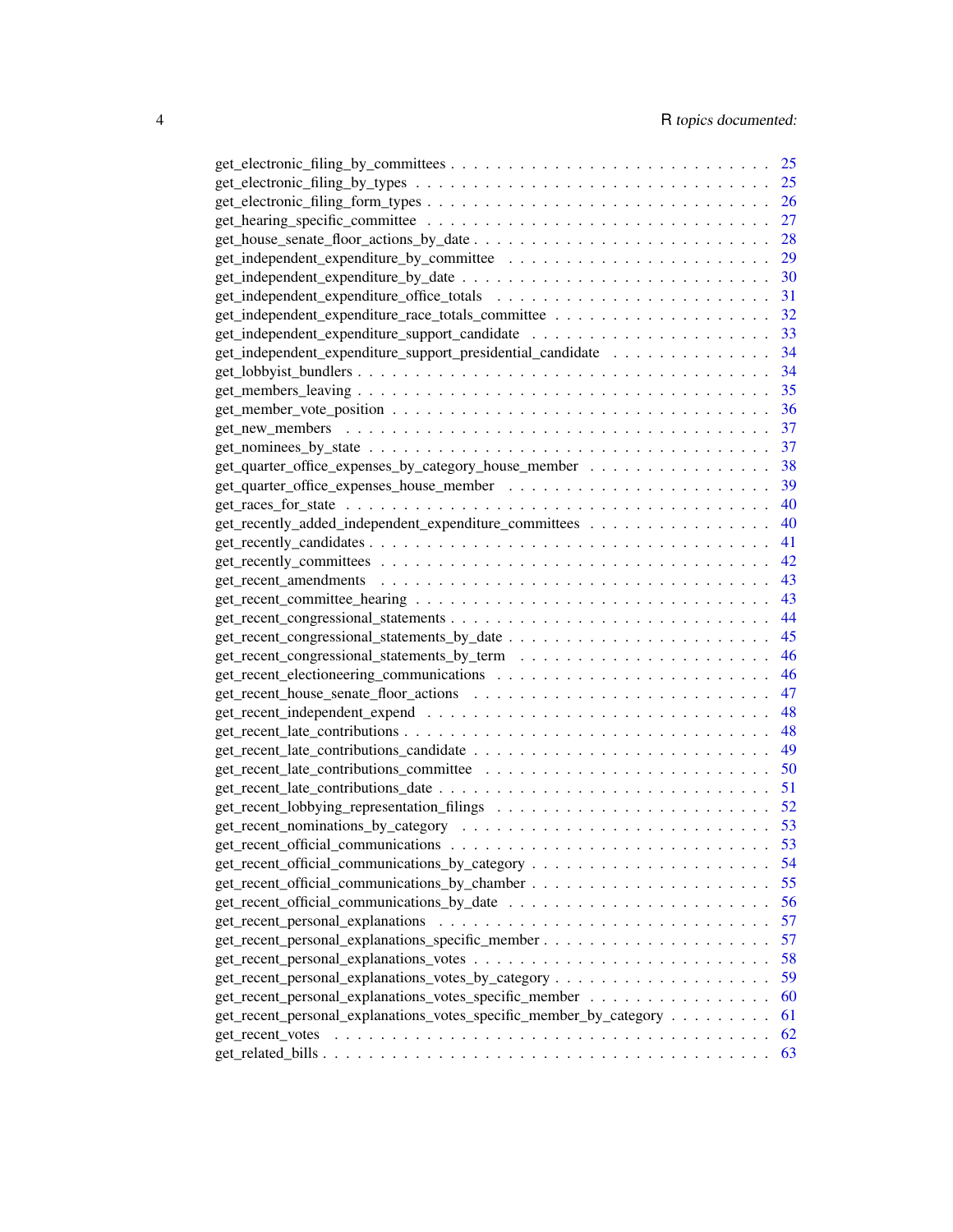get_electronic_filing_by_committees . . . . . . . . . . . . . . . . . . . . . . . . . . . 25
get_electronic_filing_by_types . . . . . . . . . . . . . . . . . . . . . . . . . . . . . 25
get_electronic_filing_form_types . . . . . . . . . . . . . . . . . . . . . . . . . . . . 26
get_hearing_specific_committee . . . . . . . . . . . . . . . . . . . . . . . . . . . . 27
get_house_senate_floor_actions_by_date . . . . . . . . . . . . . . . . . . . . . . . . . 28
get_independent_expenditure_by_committee . . . . . . . . . . . . . . . . . . . . . . . 29
get_independent_expenditure_by_date . . . . . . . . . . . . . . . . . . . . . . . . . . 30
get_independent_expenditure_office_totals . . . . . . . . . . . . . . . . . . . . . . . 31
get_independent_expenditure_race_totals_committee . . . . . . . . . . . . . . . . . . . 32
get_independent_expenditure_support_candidate . . . . . . . . . . . . . . . . . . . . . 33
get_independent_expenditure_support_presidential_candidate . . . . . . . . . . . . . . 34
get_lobbyist_bundlers . . . . . . . . . . . . . . . . . . . . . . . . . . . . . . . . . . 34
get_members_leaving . . . . . . . . . . . . . . . . . . . . . . . . . . . . . . . . . . . 35
get_member_vote_position . . . . . . . . . . . . . . . . . . . . . . . . . . . . . . . . 36
get_new_members . . . . . . . . . . . . . . . . . . . . . . . . . . . . . . . . . . . . 37
get_nominees_by_state . . . . . . . . . . . . . . . . . . . . . . . . . . . . . . . . . . 37
get_quarter_office_expenses_by_category_house_member . . . . . . . . . . . . . . . . 38
get_quarter_office_expenses_house_member . . . . . . . . . . . . . . . . . . . . . . . 39
get_races_for_state . . . . . . . . . . . . . . . . . . . . . . . . . . . . . . . . . . . 40
get_recently_added_independent_expenditure_committees . . . . . . . . . . . . . . . . 40
get_recently_candidates . . . . . . . . . . . . . . . . . . . . . . . . . . . . . . . . . 41
get_recently_committees . . . . . . . . . . . . . . . . . . . . . . . . . . . . . . . . . 42
get_recent_amendments . . . . . . . . . . . . . . . . . . . . . . . . . . . . . . . . . 43
get_recent_committee_hearing . . . . . . . . . . . . . . . . . . . . . . . . . . . . . . 43
get_recent_congressional_statements . . . . . . . . . . . . . . . . . . . . . . . . . . 44
get_recent_congressional_statements_by_date . . . . . . . . . . . . . . . . . . . . . . 45
get_recent_congressional_statements_by_term . . . . . . . . . . . . . . . . . . . . . . 46
get_recent_electioneering_communications . . . . . . . . . . . . . . . . . . . . . . . 46
get_recent_house_senate_floor_actions . . . . . . . . . . . . . . . . . . . . . . . . . 47
get_recent_independent_expend . . . . . . . . . . . . . . . . . . . . . . . . . . . . . 48
get_recent_late_contributions . . . . . . . . . . . . . . . . . . . . . . . . . . . . . . 48
get_recent_late_contributions_candidate . . . . . . . . . . . . . . . . . . . . . . . . 49
get_recent_late_contributions_committee . . . . . . . . . . . . . . . . . . . . . . . . 50
get_recent_late_contributions_date . . . . . . . . . . . . . . . . . . . . . . . . . . . 51
get_recent_lobbying_representation_filings . . . . . . . . . . . . . . . . . . . . . . . 52
get_recent_nominations_by_category . . . . . . . . . . . . . . . . . . . . . . . . . . . 53
get_recent_official_communications . . . . . . . . . . . . . . . . . . . . . . . . . . . 53
get_recent_official_communications_by_category . . . . . . . . . . . . . . . . . . . . . 54
get_recent_official_communications_by_chamber . . . . . . . . . . . . . . . . . . . . . 55
get_recent_official_communications_by_date . . . . . . . . . . . . . . . . . . . . . . . 56
get_recent_personal_explanations . . . . . . . . . . . . . . . . . . . . . . . . . . . . 57
get_recent_personal_explanations_specific_member . . . . . . . . . . . . . . . . . . . . 57
get_recent_personal_explanations_votes . . . . . . . . . . . . . . . . . . . . . . . . . 58
get_recent_personal_explanations_votes_by_category . . . . . . . . . . . . . . . . . . . 59
get_recent_personal_explanations_votes_specific_member . . . . . . . . . . . . . . . . 60
get_recent_personal_explanations_votes_specific_member_by_category . . . . . . . . . 61
get_recent_votes . . . . . . . . . . . . . . . . . . . . . . . . . . . . . . . . . . . . . 62
get_related_bills . . . . . . . . . . . . . . . . . . . . . . . . . . . . . . . . . . . . . 63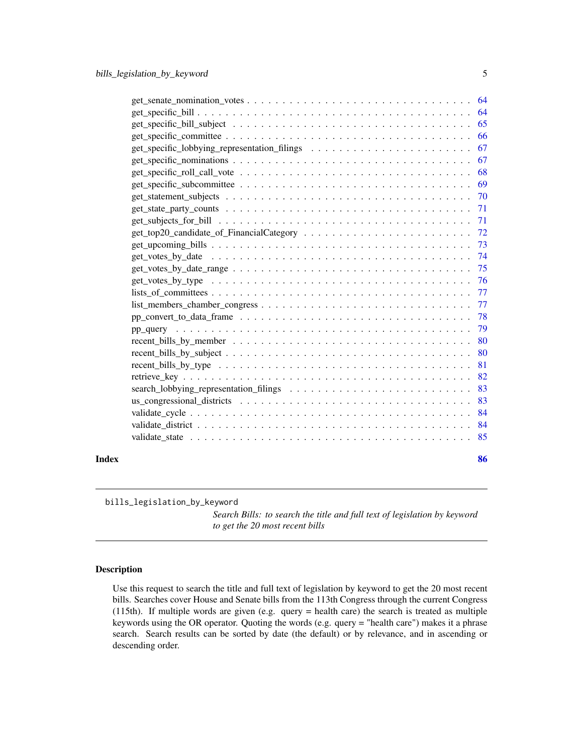get_senate_nomination_votes . . . . . . . . . . . . . . . . . . . . . . . . . . . . . . . 64
get_specific_bill . . . . . . . . . . . . . . . . . . . . . . . . . . . . . . . . . . . . 64
get_specific_bill_subject . . . . . . . . . . . . . . . . . . . . . . . . . . . . . . . . 65
get_specific_committee . . . . . . . . . . . . . . . . . . . . . . . . . . . . . . . . . 66
get_specific_lobbying_representation_filings . . . . . . . . . . . . . . . . . . . . . . 67
get_specific_nominations . . . . . . . . . . . . . . . . . . . . . . . . . . . . . . . . 67
get_specific_roll_call_vote . . . . . . . . . . . . . . . . . . . . . . . . . . . . . . . 68
get_specific_subcommittee . . . . . . . . . . . . . . . . . . . . . . . . . . . . . . . . 69
get_statement_subjects . . . . . . . . . . . . . . . . . . . . . . . . . . . . . . . . . 70
get_state_party_counts . . . . . . . . . . . . . . . . . . . . . . . . . . . . . . . . . 71
get_subjects_for_bill . . . . . . . . . . . . . . . . . . . . . . . . . . . . . . . . . . 71
get_top20_candidate_of_FinancialCategory . . . . . . . . . . . . . . . . . . . . . . . . 72
get_upcoming_bills . . . . . . . . . . . . . . . . . . . . . . . . . . . . . . . . . . . 73
get_votes_by_date . . . . . . . . . . . . . . . . . . . . . . . . . . . . . . . . . . . 74
get_votes_by_date_range . . . . . . . . . . . . . . . . . . . . . . . . . . . . . . . . 75
get_votes_by_type . . . . . . . . . . . . . . . . . . . . . . . . . . . . . . . . . . . 76
lists_of_committees . . . . . . . . . . . . . . . . . . . . . . . . . . . . . . . . . . 77
list_members_chamber_congress . . . . . . . . . . . . . . . . . . . . . . . . . . . . . 77
pp_convert_to_data_frame . . . . . . . . . . . . . . . . . . . . . . . . . . . . . . . . 78
pp_query . . . . . . . . . . . . . . . . . . . . . . . . . . . . . . . . . . . . . . . . 79
recent_bills_by_member . . . . . . . . . . . . . . . . . . . . . . . . . . . . . . . . . 80
recent_bills_by_subject . . . . . . . . . . . . . . . . . . . . . . . . . . . . . . . . . 80
recent_bills_by_type . . . . . . . . . . . . . . . . . . . . . . . . . . . . . . . . . . 81
retrieve_key . . . . . . . . . . . . . . . . . . . . . . . . . . . . . . . . . . . . . . 82
search_lobbying_representation_filings . . . . . . . . . . . . . . . . . . . . . . . . . 83
us_congressional_districts . . . . . . . . . . . . . . . . . . . . . . . . . . . . . . . 83
validate_cycle . . . . . . . . . . . . . . . . . . . . . . . . . . . . . . . . . . . . . 84
validate_district . . . . . . . . . . . . . . . . . . . . . . . . . . . . . . . . . . . . 84
validate_state . . . . . . . . . . . . . . . . . . . . . . . . . . . . . . . . . . . . . 85

**Index** **86**

---

bills_legislation_by_keyword

*Search Bills: to search the title and full text of legislation by keyword to get the 20 most recent bills*

---

## Description

Use this request to search the title and full text of legislation by keyword to get the 20 most recent bills. Searches cover House and Senate bills from the 113th Congress through the current Congress (115th). If multiple words are given (e.g. query = health care) the search is treated as multiple keywords using the OR operator. Quoting the words (e.g. query = "health care") makes it a phrase search. Search results can be sorted by date (the default) or by relevance, and in ascending or descending order.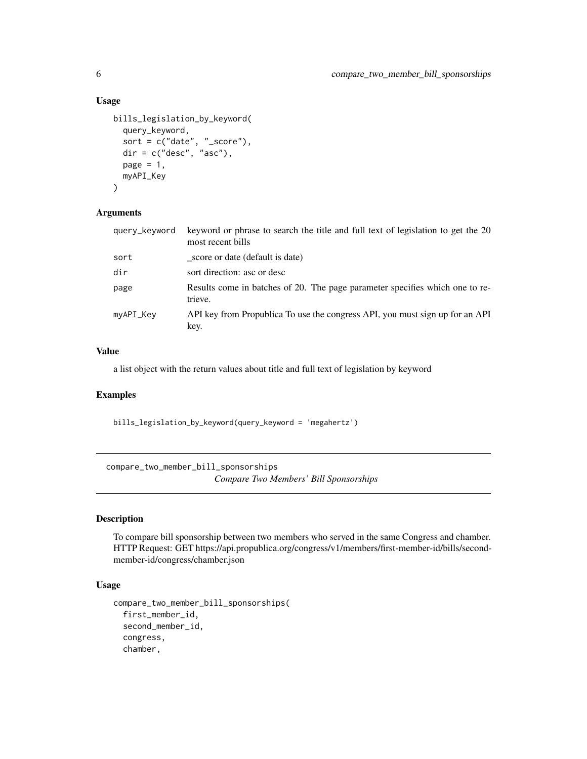### Usage

```
bills_legislation_by_keyword(
  query_keyword,
  sort = c("date", "_score"),
  dir = c("desc", "asc"),
  page = 1,
  myAPI_Key
)
```

### Arguments

| | |
|---|---|
| query_keyword | keyword or phrase to search the title and full text of legislation to get the 20 most recent bills |
| sort | _score or date (default is date) |
| dir | sort direction: asc or desc |
| page | Results come in batches of 20. The page parameter specifies which one to retrieve. |
| myAPI_Key | API key from Propublica To use the congress API, you must sign up for an API key. |

### Value

a list object with the return values about title and full text of legislation by keyword

### Examples

```
bills_legislation_by_keyword(query_keyword = 'megahertz')
```

---

## compare_two_member_bill_sponsorships    *Compare Two Members' Bill Sponsorships*

### Description

To compare bill sponsorship between two members who served in the same Congress and chamber. HTTP Request: GET https://api.propublica.org/congress/v1/members/first-member-id/bills/second-member-id/congress/chamber.json

### Usage

```
compare_two_member_bill_sponsorships(
  first_member_id,
  second_member_id,
  congress,
  chamber,
```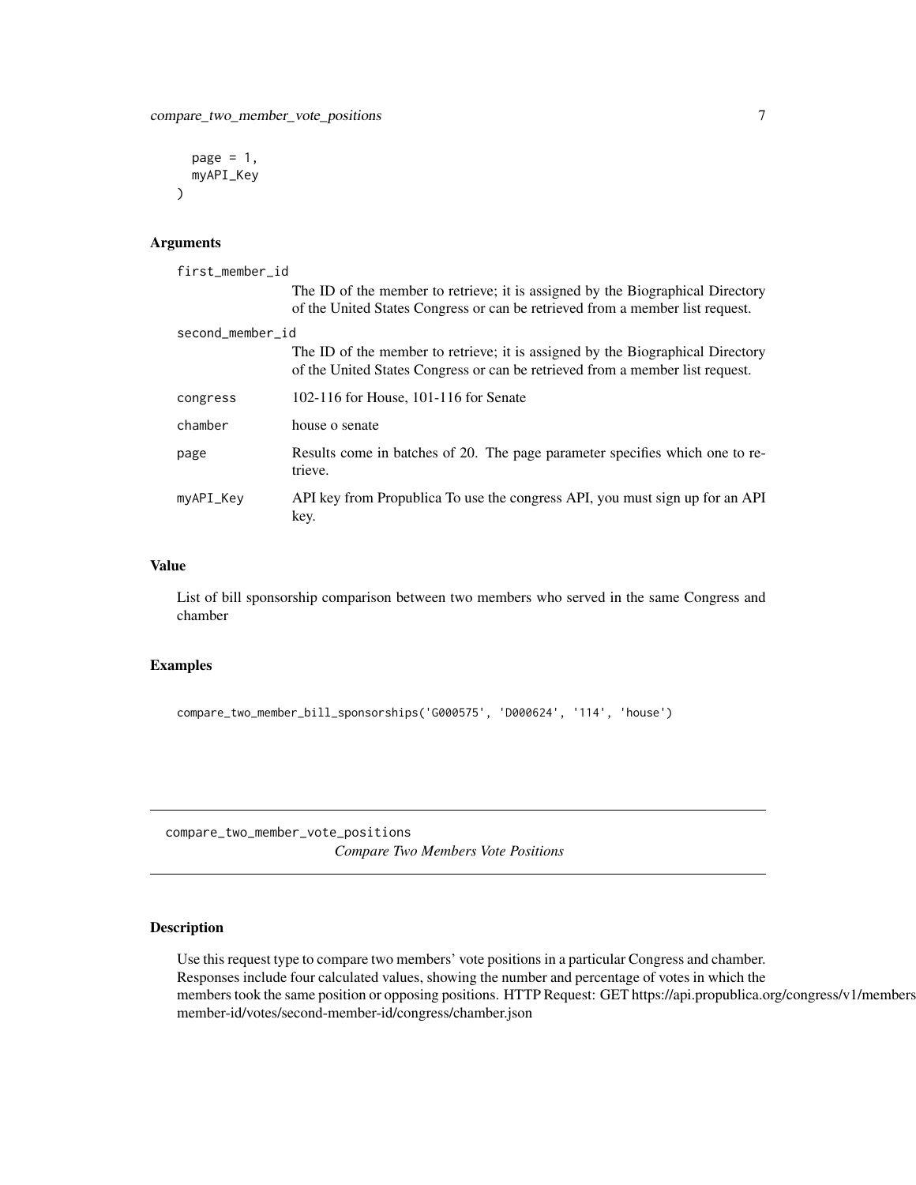```
  page = 1,
  myAPI_Key
)
```

### Arguments

| | |
|---|---|
| `first_member_id` | The ID of the member to retrieve; it is assigned by the Biographical Directory of the United States Congress or can be retrieved from a member list request. |
| `second_member_id` | The ID of the member to retrieve; it is assigned by the Biographical Directory of the United States Congress or can be retrieved from a member list request. |
| `congress` | 102-116 for House, 101-116 for Senate |
| `chamber` | house o senate |
| `page` | Results come in batches of 20. The page parameter specifies which one to retrieve. |
| `myAPI_Key` | API key from Propublica To use the congress API, you must sign up for an API key. |

### Value

List of bill sponsorship comparison between two members who served in the same Congress and chamber

### Examples

```
compare_two_member_bill_sponsorships('G000575', 'D000624', '114', 'house')
```

---

## compare_two_member_vote_positions

*Compare Two Members Vote Positions*

---

### Description

Use this request type to compare two members' vote positions in a particular Congress and chamber. Responses include four calculated values, showing the number and percentage of votes in which the members took the same position or opposing positions. HTTP Request: GET https://api.propublica.org/congress/v1/members/first-member-id/votes/second-member-id/congress/chamber.json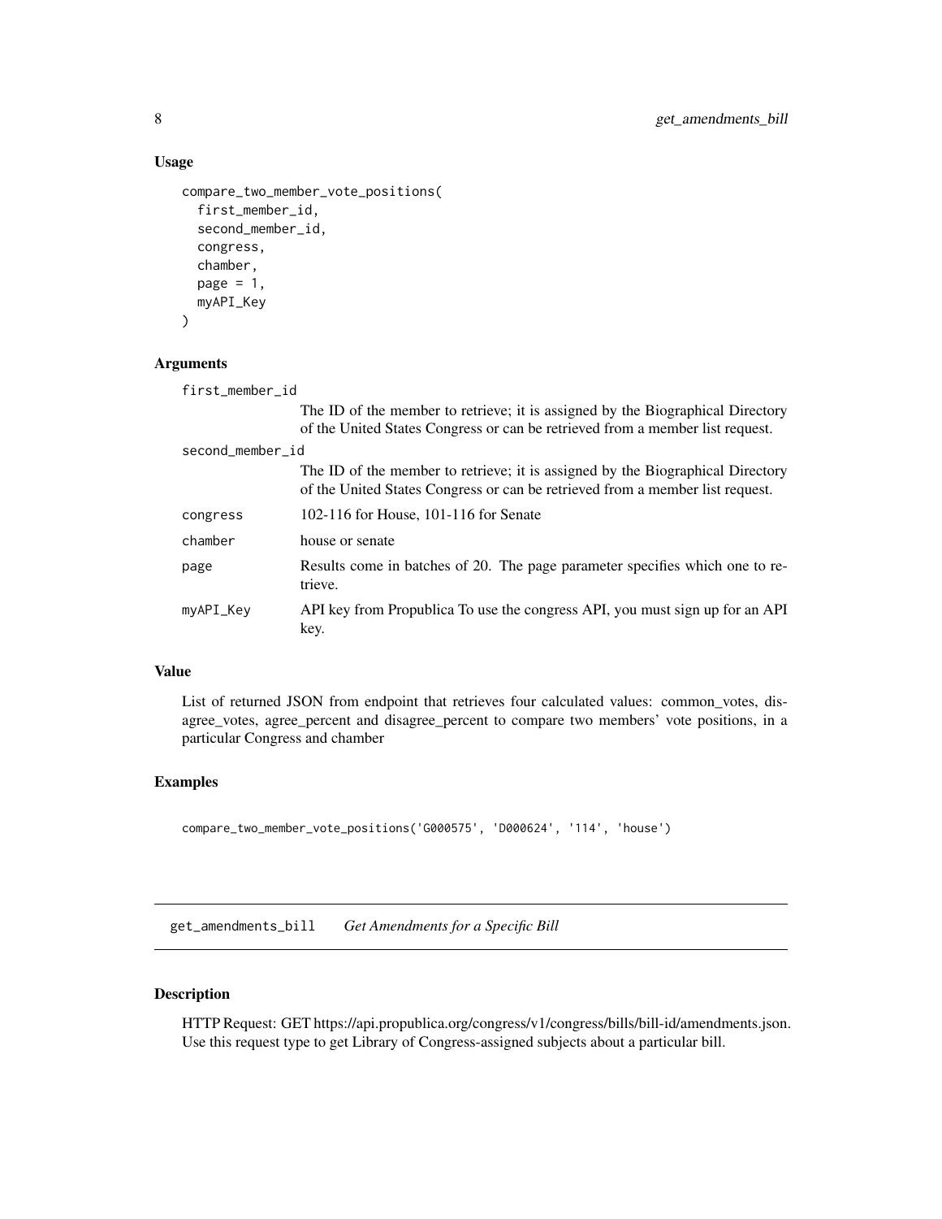### Usage

```
compare_two_member_vote_positions(
  first_member_id,
  second_member_id,
  congress,
  chamber,
  page = 1,
  myAPI_Key
)
```

### Arguments

| | |
|---|---|
| first_member_id | The ID of the member to retrieve; it is assigned by the Biographical Directory of the United States Congress or can be retrieved from a member list request. |
| second_member_id | The ID of the member to retrieve; it is assigned by the Biographical Directory of the United States Congress or can be retrieved from a member list request. |
| congress | 102-116 for House, 101-116 for Senate |
| chamber | house or senate |
| page | Results come in batches of 20. The page parameter specifies which one to retrieve. |
| myAPI_Key | API key from Propublica To use the congress API, you must sign up for an API key. |

### Value

List of returned JSON from endpoint that retrieves four calculated values: common_votes, disagree_votes, agree_percent and disagree_percent to compare two members' vote positions, in a particular Congress and chamber

### Examples

```
compare_two_member_vote_positions('G000575', 'D000624', '114', 'house')
```

---

## get_amendments_bill *Get Amendments for a Specific Bill*

### Description

HTTP Request: GET https://api.propublica.org/congress/v1/congress/bills/bill-id/amendments.json. Use this request type to get Library of Congress-assigned subjects about a particular bill.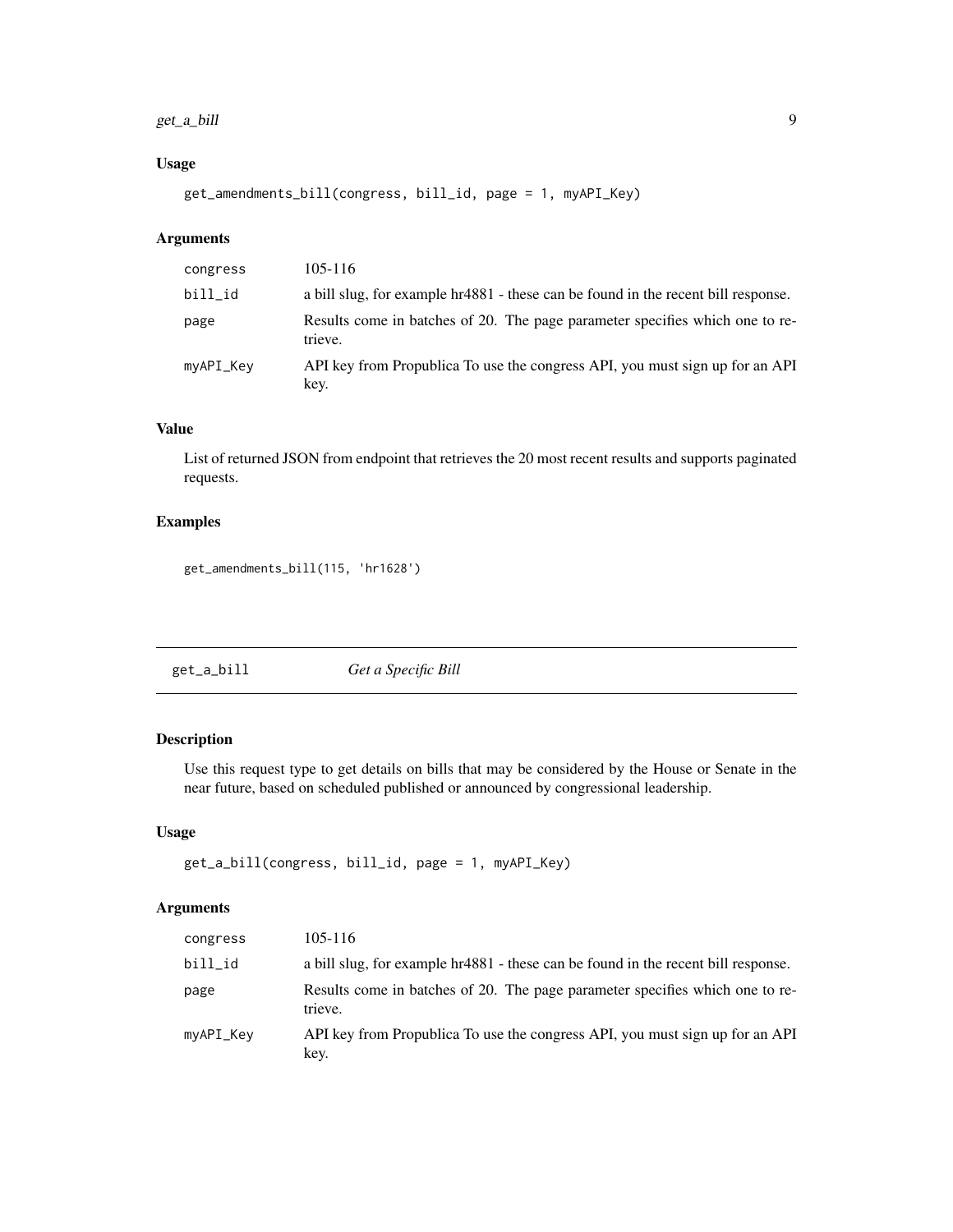### Usage

```
get_amendments_bill(congress, bill_id, page = 1, myAPI_Key)
```

### Arguments

| | |
|---|---|
| congress | 105-116 |
| bill_id | a bill slug, for example hr4881 - these can be found in the recent bill response. |
| page | Results come in batches of 20. The page parameter specifies which one to retrieve. |
| myAPI_Key | API key from Propublica To use the congress API, you must sign up for an API key. |

### Value

List of returned JSON from endpoint that retrieves the 20 most recent results and supports paginated requests.

### Examples

```
get_amendments_bill(115, 'hr1628')
```

---

## get_a_bill *Get a Specific Bill*

---

### Description

Use this request type to get details on bills that may be considered by the House or Senate in the near future, based on scheduled published or announced by congressional leadership.

### Usage

```
get_a_bill(congress, bill_id, page = 1, myAPI_Key)
```

### Arguments

| | |
|---|---|
| congress | 105-116 |
| bill_id | a bill slug, for example hr4881 - these can be found in the recent bill response. |
| page | Results come in batches of 20. The page parameter specifies which one to retrieve. |
| myAPI_Key | API key from Propublica To use the congress API, you must sign up for an API key. |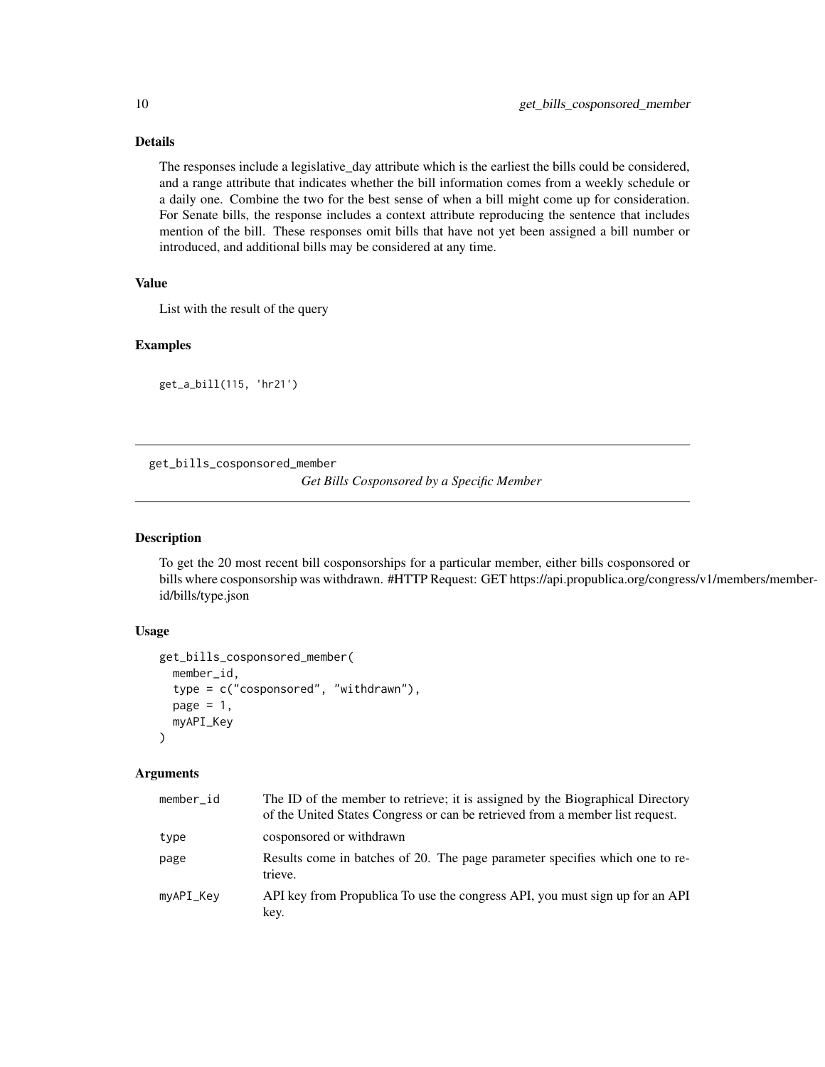### Details

The responses include a legislative_day attribute which is the earliest the bills could be considered, and a range attribute that indicates whether the bill information comes from a weekly schedule or a daily one. Combine the two for the best sense of when a bill might come up for consideration. For Senate bills, the response includes a context attribute reproducing the sentence that includes mention of the bill. These responses omit bills that have not yet been assigned a bill number or introduced, and additional bills may be considered at any time.

### Value

List with the result of the query

### Examples

```
get_a_bill(115, 'hr21')
```

---

## get_bills_cosponsored_member *Get Bills Cosponsored by a Specific Member*

---

### Description

To get the 20 most recent bill cosponsorships for a particular member, either bills cosponsored or bills where cosponsorship was withdrawn. #HTTP Request: GET https://api.propublica.org/congress/v1/members/member-id/bills/type.json

### Usage

```
get_bills_cosponsored_member(
  member_id,
  type = c("cosponsored", "withdrawn"),
  page = 1,
  myAPI_Key
)
```

### Arguments

| | |
|---|---|
| member_id | The ID of the member to retrieve; it is assigned by the Biographical Directory of the United States Congress or can be retrieved from a member list request. |
| type | cosponsored or withdrawn |
| page | Results come in batches of 20. The page parameter specifies which one to retrieve. |
| myAPI_Key | API key from Propublica To use the congress API, you must sign up for an API key. |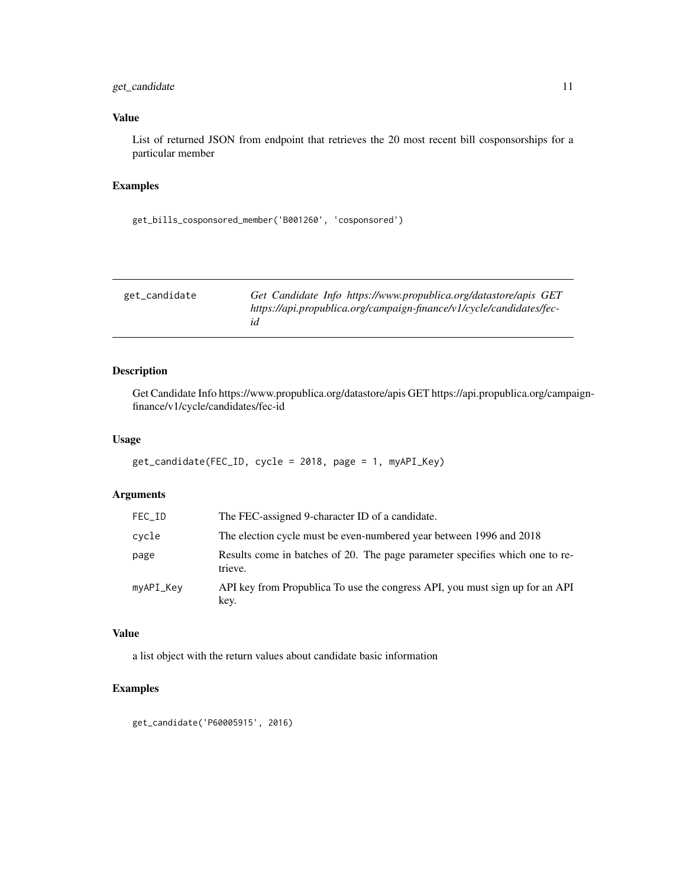### Value

List of returned JSON from endpoint that retrieves the 20 most recent bill cosponsorships for a particular member

### Examples

```
get_bills_cosponsored_member('B001260', 'cosponsored')
```

---

## get_candidate

*Get Candidate Info https://www.propublica.org/datastore/apis GET https://api.propublica.org/campaign-finance/v1/cycle/candidates/fec-id*

---

### Description

Get Candidate Info https://www.propublica.org/datastore/apis GET https://api.propublica.org/campaign-finance/v1/cycle/candidates/fec-id

### Usage

```
get_candidate(FEC_ID, cycle = 2018, page = 1, myAPI_Key)
```

### Arguments

| | |
|---|---|
| FEC_ID | The FEC-assigned 9-character ID of a candidate. |
| cycle | The election cycle must be even-numbered year between 1996 and 2018 |
| page | Results come in batches of 20. The page parameter specifies which one to retrieve. |
| myAPI_Key | API key from Propublica To use the congress API, you must sign up for an API key. |

### Value

a list object with the return values about candidate basic information

### Examples

```
get_candidate('P60005915', 2016)
```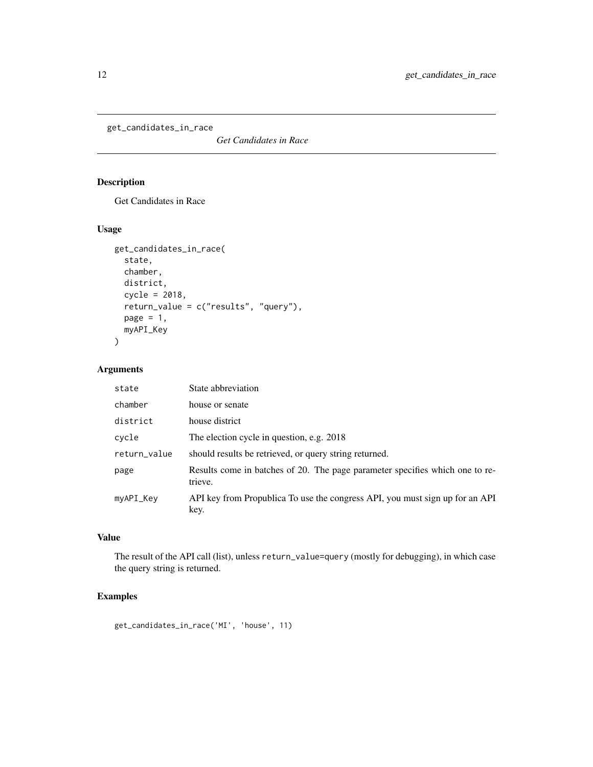```
get_candidates_in_race
```

*Get Candidates in Race*

## Description

Get Candidates in Race

## Usage

```
get_candidates_in_race(
  state,
  chamber,
  district,
  cycle = 2018,
  return_value = c("results", "query"),
  page = 1,
  myAPI_Key
)
```

## Arguments

| | |
|---|---|
| `state` | State abbreviation |
| `chamber` | house or senate |
| `district` | house district |
| `cycle` | The election cycle in question, e.g. 2018 |
| `return_value` | should results be retrieved, or query string returned. |
| `page` | Results come in batches of 20. The page parameter specifies which one to retrieve. |
| `myAPI_Key` | API key from Propublica To use the congress API, you must sign up for an API key. |

## Value

The result of the API call (list), unless `return_value=query` (mostly for debugging), in which case the query string is returned.

## Examples

```
get_candidates_in_race('MI', 'house', 11)
```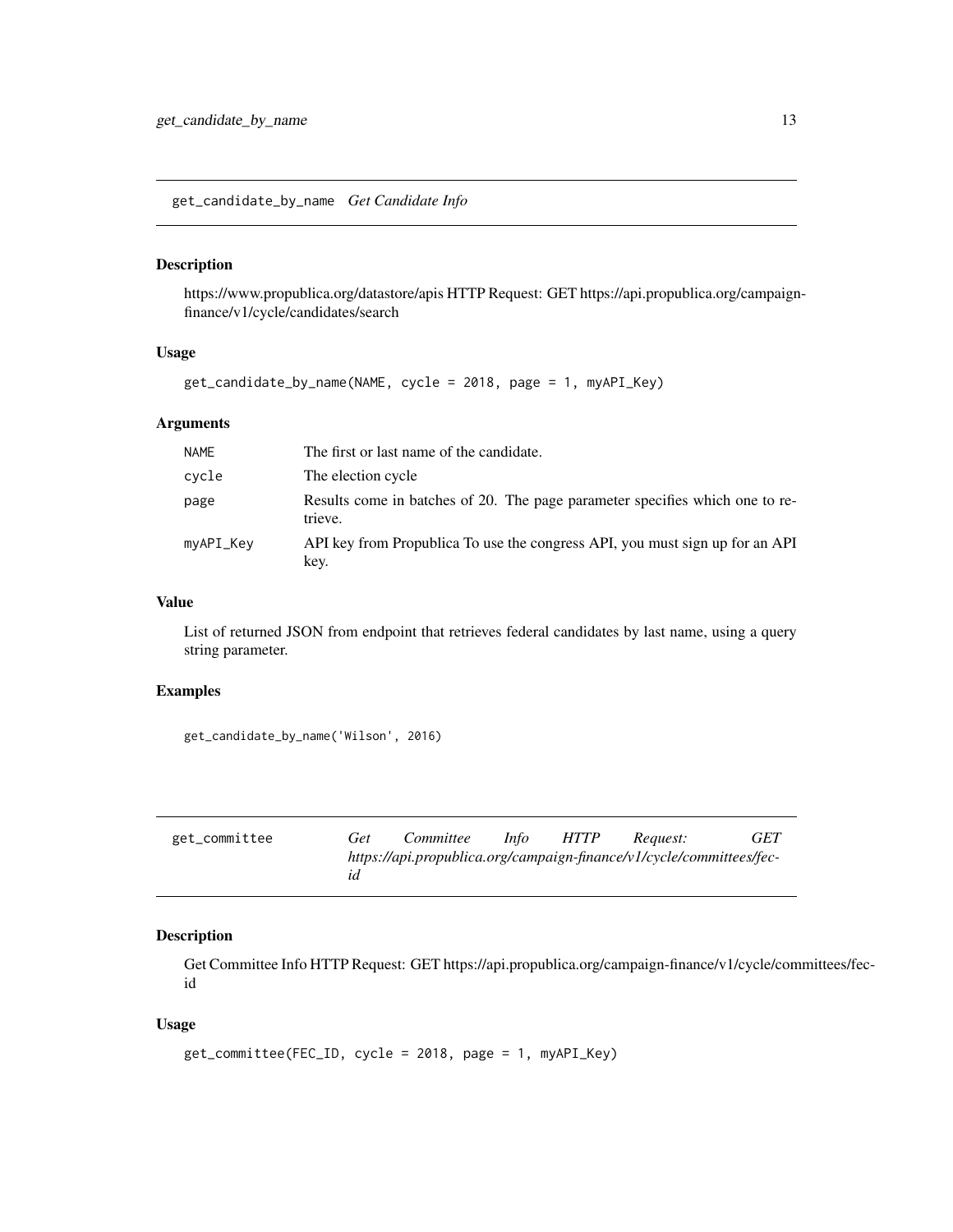## get_candidate_by_name *Get Candidate Info*

### Description

https://www.propublica.org/datastore/apis HTTP Request: GET https://api.propublica.org/campaign-finance/v1/cycle/candidates/search

### Usage

```
get_candidate_by_name(NAME, cycle = 2018, page = 1, myAPI_Key)
```

### Arguments

| | |
|---|---|
| NAME | The first or last name of the candidate. |
| cycle | The election cycle |
| page | Results come in batches of 20. The page parameter specifies which one to retrieve. |
| myAPI_Key | API key from Propublica To use the congress API, you must sign up for an API key. |

### Value

List of returned JSON from endpoint that retrieves federal candidates by last name, using a query string parameter.

### Examples

```
get_candidate_by_name('Wilson', 2016)
```

## get_committee *Get Committee Info HTTP Request: GET https://api.propublica.org/campaign-finance/v1/cycle/committees/fec-id*

### Description

Get Committee Info HTTP Request: GET https://api.propublica.org/campaign-finance/v1/cycle/committees/fec-id

### Usage

```
get_committee(FEC_ID, cycle = 2018, page = 1, myAPI_Key)
```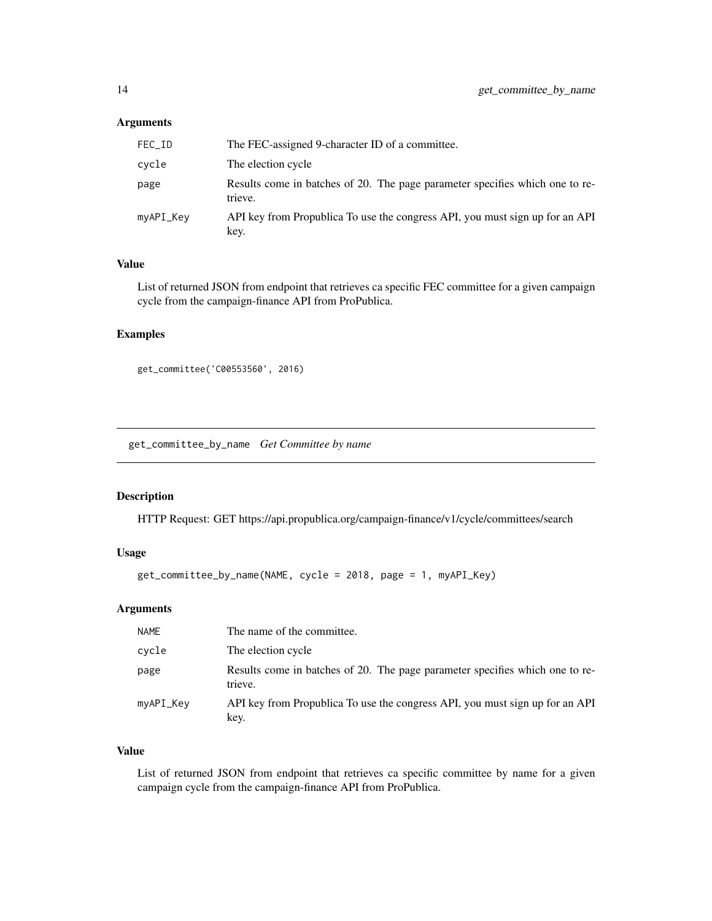### Arguments

| | |
|---|---|
| FEC_ID | The FEC-assigned 9-character ID of a committee. |
| cycle | The election cycle |
| page | Results come in batches of 20. The page parameter specifies which one to retrieve. |
| myAPI_Key | API key from Propublica To use the congress API, you must sign up for an API key. |

### Value

List of returned JSON from endpoint that retrieves ca specific FEC committee for a given campaign cycle from the campaign-finance API from ProPublica.

### Examples

```
get_committee('C00553560', 2016)
```

---

## get_committee_by_name *Get Committee by name*

### Description

HTTP Request: GET https://api.propublica.org/campaign-finance/v1/cycle/committees/search

### Usage

```
get_committee_by_name(NAME, cycle = 2018, page = 1, myAPI_Key)
```

### Arguments

| | |
|---|---|
| NAME | The name of the committee. |
| cycle | The election cycle |
| page | Results come in batches of 20. The page parameter specifies which one to retrieve. |
| myAPI_Key | API key from Propublica To use the congress API, you must sign up for an API key. |

### Value

List of returned JSON from endpoint that retrieves ca specific committee by name for a given campaign cycle from the campaign-finance API from ProPublica.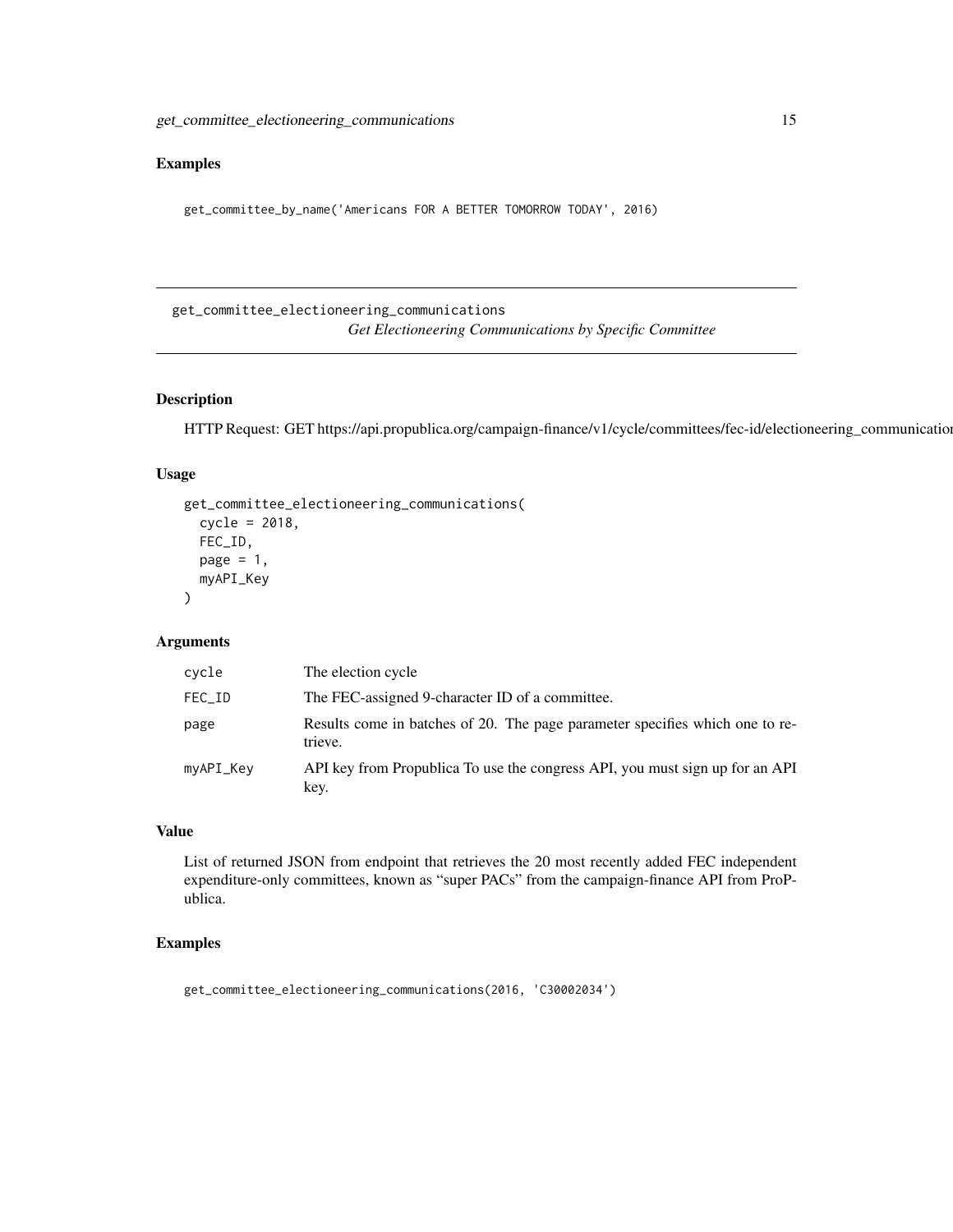## Examples

```
get_committee_by_name('Americans FOR A BETTER TOMORROW TODAY', 2016)
```

---

## get_committee_electioneering_communications

*Get Electioneering Communications by Specific Committee*

---

### Description

HTTP Request: GET https://api.propublica.org/campaign-finance/v1/cycle/committees/fec-id/electioneering_communicatio

### Usage

```
get_committee_electioneering_communications(
  cycle = 2018,
  FEC_ID,
  page = 1,
  myAPI_Key
)
```

### Arguments

| | |
|---|---|
| cycle | The election cycle |
| FEC_ID | The FEC-assigned 9-character ID of a committee. |
| page | Results come in batches of 20. The page parameter specifies which one to retrieve. |
| myAPI_Key | API key from Propublica To use the congress API, you must sign up for an API key. |

### Value

List of returned JSON from endpoint that retrieves the 20 most recently added FEC independent expenditure-only committees, known as "super PACs" from the campaign-finance API from ProPublica.

### Examples

```
get_committee_electioneering_communications(2016, 'C30002034')
```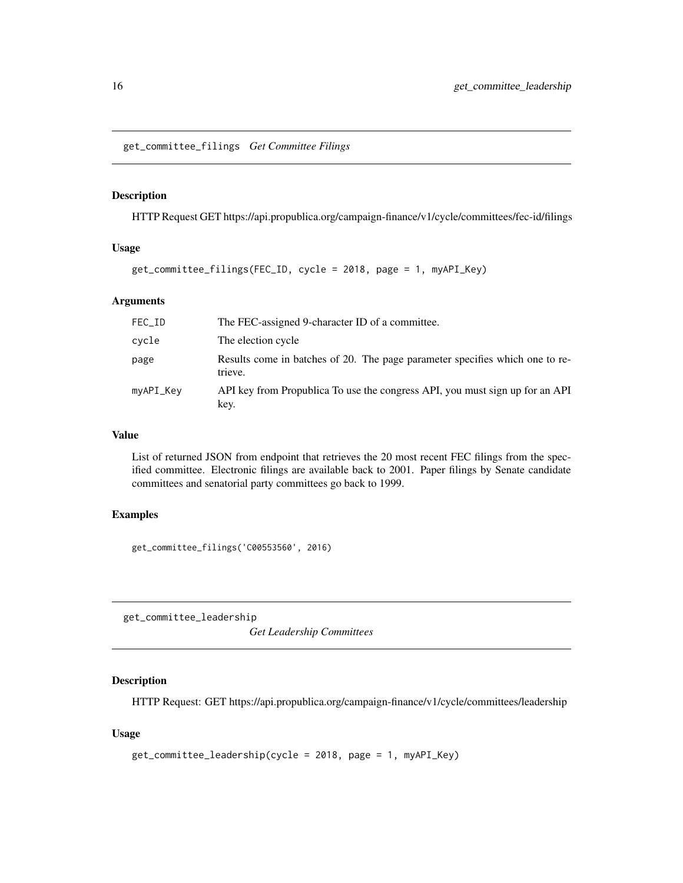## get_committee_filings *Get Committee Filings*

### Description

HTTP Request GET https://api.propublica.org/campaign-finance/v1/cycle/committees/fec-id/filings

### Usage

```
get_committee_filings(FEC_ID, cycle = 2018, page = 1, myAPI_Key)
```

### Arguments

| | |
|---|---|
| FEC_ID | The FEC-assigned 9-character ID of a committee. |
| cycle | The election cycle |
| page | Results come in batches of 20. The page parameter specifies which one to retrieve. |
| myAPI_Key | API key from Propublica To use the congress API, you must sign up for an API key. |

### Value

List of returned JSON from endpoint that retrieves the 20 most recent FEC filings from the specified committee. Electronic filings are available back to 2001. Paper filings by Senate candidate committees and senatorial party committees go back to 1999.

### Examples

```
get_committee_filings('C00553560', 2016)
```

## get_committee_leadership *Get Leadership Committees*

### Description

HTTP Request: GET https://api.propublica.org/campaign-finance/v1/cycle/committees/leadership

### Usage

```
get_committee_leadership(cycle = 2018, page = 1, myAPI_Key)
```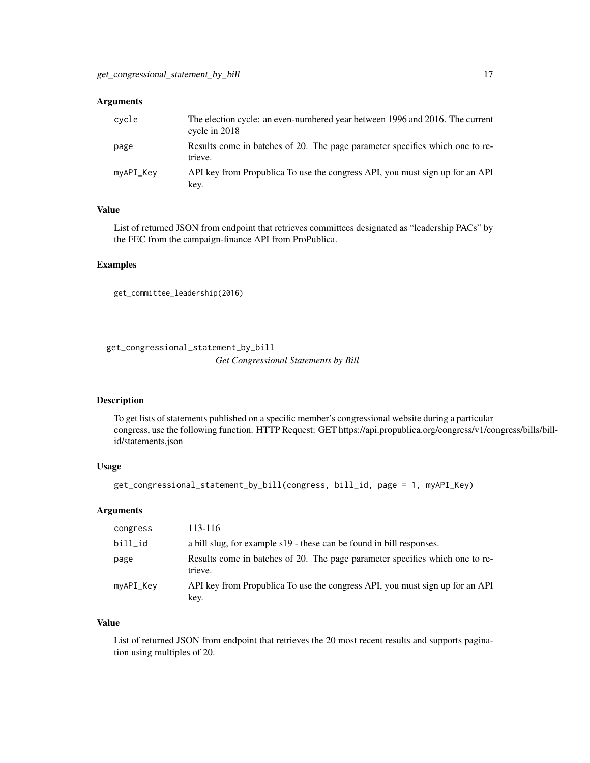### Arguments

| | |
|---|---|
| cycle | The election cycle: an even-numbered year between 1996 and 2016. The current cycle in 2018 |
| page | Results come in batches of 20. The page parameter specifies which one to retrieve. |
| myAPI_Key | API key from Propublica To use the congress API, you must sign up for an API key. |

### Value

List of returned JSON from endpoint that retrieves committees designated as "leadership PACs" by the FEC from the campaign-finance API from ProPublica.

### Examples

```
get_committee_leadership(2016)
```

---

## get_congressional_statement_by_bill

*Get Congressional Statements by Bill*

### Description

To get lists of statements published on a specific member's congressional website during a particular congress, use the following function. HTTP Request: GET https://api.propublica.org/congress/v1/congress/bills/bill-id/statements.json

### Usage

```
get_congressional_statement_by_bill(congress, bill_id, page = 1, myAPI_Key)
```

### Arguments

| | |
|---|---|
| congress | 113-116 |
| bill_id | a bill slug, for example s19 - these can be found in bill responses. |
| page | Results come in batches of 20. The page parameter specifies which one to retrieve. |
| myAPI_Key | API key from Propublica To use the congress API, you must sign up for an API key. |

### Value

List of returned JSON from endpoint that retrieves the 20 most recent results and supports pagination using multiples of 20.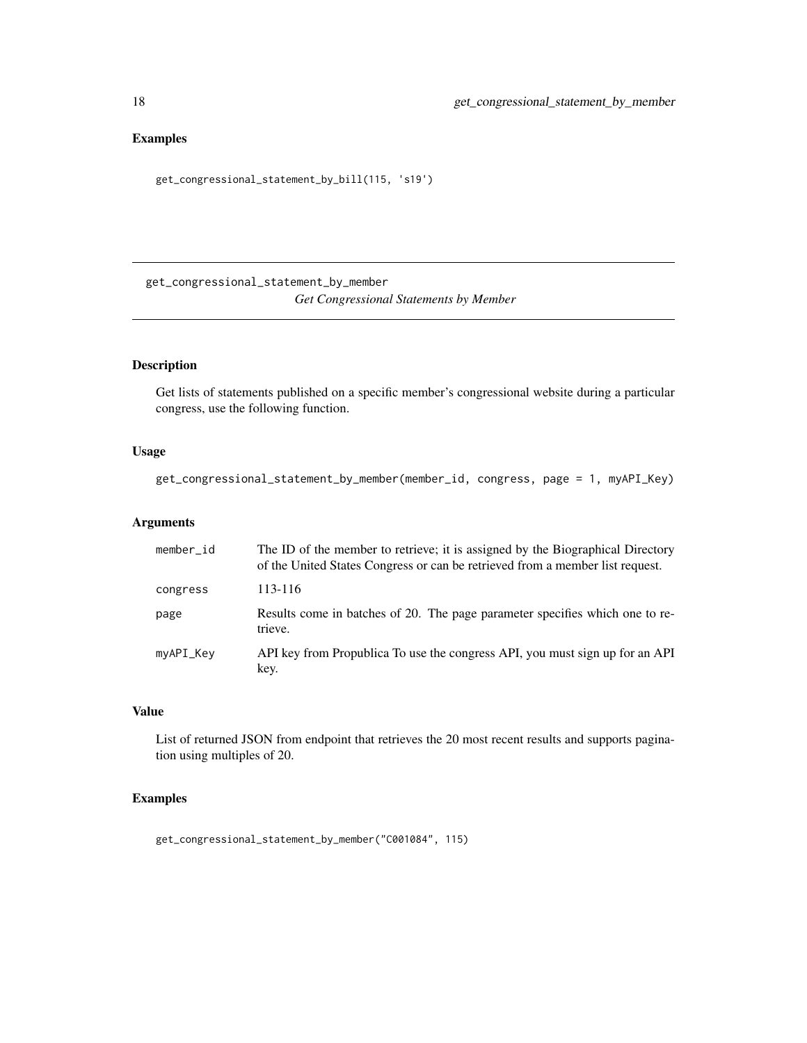## Examples

```
get_congressional_statement_by_bill(115, 's19')
```

---

# get_congressional_statement_by_member

*Get Congressional Statements by Member*

---

## Description

Get lists of statements published on a specific member's congressional website during a particular congress, use the following function.

## Usage

```
get_congressional_statement_by_member(member_id, congress, page = 1, myAPI_Key)
```

## Arguments

| | |
|---|---|
| member_id | The ID of the member to retrieve; it is assigned by the Biographical Directory of the United States Congress or can be retrieved from a member list request. |
| congress | 113-116 |
| page | Results come in batches of 20. The page parameter specifies which one to retrieve. |
| myAPI_Key | API key from Propublica To use the congress API, you must sign up for an API key. |

## Value

List of returned JSON from endpoint that retrieves the 20 most recent results and supports pagination using multiples of 20.

## Examples

```
get_congressional_statement_by_member("C001084", 115)
```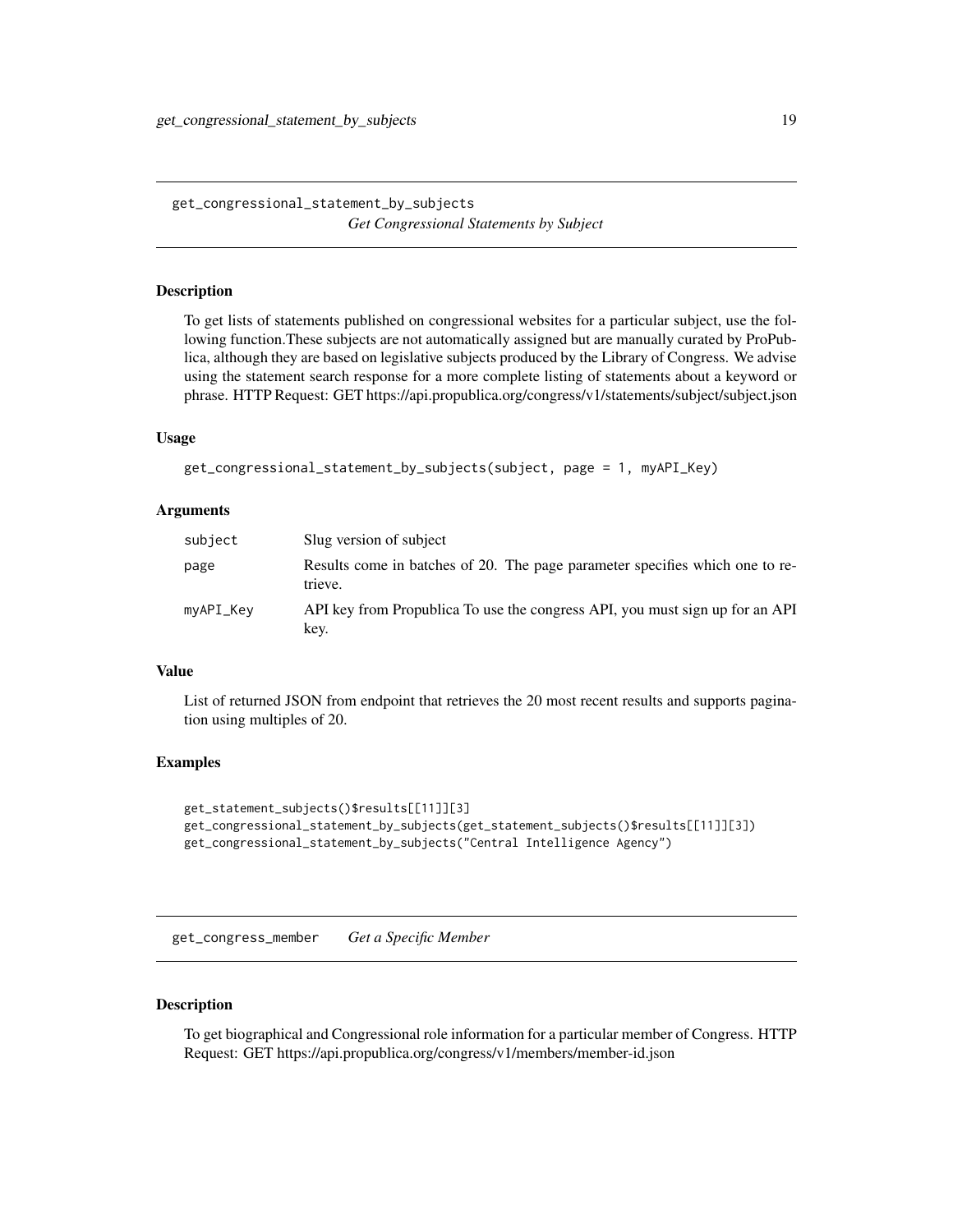## get_congressional_statement_by_subjects

*Get Congressional Statements by Subject*

### Description

To get lists of statements published on congressional websites for a particular subject, use the following function.These subjects are not automatically assigned but are manually curated by ProPublica, although they are based on legislative subjects produced by the Library of Congress. We advise using the statement search response for a more complete listing of statements about a keyword or phrase. HTTP Request: GET https://api.propublica.org/congress/v1/statements/subject/subject.json

### Usage

```
get_congressional_statement_by_subjects(subject, page = 1, myAPI_Key)
```

### Arguments

| | |
|---|---|
| subject | Slug version of subject |
| page | Results come in batches of 20. The page parameter specifies which one to retrieve. |
| myAPI_Key | API key from Propublica To use the congress API, you must sign up for an API key. |

### Value

List of returned JSON from endpoint that retrieves the 20 most recent results and supports pagination using multiples of 20.

### Examples

```
get_statement_subjects()$results[[11]][3]
get_congressional_statement_by_subjects(get_statement_subjects()$results[[11]][3])
get_congressional_statement_by_subjects("Central Intelligence Agency")
```

## get_congress_member

*Get a Specific Member*

### Description

To get biographical and Congressional role information for a particular member of Congress. HTTP Request: GET https://api.propublica.org/congress/v1/members/member-id.json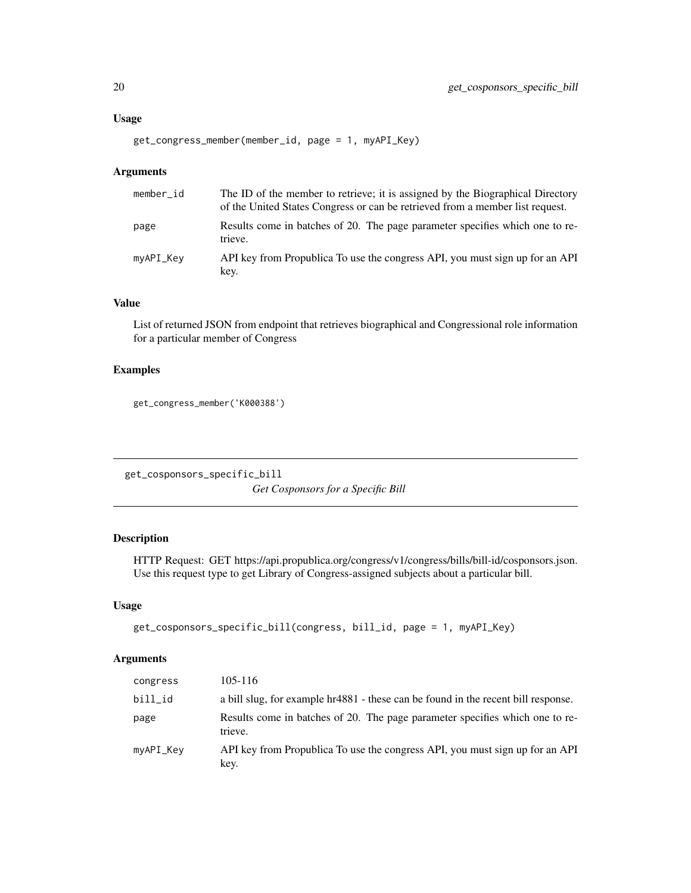### Usage

```
get_congress_member(member_id, page = 1, myAPI_Key)
```

### Arguments

| | |
|---|---|
| member_id | The ID of the member to retrieve; it is assigned by the Biographical Directory of the United States Congress or can be retrieved from a member list request. |
| page | Results come in batches of 20. The page parameter specifies which one to retrieve. |
| myAPI_Key | API key from Propublica To use the congress API, you must sign up for an API key. |

### Value

List of returned JSON from endpoint that retrieves biographical and Congressional role information for a particular member of Congress

### Examples

```
get_congress_member('K000388')
```

## get_cosponsors_specific_bill

*Get Cosponsors for a Specific Bill*

### Description

HTTP Request: GET https://api.propublica.org/congress/v1/congress/bills/bill-id/cosponsors.json. Use this request type to get Library of Congress-assigned subjects about a particular bill.

### Usage

```
get_cosponsors_specific_bill(congress, bill_id, page = 1, myAPI_Key)
```

### Arguments

| | |
|---|---|
| congress | 105-116 |
| bill_id | a bill slug, for example hr4881 - these can be found in the recent bill response. |
| page | Results come in batches of 20. The page parameter specifies which one to retrieve. |
| myAPI_Key | API key from Propublica To use the congress API, you must sign up for an API key. |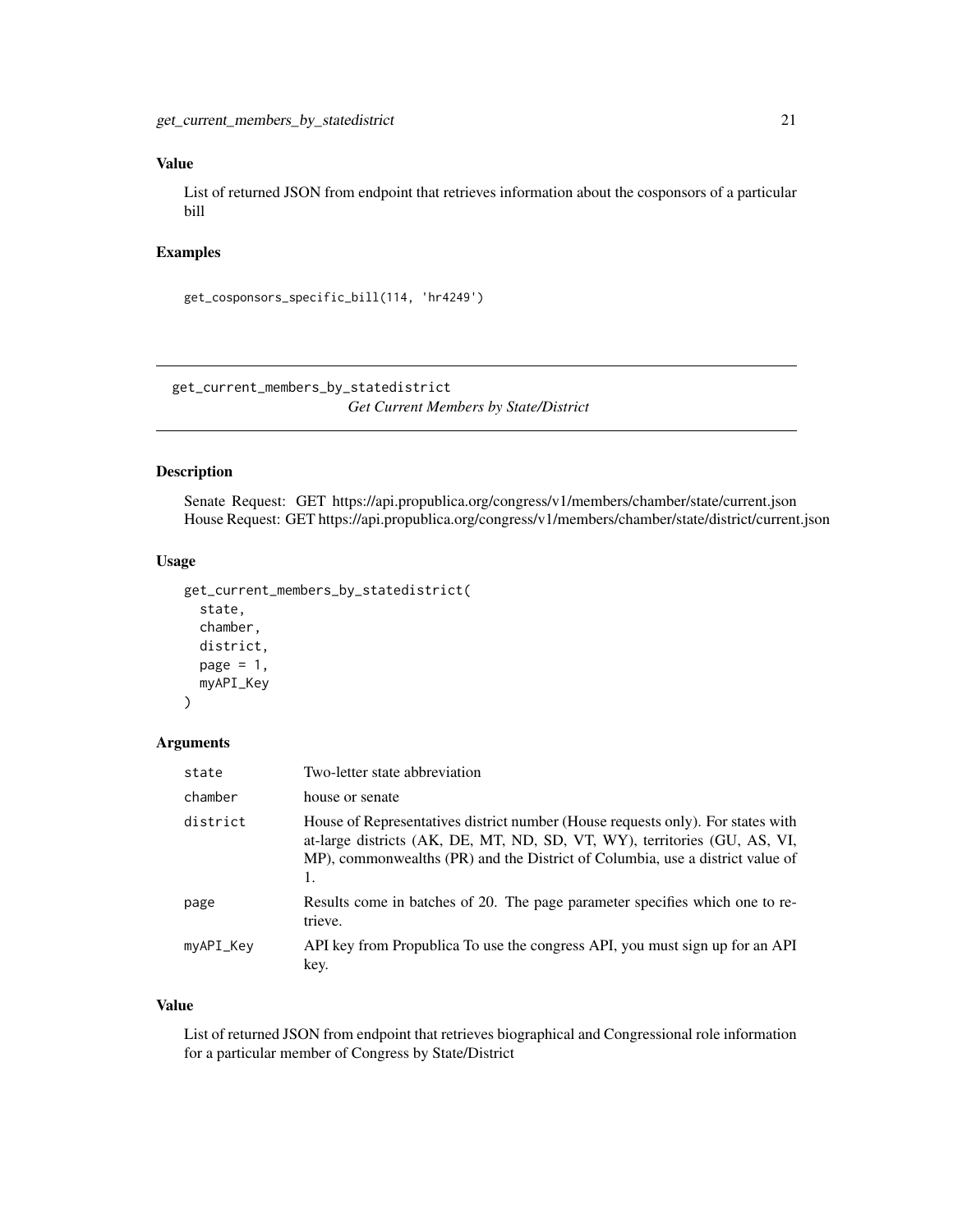### Value

List of returned JSON from endpoint that retrieves information about the cosponsors of a particular bill

### Examples

```
get_cosponsors_specific_bill(114, 'hr4249')
```

---

## get_current_members_by_statedistrict

*Get Current Members by State/District*

---

### Description

Senate Request: GET https://api.propublica.org/congress/v1/members/chamber/state/current.json
House Request: GET https://api.propublica.org/congress/v1/members/chamber/state/district/current.json

### Usage

```
get_current_members_by_statedistrict(
  state,
  chamber,
  district,
  page = 1,
  myAPI_Key
)
```

### Arguments

| | |
|---|---|
| state | Two-letter state abbreviation |
| chamber | house or senate |
| district | House of Representatives district number (House requests only). For states with at-large districts (AK, DE, MT, ND, SD, VT, WY), territories (GU, AS, VI, MP), commonwealths (PR) and the District of Columbia, use a district value of 1. |
| page | Results come in batches of 20. The page parameter specifies which one to retrieve. |
| myAPI_Key | API key from Propublica To use the congress API, you must sign up for an API key. |

### Value

List of returned JSON from endpoint that retrieves biographical and Congressional role information for a particular member of Congress by State/District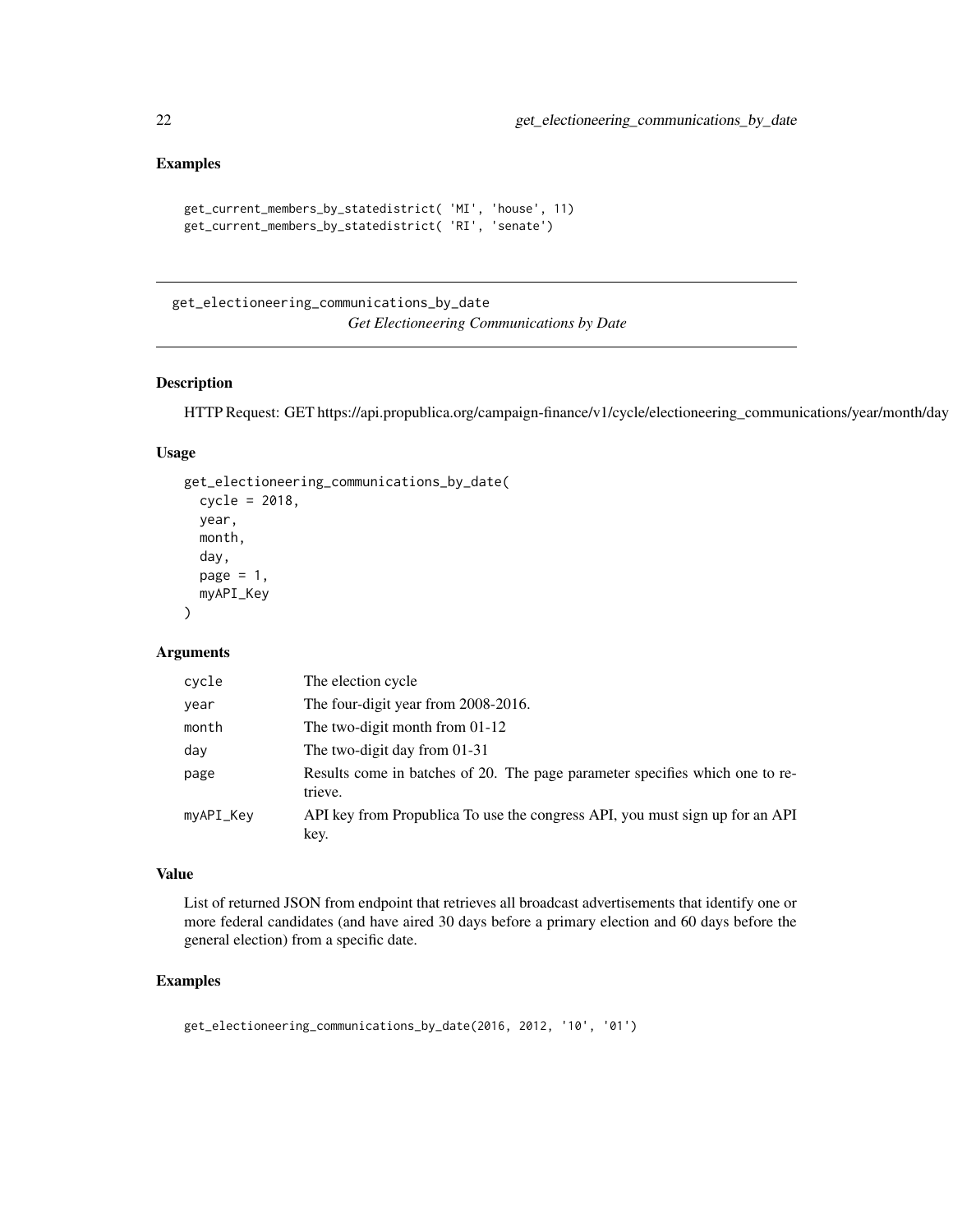## Examples

```
get_current_members_by_statedistrict( 'MI', 'house', 11)
get_current_members_by_statedistrict( 'RI', 'senate')
```

---

## get_electioneering_communications_by_date

*Get Electioneering Communications by Date*

---

### Description

HTTP Request: GET https://api.propublica.org/campaign-finance/v1/cycle/electioneering_communications/year/month/day

### Usage

```
get_electioneering_communications_by_date(
  cycle = 2018,
  year,
  month,
  day,
  page = 1,
  myAPI_Key
)
```

### Arguments

| | |
|---|---|
| cycle | The election cycle |
| year | The four-digit year from 2008-2016. |
| month | The two-digit month from 01-12 |
| day | The two-digit day from 01-31 |
| page | Results come in batches of 20. The page parameter specifies which one to retrieve. |
| myAPI_Key | API key from Propublica To use the congress API, you must sign up for an API key. |

### Value

List of returned JSON from endpoint that retrieves all broadcast advertisements that identify one or more federal candidates (and have aired 30 days before a primary election and 60 days before the general election) from a specific date.

### Examples

```
get_electioneering_communications_by_date(2016, 2012, '10', '01')
```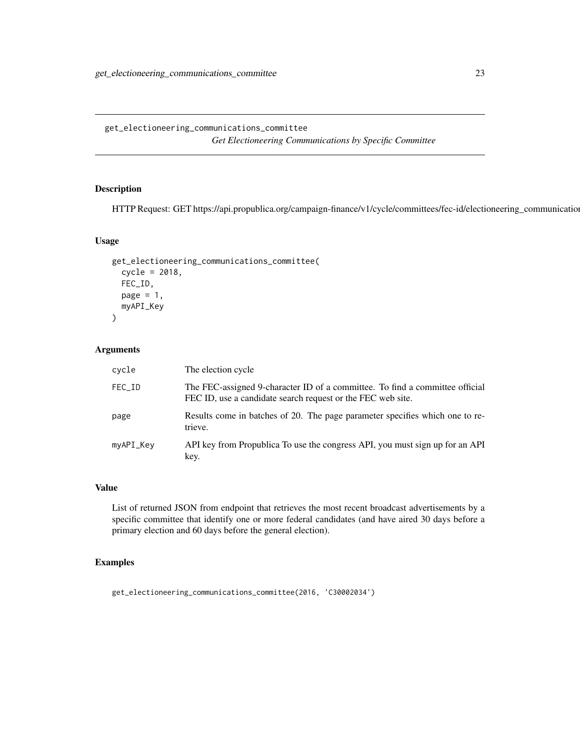## get_electioneering_communications_committee

*Get Electioneering Communications by Specific Committee*

### Description

HTTP Request: GET https://api.propublica.org/campaign-finance/v1/cycle/committees/fec-id/electioneering_communicatio

### Usage

```
get_electioneering_communications_committee(
  cycle = 2018,
  FEC_ID,
  page = 1,
  myAPI_Key
)
```

### Arguments

| | |
|---|---|
| cycle | The election cycle |
| FEC_ID | The FEC-assigned 9-character ID of a committee. To find a committee official FEC ID, use a candidate search request or the FEC web site. |
| page | Results come in batches of 20. The page parameter specifies which one to retrieve. |
| myAPI_Key | API key from Propublica To use the congress API, you must sign up for an API key. |

### Value

List of returned JSON from endpoint that retrieves the most recent broadcast advertisements by a specific committee that identify one or more federal candidates (and have aired 30 days before a primary election and 60 days before the general election).

### Examples

```
get_electioneering_communications_committee(2016, 'C30002034')
```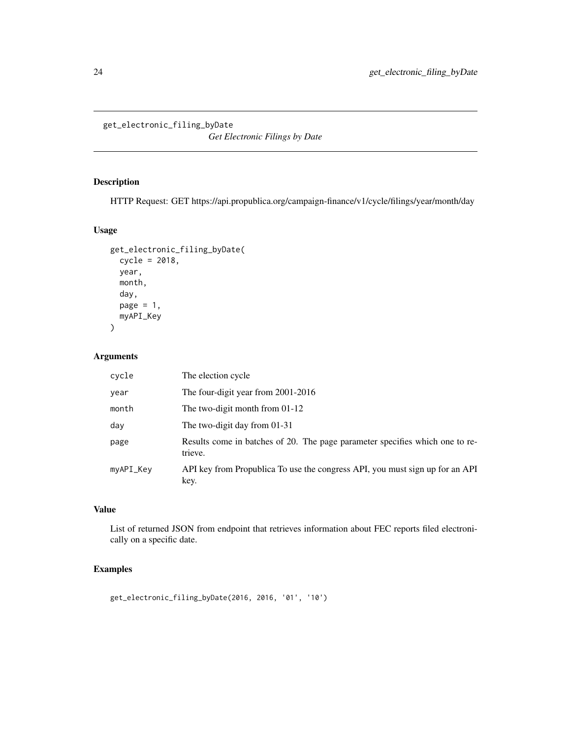# get_electronic_filing_byDate

*Get Electronic Filings by Date*

## Description

HTTP Request: GET https://api.propublica.org/campaign-finance/v1/cycle/filings/year/month/day

## Usage

```
get_electronic_filing_byDate(
  cycle = 2018,
  year,
  month,
  day,
  page = 1,
  myAPI_Key
)
```

## Arguments

| | |
|---|---|
| cycle | The election cycle |
| year | The four-digit year from 2001-2016 |
| month | The two-digit month from 01-12 |
| day | The two-digit day from 01-31 |
| page | Results come in batches of 20. The page parameter specifies which one to retrieve. |
| myAPI_Key | API key from Propublica To use the congress API, you must sign up for an API key. |

## Value

List of returned JSON from endpoint that retrieves information about FEC reports filed electronically on a specific date.

## Examples

```
get_electronic_filing_byDate(2016, 2016, '01', '10')
```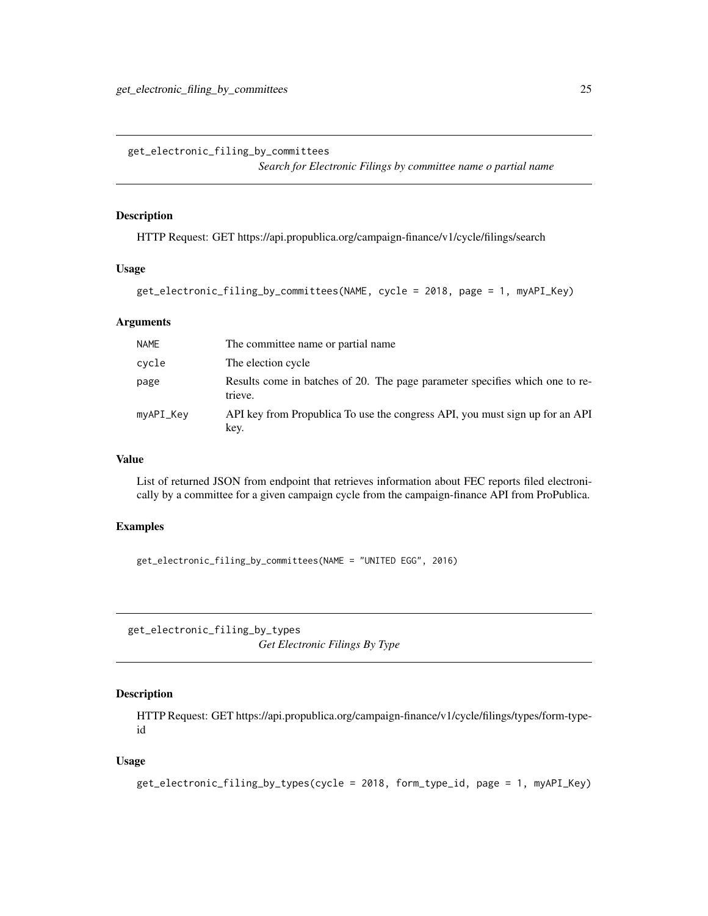## get_electronic_filing_by_committees

*Search for Electronic Filings by committee name o partial name*

### Description

HTTP Request: GET https://api.propublica.org/campaign-finance/v1/cycle/filings/search

### Usage

```
get_electronic_filing_by_committees(NAME, cycle = 2018, page = 1, myAPI_Key)
```

### Arguments

| | |
|---|---|
| `NAME` | The committee name or partial name |
| `cycle` | The election cycle |
| `page` | Results come in batches of 20. The page parameter specifies which one to retrieve. |
| `myAPI_Key` | API key from Propublica To use the congress API, you must sign up for an API key. |

### Value

List of returned JSON from endpoint that retrieves information about FEC reports filed electronically by a committee for a given campaign cycle from the campaign-finance API from ProPublica.

### Examples

```
get_electronic_filing_by_committees(NAME = "UNITED EGG", 2016)
```

## get_electronic_filing_by_types

*Get Electronic Filings By Type*

### Description

HTTP Request: GET https://api.propublica.org/campaign-finance/v1/cycle/filings/types/form-type-id

### Usage

```
get_electronic_filing_by_types(cycle = 2018, form_type_id, page = 1, myAPI_Key)
```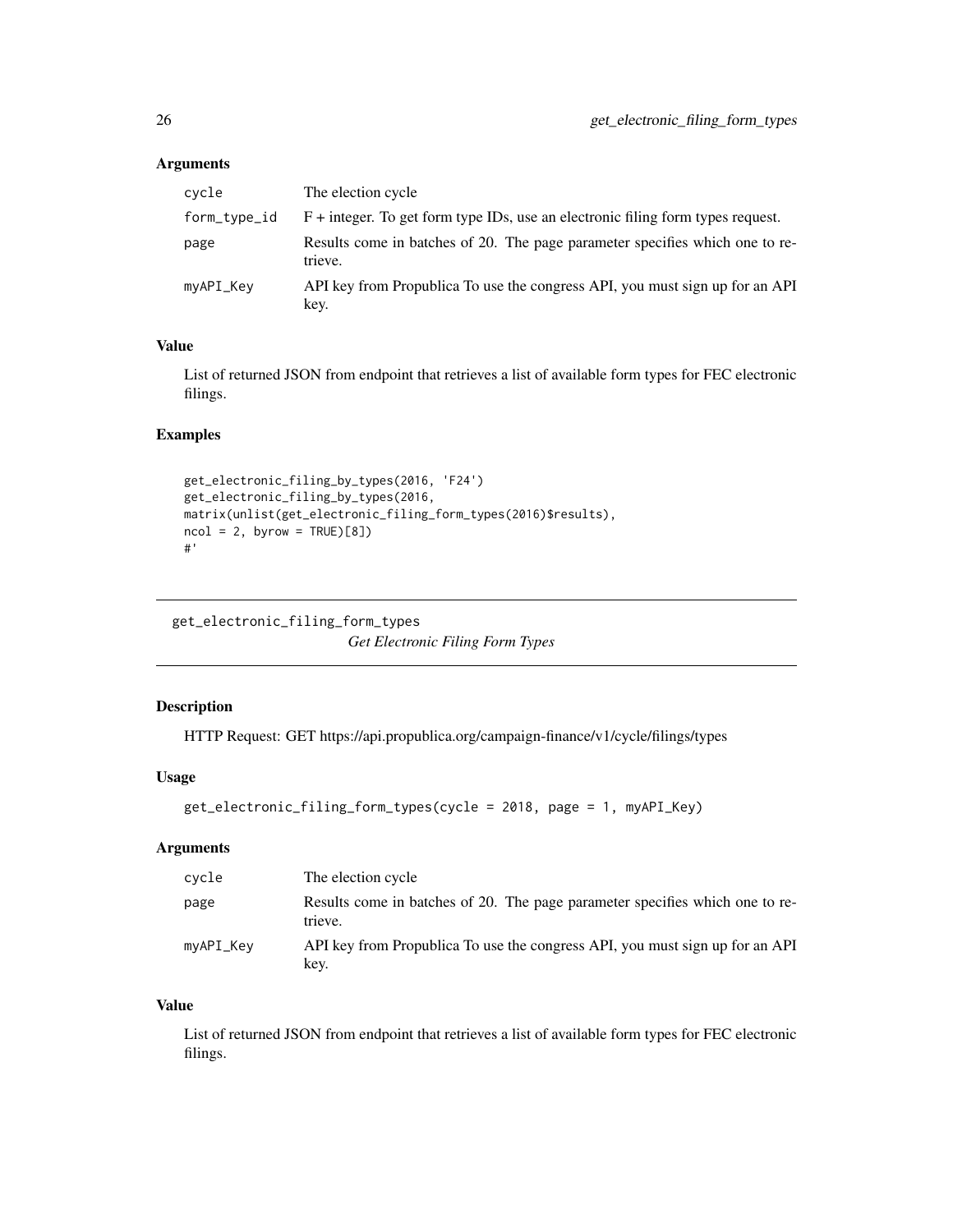### Arguments

| | |
|---|---|
| cycle | The election cycle |
| form_type_id | F + integer. To get form type IDs, use an electronic filing form types request. |
| page | Results come in batches of 20. The page parameter specifies which one to retrieve. |
| myAPI_Key | API key from Propublica To use the congress API, you must sign up for an API key. |

### Value

List of returned JSON from endpoint that retrieves a list of available form types for FEC electronic filings.

### Examples

```
get_electronic_filing_by_types(2016, 'F24')
get_electronic_filing_by_types(2016,
matrix(unlist(get_electronic_filing_form_types(2016)$results),
ncol = 2, byrow = TRUE)[8])
#'
```

---

## get_electronic_filing_form_types

*Get Electronic Filing Form Types*

---

### Description

HTTP Request: GET https://api.propublica.org/campaign-finance/v1/cycle/filings/types

### Usage

```
get_electronic_filing_form_types(cycle = 2018, page = 1, myAPI_Key)
```

### Arguments

| | |
|---|---|
| cycle | The election cycle |
| page | Results come in batches of 20. The page parameter specifies which one to retrieve. |
| myAPI_Key | API key from Propublica To use the congress API, you must sign up for an API key. |

### Value

List of returned JSON from endpoint that retrieves a list of available form types for FEC electronic filings.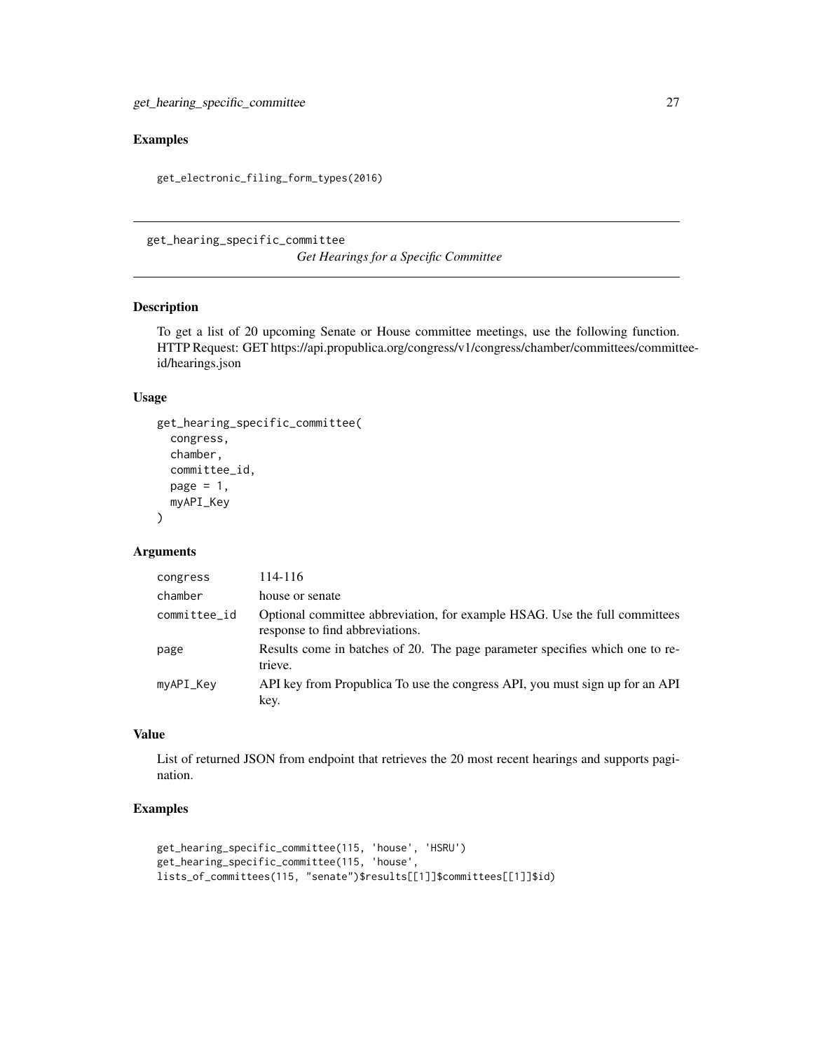## Examples

```
get_electronic_filing_form_types(2016)
```

---

## get_hearing_specific_committee

*Get Hearings for a Specific Committee*

### Description

To get a list of 20 upcoming Senate or House committee meetings, use the following function. HTTP Request: GET https://api.propublica.org/congress/v1/congress/chamber/committees/committee-id/hearings.json

### Usage

```
get_hearing_specific_committee(
  congress,
  chamber,
  committee_id,
  page = 1,
  myAPI_Key
)
```

### Arguments

| | |
|---|---|
| congress | 114-116 |
| chamber | house or senate |
| committee_id | Optional committee abbreviation, for example HSAG. Use the full committees response to find abbreviations. |
| page | Results come in batches of 20. The page parameter specifies which one to retrieve. |
| myAPI_Key | API key from Propublica To use the congress API, you must sign up for an API key. |

### Value

List of returned JSON from endpoint that retrieves the 20 most recent hearings and supports pagination.

### Examples

```
get_hearing_specific_committee(115, 'house', 'HSRU')
get_hearing_specific_committee(115, 'house',
lists_of_committees(115, "senate")$results[[1]]$committees[[1]]$id)
```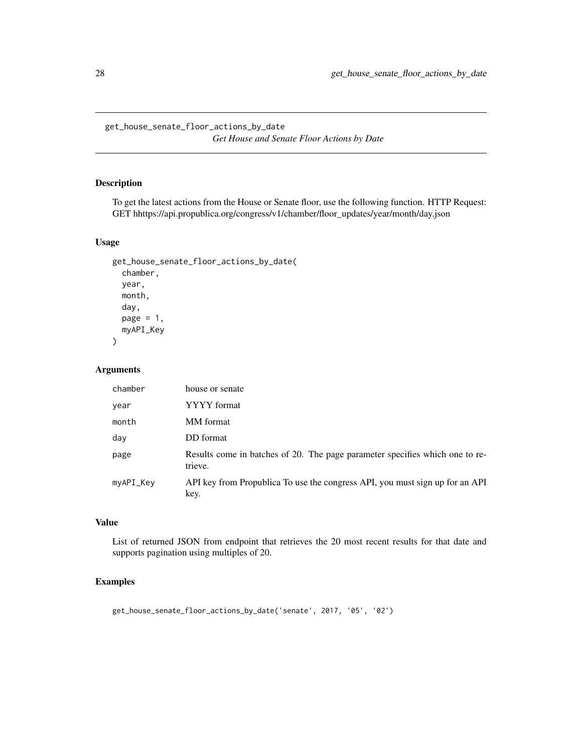get_house_senate_floor_actions_by_date
*Get House and Senate Floor Actions by Date*

## Description

To get the latest actions from the House or Senate floor, use the following function. HTTP Request: GET hhttps://api.propublica.org/congress/v1/chamber/floor_updates/year/month/day.json

## Usage

```
get_house_senate_floor_actions_by_date(
  chamber,
  year,
  month,
  day,
  page = 1,
  myAPI_Key
)
```

## Arguments

| | |
|---|---|
| chamber | house or senate |
| year | YYYY format |
| month | MM format |
| day | DD format |
| page | Results come in batches of 20. The page parameter specifies which one to retrieve. |
| myAPI_Key | API key from Propublica To use the congress API, you must sign up for an API key. |

## Value

List of returned JSON from endpoint that retrieves the 20 most recent results for that date and supports pagination using multiples of 20.

## Examples

```
get_house_senate_floor_actions_by_date('senate', 2017, '05', '02')
```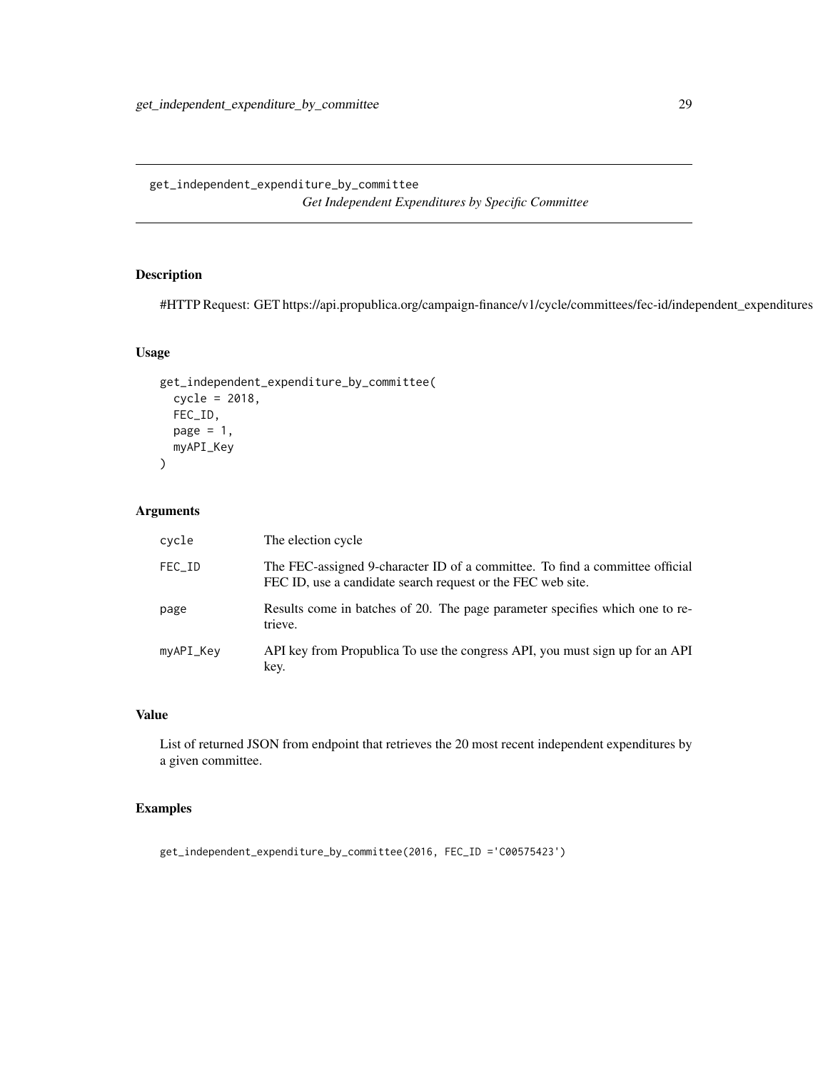## get_independent_expenditure_by_committee

*Get Independent Expenditures by Specific Committee*

### Description

#HTTP Request: GET https://api.propublica.org/campaign-finance/v1/cycle/committees/fec-id/independent_expenditures

### Usage

```
get_independent_expenditure_by_committee(
  cycle = 2018,
  FEC_ID,
  page = 1,
  myAPI_Key
)
```

### Arguments

| | |
|---|---|
| cycle | The election cycle |
| FEC_ID | The FEC-assigned 9-character ID of a committee. To find a committee official FEC ID, use a candidate search request or the FEC web site. |
| page | Results come in batches of 20. The page parameter specifies which one to retrieve. |
| myAPI_Key | API key from Propublica To use the congress API, you must sign up for an API key. |

### Value

List of returned JSON from endpoint that retrieves the 20 most recent independent expenditures by a given committee.

### Examples

```
get_independent_expenditure_by_committee(2016, FEC_ID ='C00575423')
```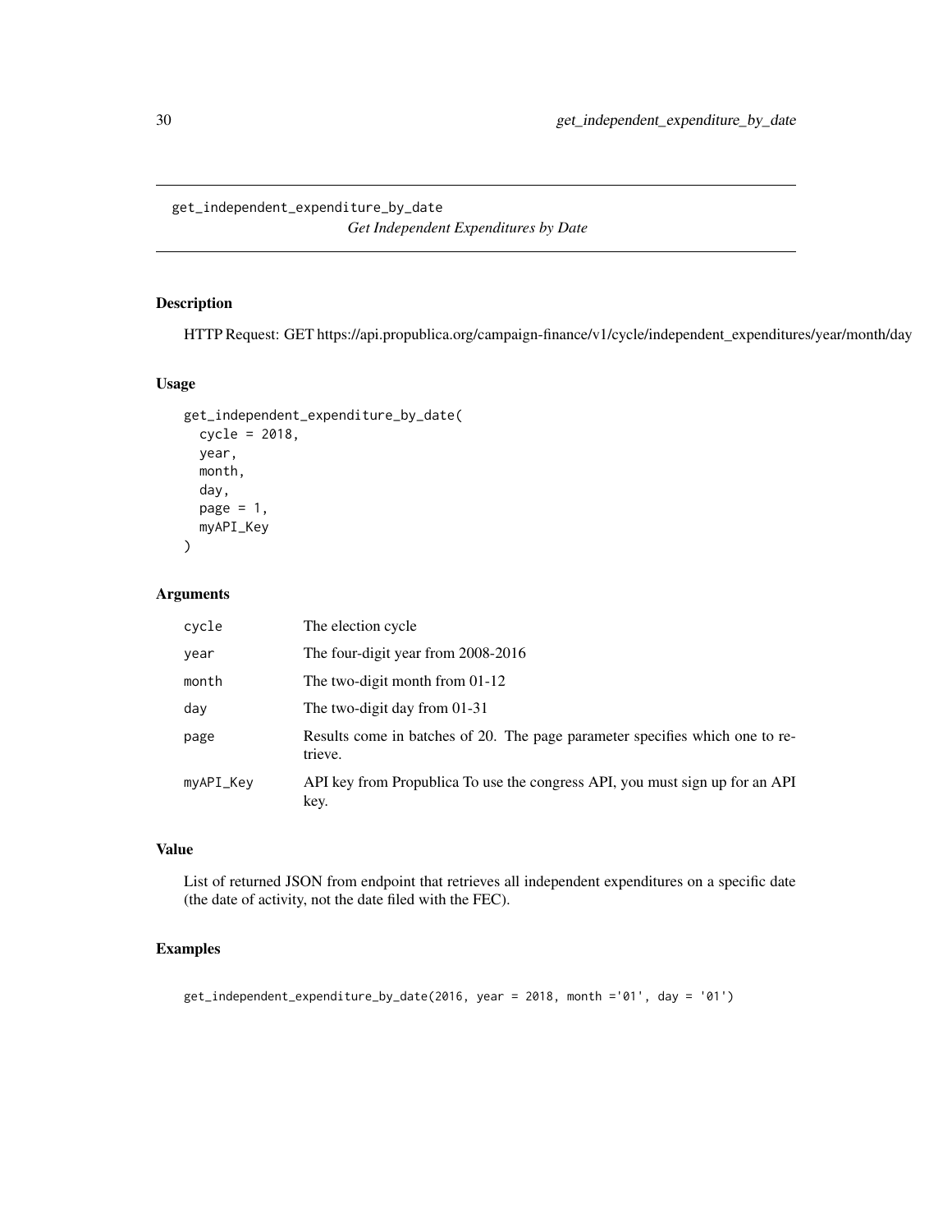get_independent_expenditure_by_date *Get Independent Expenditures by Date*

## Description

HTTP Request: GET https://api.propublica.org/campaign-finance/v1/cycle/independent_expenditures/year/month/day

## Usage

```
get_independent_expenditure_by_date(
  cycle = 2018,
  year,
  month,
  day,
  page = 1,
  myAPI_Key
)
```

## Arguments

| | |
|---|---|
| cycle | The election cycle |
| year | The four-digit year from 2008-2016 |
| month | The two-digit month from 01-12 |
| day | The two-digit day from 01-31 |
| page | Results come in batches of 20. The page parameter specifies which one to retrieve. |
| myAPI_Key | API key from Propublica To use the congress API, you must sign up for an API key. |

## Value

List of returned JSON from endpoint that retrieves all independent expenditures on a specific date (the date of activity, not the date filed with the FEC).

## Examples

```
get_independent_expenditure_by_date(2016, year = 2018, month ='01', day = '01')
```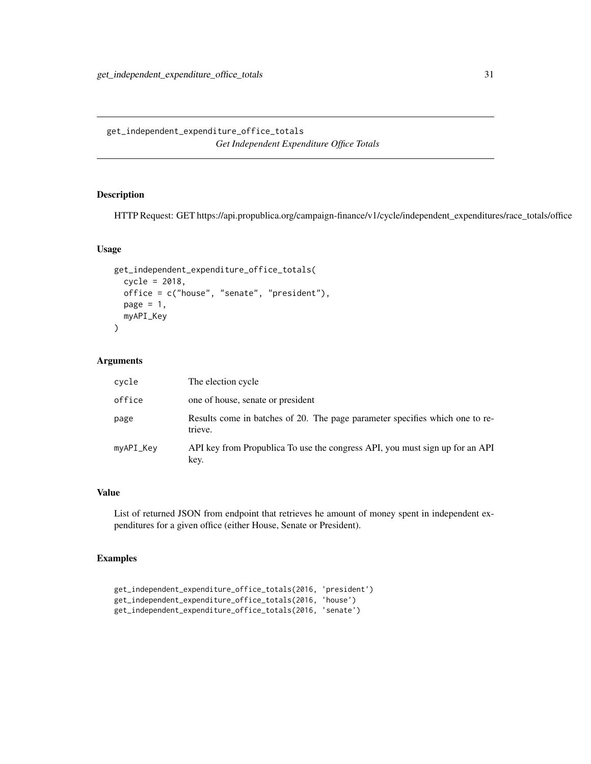## get_independent_expenditure_office_totals

*Get Independent Expenditure Office Totals*

### Description

HTTP Request: GET https://api.propublica.org/campaign-finance/v1/cycle/independent_expenditures/race_totals/office

### Usage

```
get_independent_expenditure_office_totals(
  cycle = 2018,
  office = c("house", "senate", "president"),
  page = 1,
  myAPI_Key
)
```

### Arguments

| | |
|---|---|
| cycle | The election cycle |
| office | one of house, senate or president |
| page | Results come in batches of 20. The page parameter specifies which one to retrieve. |
| myAPI_Key | API key from Propublica To use the congress API, you must sign up for an API key. |

### Value

List of returned JSON from endpoint that retrieves he amount of money spent in independent expenditures for a given office (either House, Senate or President).

### Examples

```
get_independent_expenditure_office_totals(2016, 'president')
get_independent_expenditure_office_totals(2016, 'house')
get_independent_expenditure_office_totals(2016, 'senate')
```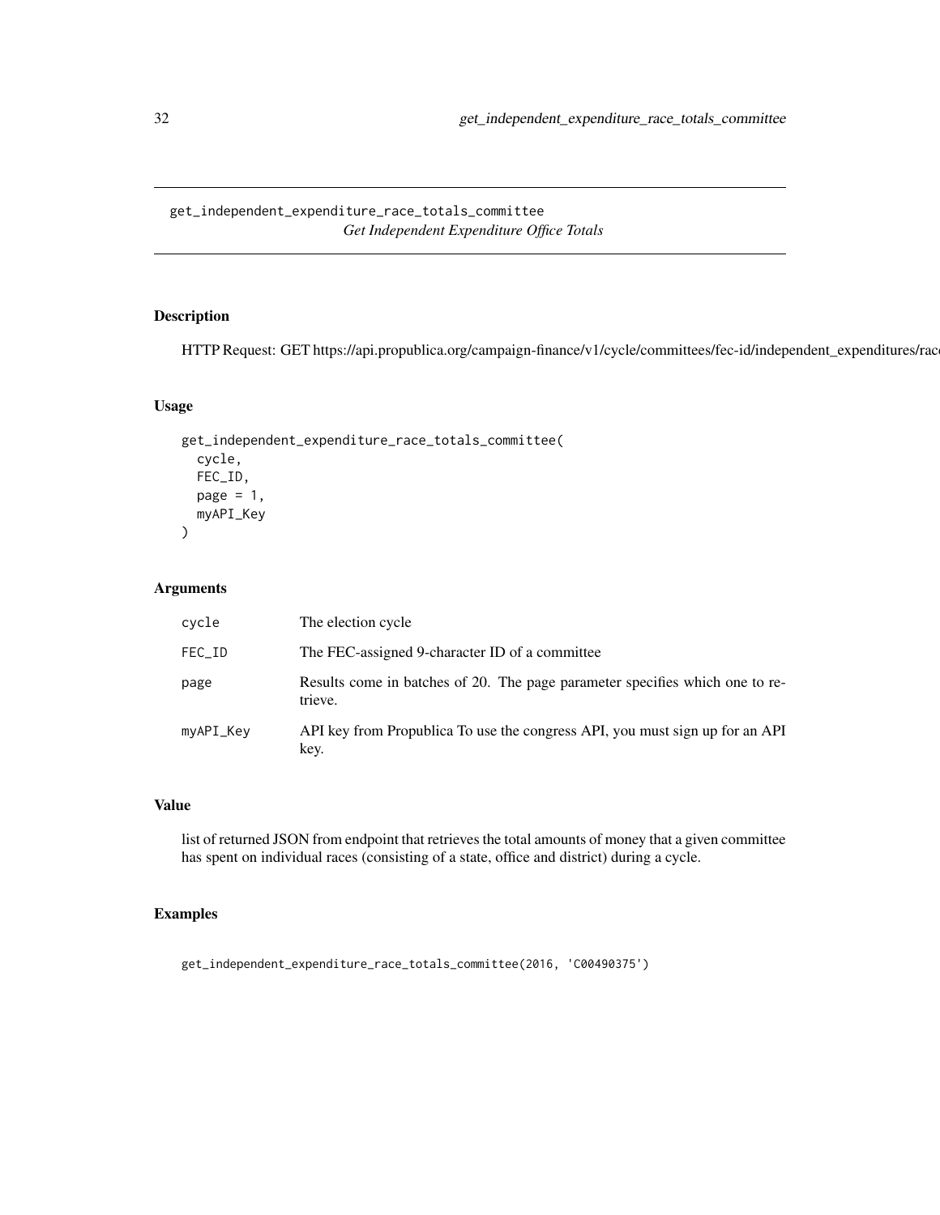# get_independent_expenditure_race_totals_committee

*Get Independent Expenditure Office Totals*

## Description

HTTP Request: GET https://api.propublica.org/campaign-finance/v1/cycle/committees/fec-id/independent_expenditures/rac

## Usage

```
get_independent_expenditure_race_totals_committee(
  cycle,
  FEC_ID,
  page = 1,
  myAPI_Key
)
```

## Arguments

| | |
|---|---|
| cycle | The election cycle |
| FEC_ID | The FEC-assigned 9-character ID of a committee |
| page | Results come in batches of 20. The page parameter specifies which one to retrieve. |
| myAPI_Key | API key from Propublica To use the congress API, you must sign up for an API key. |

## Value

list of returned JSON from endpoint that retrieves the total amounts of money that a given committee has spent on individual races (consisting of a state, office and district) during a cycle.

## Examples

```
get_independent_expenditure_race_totals_committee(2016, 'C00490375')
```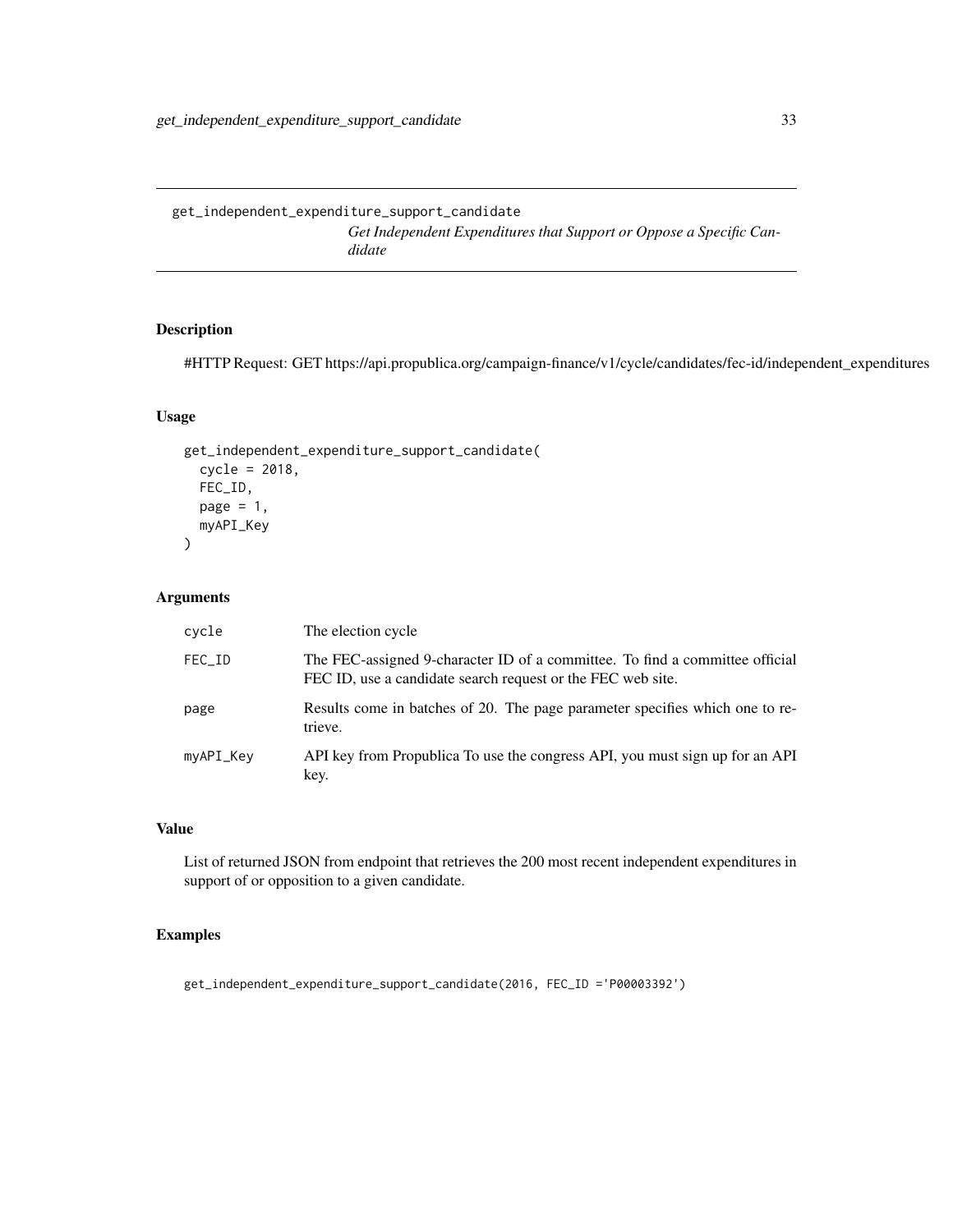## get_independent_expenditure_support_candidate

*Get Independent Expenditures that Support or Oppose a Specific Candidate*

### Description

#HTTP Request: GET https://api.propublica.org/campaign-finance/v1/cycle/candidates/fec-id/independent_expenditures

### Usage

```
get_independent_expenditure_support_candidate(
  cycle = 2018,
  FEC_ID,
  page = 1,
  myAPI_Key
)
```

### Arguments

| | |
|---|---|
| cycle | The election cycle |
| FEC_ID | The FEC-assigned 9-character ID of a committee. To find a committee official FEC ID, use a candidate search request or the FEC web site. |
| page | Results come in batches of 20. The page parameter specifies which one to retrieve. |
| myAPI_Key | API key from Propublica To use the congress API, you must sign up for an API key. |

### Value

List of returned JSON from endpoint that retrieves the 200 most recent independent expenditures in support of or opposition to a given candidate.

### Examples

```
get_independent_expenditure_support_candidate(2016, FEC_ID ='P00003392')
```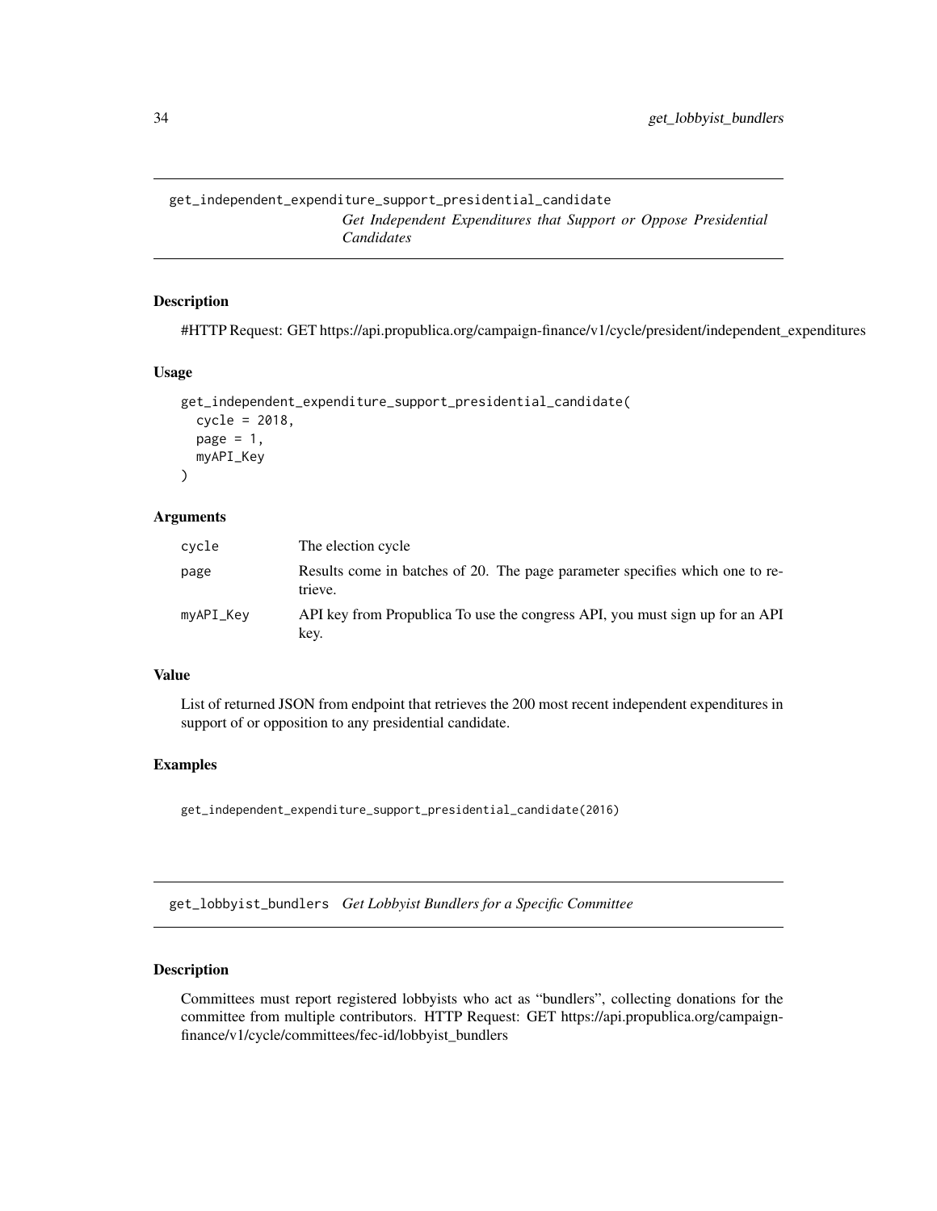## get_independent_expenditure_support_presidential_candidate

*Get Independent Expenditures that Support or Oppose Presidential Candidates*

### Description

#HTTP Request: GET https://api.propublica.org/campaign-finance/v1/cycle/president/independent_expenditures

### Usage

```
get_independent_expenditure_support_presidential_candidate(
  cycle = 2018,
  page = 1,
  myAPI_Key
)
```

### Arguments

| | |
|---|---|
| cycle | The election cycle |
| page | Results come in batches of 20. The page parameter specifies which one to retrieve. |
| myAPI_Key | API key from Propublica To use the congress API, you must sign up for an API key. |

### Value

List of returned JSON from endpoint that retrieves the 200 most recent independent expenditures in support of or opposition to any presidential candidate.

### Examples

```
get_independent_expenditure_support_presidential_candidate(2016)
```

## get_lobbyist_bundlers

*Get Lobbyist Bundlers for a Specific Committee*

### Description

Committees must report registered lobbyists who act as "bundlers", collecting donations for the committee from multiple contributors. HTTP Request: GET https://api.propublica.org/campaign-finance/v1/cycle/committees/fec-id/lobbyist_bundlers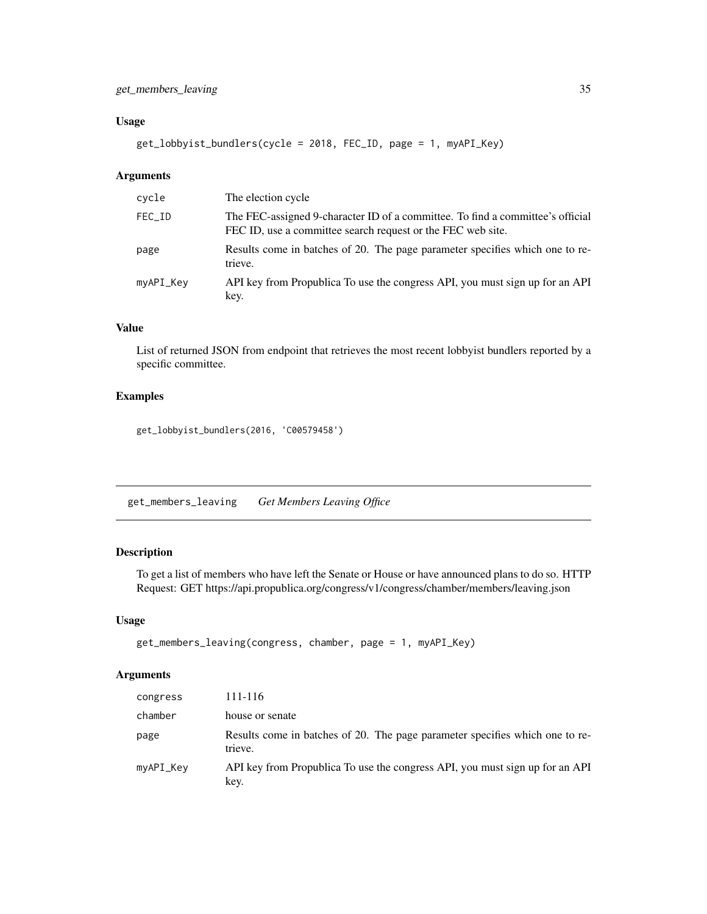### Usage

```
get_lobbyist_bundlers(cycle = 2018, FEC_ID, page = 1, myAPI_Key)
```

### Arguments

| | |
|---|---|
| cycle | The election cycle |
| FEC_ID | The FEC-assigned 9-character ID of a committee. To find a committee's official FEC ID, use a committee search request or the FEC web site. |
| page | Results come in batches of 20. The page parameter specifies which one to retrieve. |
| myAPI_Key | API key from Propublica To use the congress API, you must sign up for an API key. |

### Value

List of returned JSON from endpoint that retrieves the most recent lobbyist bundlers reported by a specific committee.

### Examples

```
get_lobbyist_bundlers(2016, 'C00579458')
```

## get_members_leaving *Get Members Leaving Office*

### Description

To get a list of members who have left the Senate or House or have announced plans to do so. HTTP Request: GET https://api.propublica.org/congress/v1/congress/chamber/members/leaving.json

### Usage

```
get_members_leaving(congress, chamber, page = 1, myAPI_Key)
```

### Arguments

| | |
|---|---|
| congress | 111-116 |
| chamber | house or senate |
| page | Results come in batches of 20. The page parameter specifies which one to retrieve. |
| myAPI_Key | API key from Propublica To use the congress API, you must sign up for an API key. |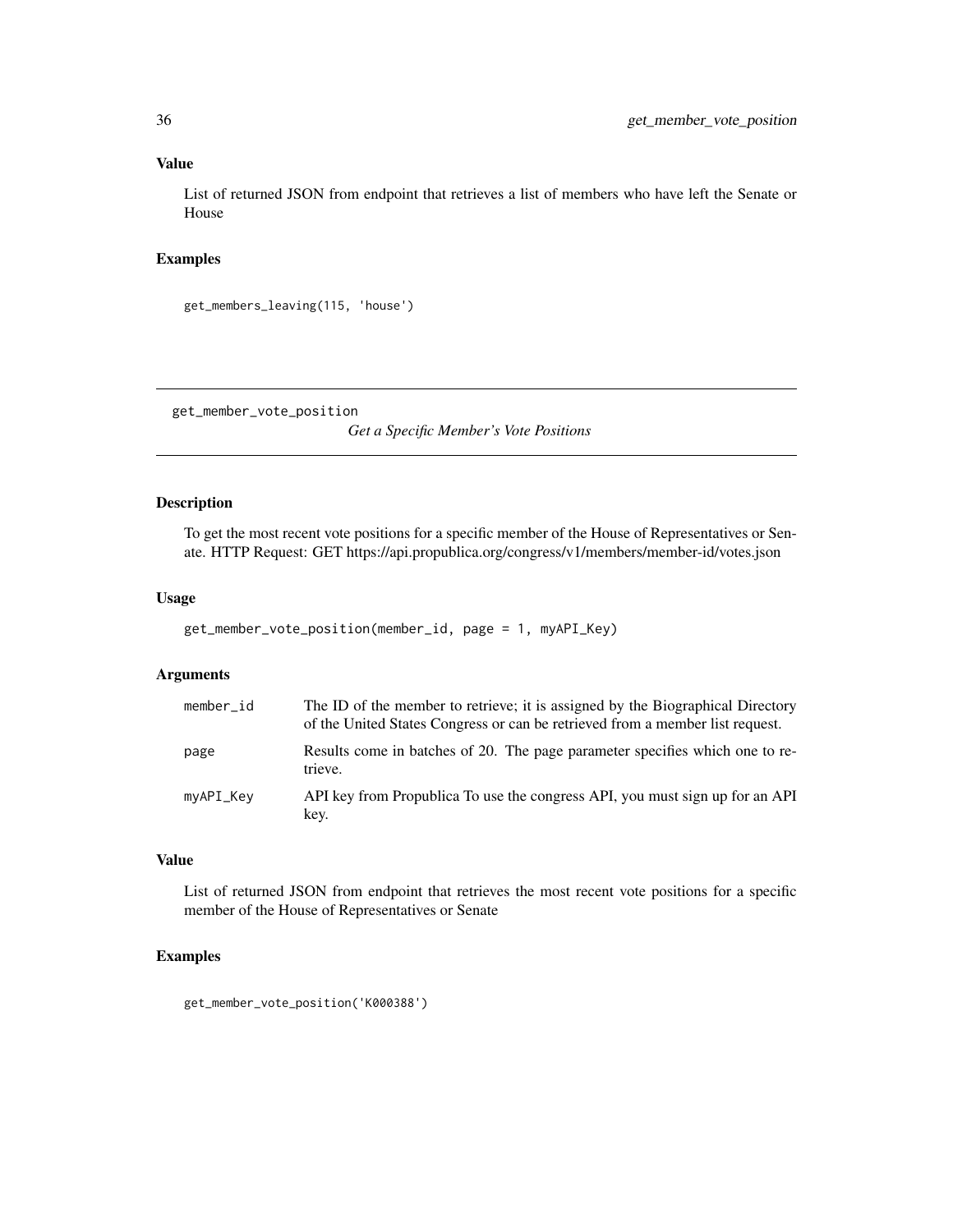### Value

List of returned JSON from endpoint that retrieves a list of members who have left the Senate or House

### Examples

```
get_members_leaving(115, 'house')
```

---

## get_member_vote_position — *Get a Specific Member's Vote Positions*

### Description

To get the most recent vote positions for a specific member of the House of Representatives or Senate. HTTP Request: GET https://api.propublica.org/congress/v1/members/member-id/votes.json

### Usage

```
get_member_vote_position(member_id, page = 1, myAPI_Key)
```

### Arguments

| | |
|---|---|
| member_id | The ID of the member to retrieve; it is assigned by the Biographical Directory of the United States Congress or can be retrieved from a member list request. |
| page | Results come in batches of 20. The page parameter specifies which one to retrieve. |
| myAPI_Key | API key from Propublica To use the congress API, you must sign up for an API key. |

### Value

List of returned JSON from endpoint that retrieves the most recent vote positions for a specific member of the House of Representatives or Senate

### Examples

```
get_member_vote_position('K000388')
```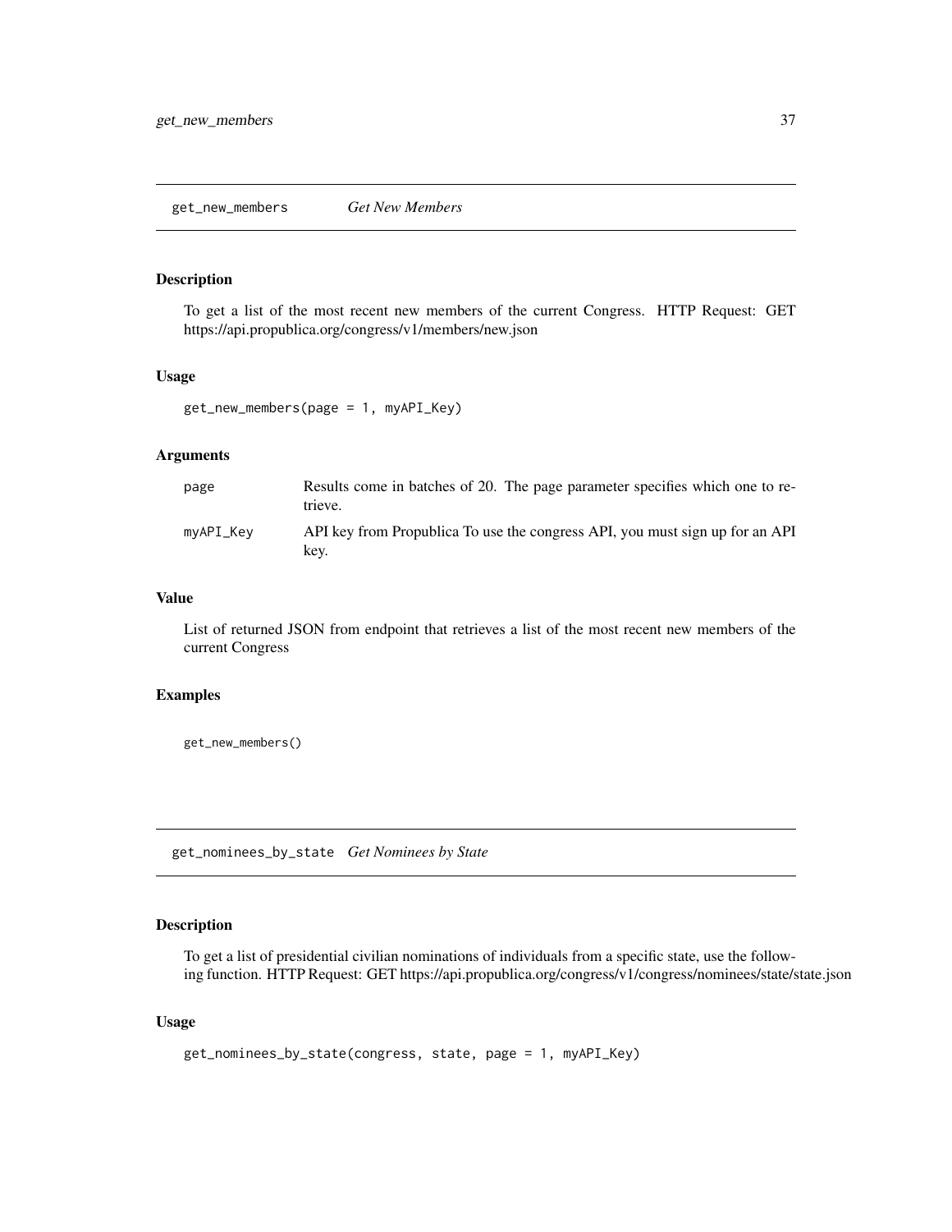## get_new_members *Get New Members*

### Description

To get a list of the most recent new members of the current Congress. HTTP Request: GET https://api.propublica.org/congress/v1/members/new.json

### Usage

```
get_new_members(page = 1, myAPI_Key)
```

### Arguments

| | |
|---|---|
| page | Results come in batches of 20. The page parameter specifies which one to retrieve. |
| myAPI_Key | API key from Propublica To use the congress API, you must sign up for an API key. |

### Value

List of returned JSON from endpoint that retrieves a list of the most recent new members of the current Congress

### Examples

```
get_new_members()
```

## get_nominees_by_state *Get Nominees by State*

### Description

To get a list of presidential civilian nominations of individuals from a specific state, use the following function. HTTP Request: GET https://api.propublica.org/congress/v1/congress/nominees/state/state.json

### Usage

```
get_nominees_by_state(congress, state, page = 1, myAPI_Key)
```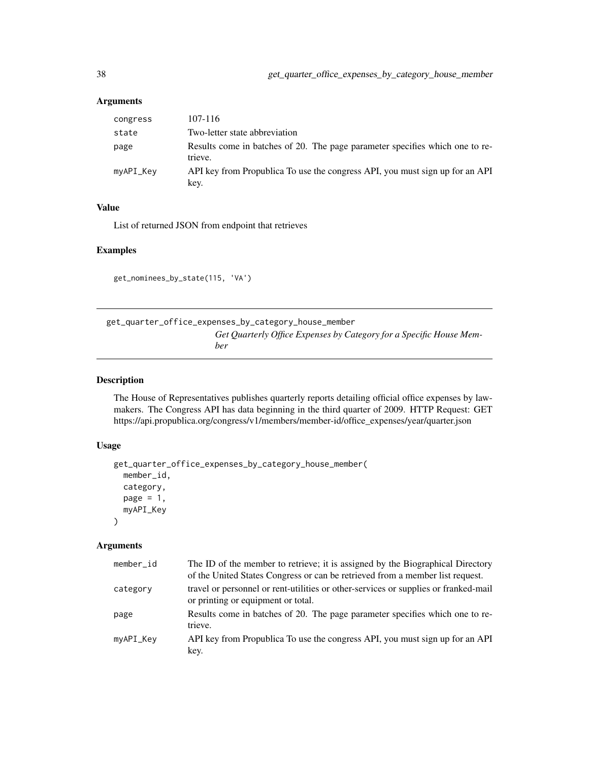### Arguments

| | |
|---|---|
| congress | 107-116 |
| state | Two-letter state abbreviation |
| page | Results come in batches of 20. The page parameter specifies which one to retrieve. |
| myAPI_Key | API key from Propublica To use the congress API, you must sign up for an API key. |

### Value

List of returned JSON from endpoint that retrieves

### Examples

```
get_nominees_by_state(115, 'VA')
```

---

## get_quarter_office_expenses_by_category_house_member

*Get Quarterly Office Expenses by Category for a Specific House Member*

### Description

The House of Representatives publishes quarterly reports detailing official office expenses by lawmakers. The Congress API has data beginning in the third quarter of 2009. HTTP Request: GET https://api.propublica.org/congress/v1/members/member-id/office_expenses/year/quarter.json

### Usage

```
get_quarter_office_expenses_by_category_house_member(
  member_id,
  category,
  page = 1,
  myAPI_Key
)
```

### Arguments

| | |
|---|---|
| member_id | The ID of the member to retrieve; it is assigned by the Biographical Directory of the United States Congress or can be retrieved from a member list request. |
| category | travel or personnel or rent-utilities or other-services or supplies or franked-mail or printing or equipment or total. |
| page | Results come in batches of 20. The page parameter specifies which one to retrieve. |
| myAPI_Key | API key from Propublica To use the congress API, you must sign up for an API key. |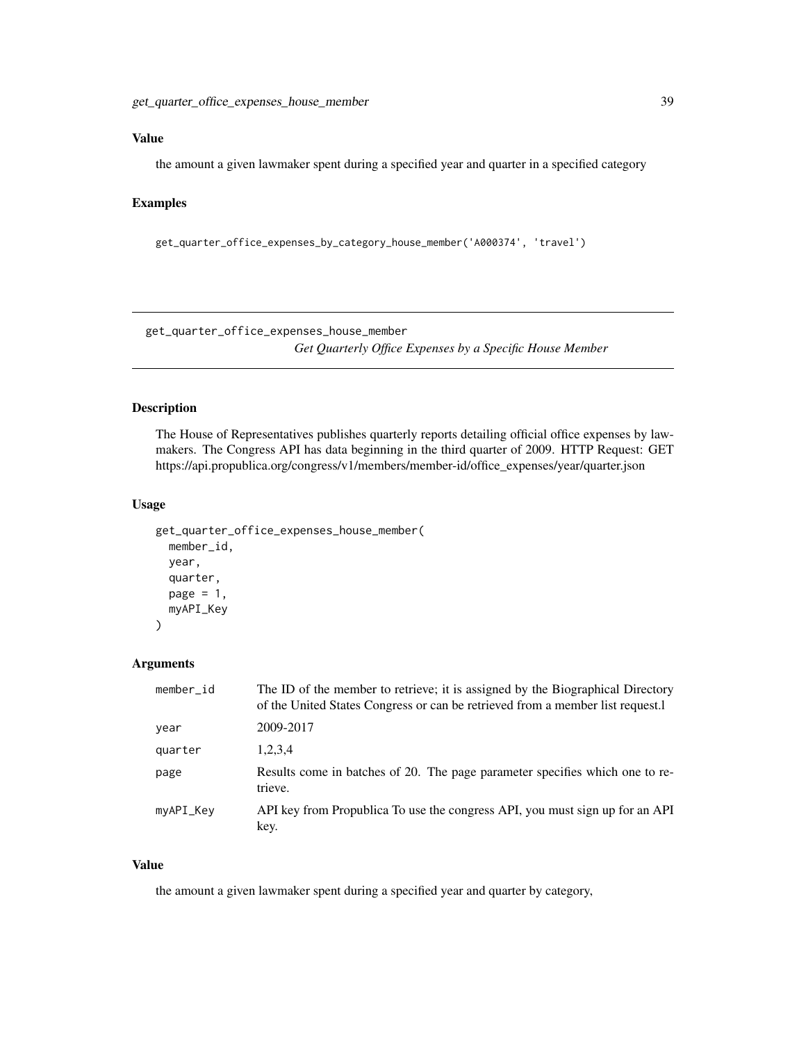## Value

the amount a given lawmaker spent during a specified year and quarter in a specified category

## Examples

```
get_quarter_office_expenses_by_category_house_member('A000374', 'travel')
```

---

# get_quarter_office_expenses_house_member

*Get Quarterly Office Expenses by a Specific House Member*

## Description

The House of Representatives publishes quarterly reports detailing official office expenses by lawmakers. The Congress API has data beginning in the third quarter of 2009. HTTP Request: GET https://api.propublica.org/congress/v1/members/member-id/office_expenses/year/quarter.json

## Usage

```
get_quarter_office_expenses_house_member(
  member_id,
  year,
  quarter,
  page = 1,
  myAPI_Key
)
```

## Arguments

| | |
|---|---|
| member_id | The ID of the member to retrieve; it is assigned by the Biographical Directory of the United States Congress or can be retrieved from a member list request.l |
| year | 2009-2017 |
| quarter | 1,2,3,4 |
| page | Results come in batches of 20. The page parameter specifies which one to retrieve. |
| myAPI_Key | API key from Propublica To use the congress API, you must sign up for an API key. |

## Value

the amount a given lawmaker spent during a specified year and quarter by category,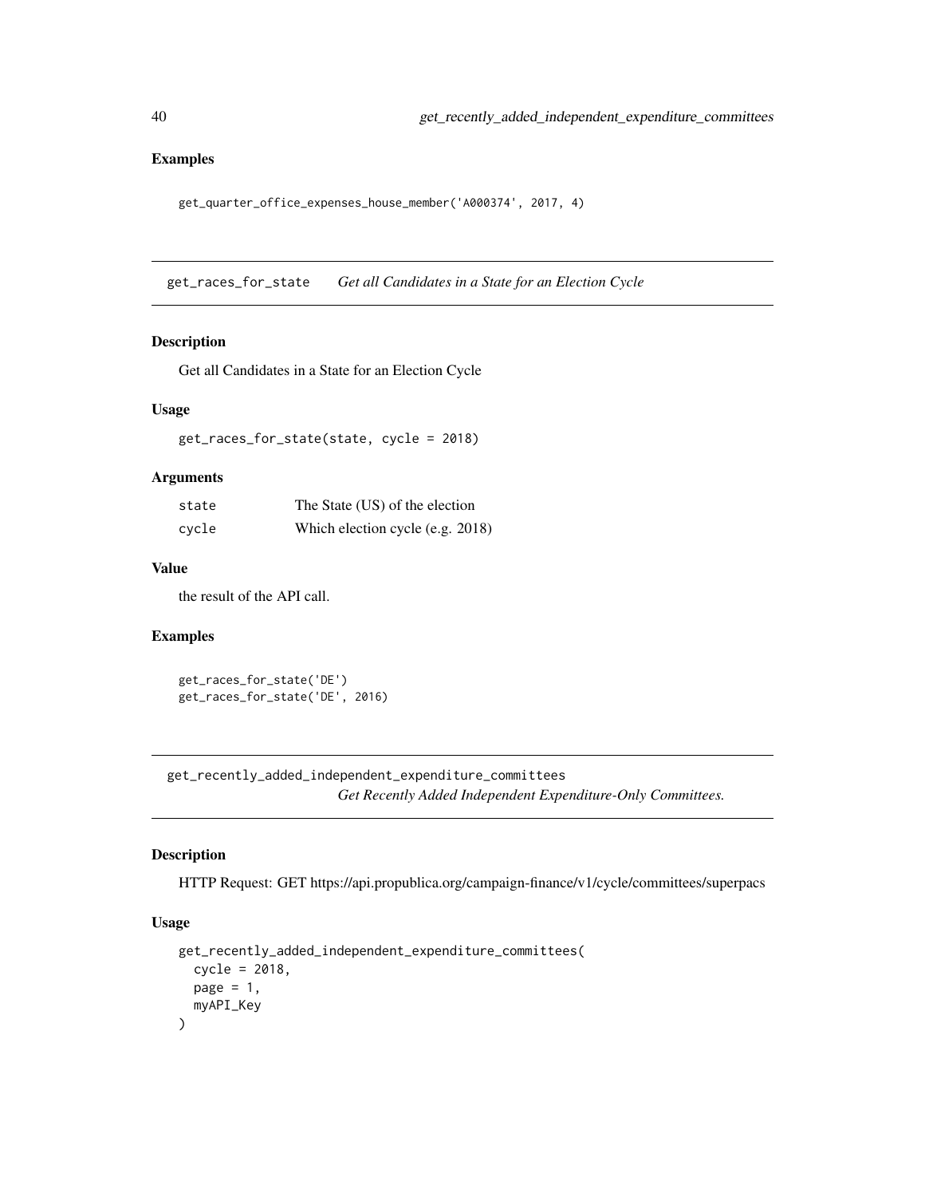## Examples

```
get_quarter_office_expenses_house_member('A000374', 2017, 4)
```

---

## get_races_for_state — *Get all Candidates in a State for an Election Cycle*

### Description

Get all Candidates in a State for an Election Cycle

### Usage

```
get_races_for_state(state, cycle = 2018)
```

### Arguments

| | |
|---|---|
| state | The State (US) of the election |
| cycle | Which election cycle (e.g. 2018) |

### Value

the result of the API call.

### Examples

```
get_races_for_state('DE')
get_races_for_state('DE', 2016)
```

---

## get_recently_added_independent_expenditure_committees — *Get Recently Added Independent Expenditure-Only Committees.*

### Description

HTTP Request: GET https://api.propublica.org/campaign-finance/v1/cycle/committees/superpacs

### Usage

```
get_recently_added_independent_expenditure_committees(
  cycle = 2018,
  page = 1,
  myAPI_Key
)
```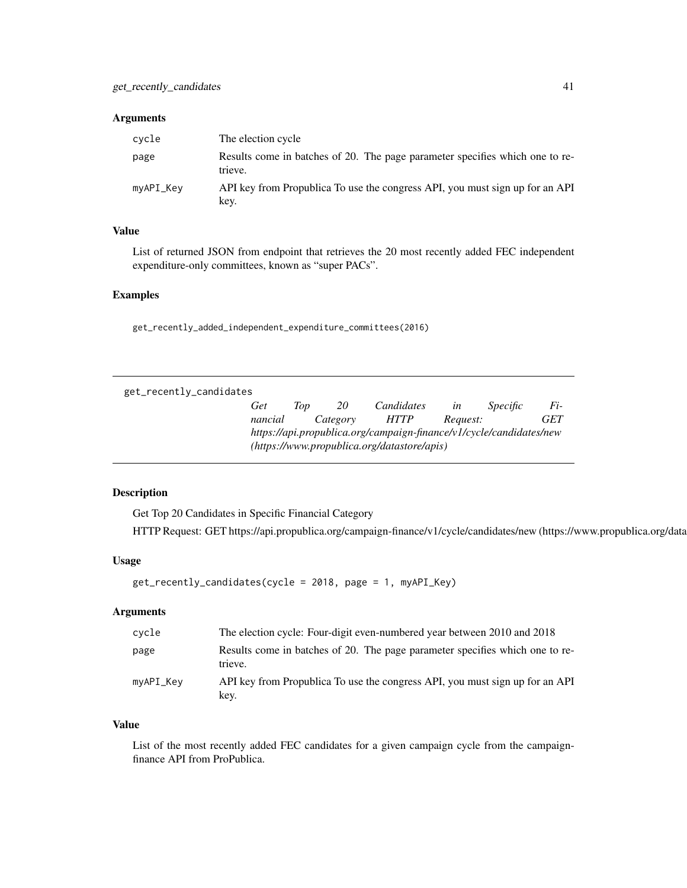### Arguments

| | |
|---|---|
| cycle | The election cycle |
| page | Results come in batches of 20. The page parameter specifies which one to retrieve. |
| myAPI_Key | API key from Propublica To use the congress API, you must sign up for an API key. |

### Value

List of returned JSON from endpoint that retrieves the 20 most recently added FEC independent expenditure-only committees, known as "super PACs".

### Examples

```
get_recently_added_independent_expenditure_committees(2016)
```

---

## get_recently_candidates

*Get Top 20 Candidates in Specific Financial Category HTTP Request: GET https://api.propublica.org/campaign-finance/v1/cycle/candidates/new (https://www.propublica.org/datastore/apis)*

---

### Description

Get Top 20 Candidates in Specific Financial Category

HTTP Request: GET https://api.propublica.org/campaign-finance/v1/cycle/candidates/new (https://www.propublica.org/data

### Usage

```
get_recently_candidates(cycle = 2018, page = 1, myAPI_Key)
```

### Arguments

| | |
|---|---|
| cycle | The election cycle: Four-digit even-numbered year between 2010 and 2018 |
| page | Results come in batches of 20. The page parameter specifies which one to retrieve. |
| myAPI_Key | API key from Propublica To use the congress API, you must sign up for an API key. |

### Value

List of the most recently added FEC candidates for a given campaign cycle from the campaign-finance API from ProPublica.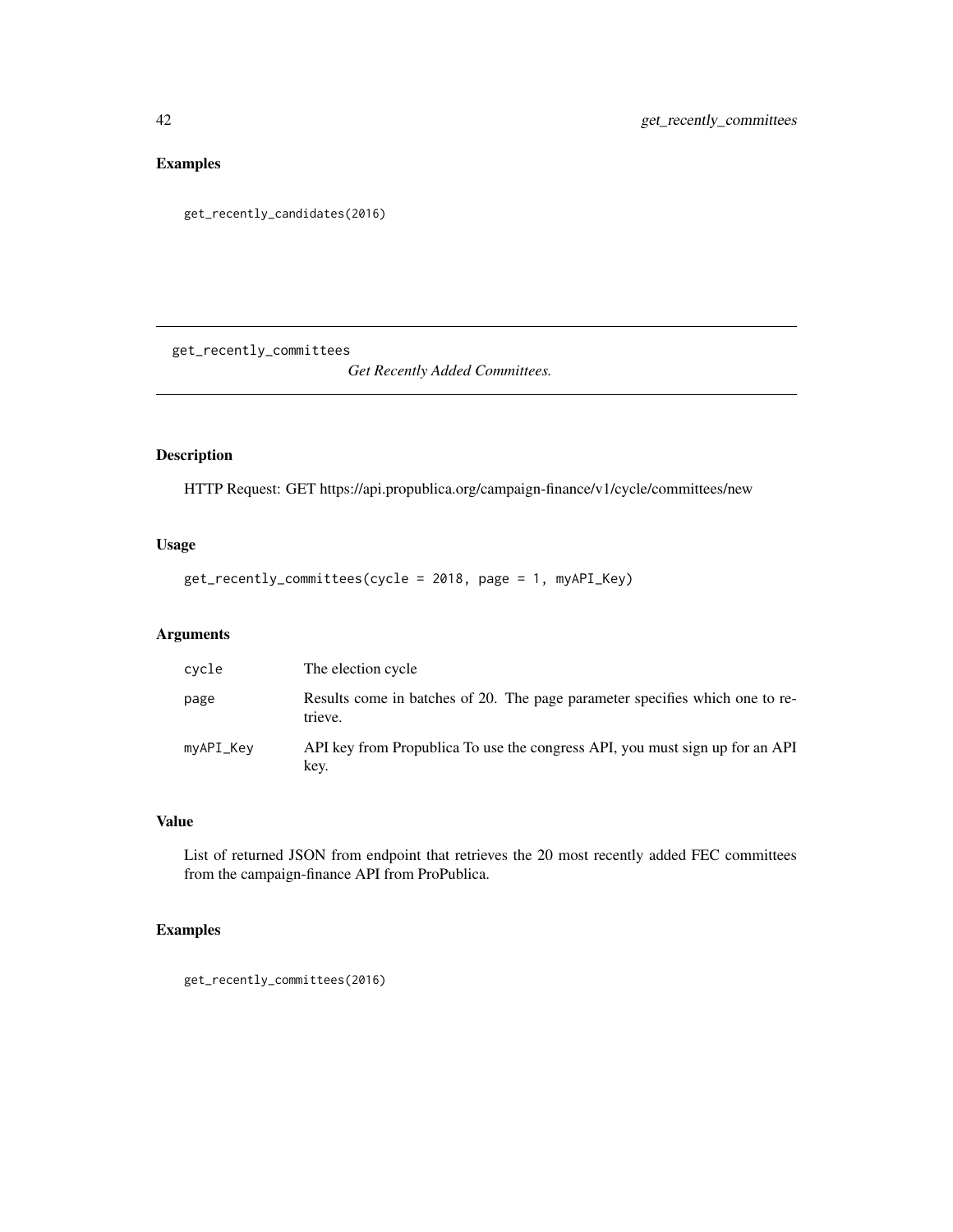## Examples

```
get_recently_candidates(2016)
```

---

# get_recently_committees

*Get Recently Added Committees.*

## Description

HTTP Request: GET https://api.propublica.org/campaign-finance/v1/cycle/committees/new

## Usage

```
get_recently_committees(cycle = 2018, page = 1, myAPI_Key)
```

## Arguments

| | |
|---|---|
| cycle | The election cycle |
| page | Results come in batches of 20. The page parameter specifies which one to retrieve. |
| myAPI_Key | API key from Propublica To use the congress API, you must sign up for an API key. |

## Value

List of returned JSON from endpoint that retrieves the 20 most recently added FEC committees from the campaign-finance API from ProPublica.

## Examples

```
get_recently_committees(2016)
```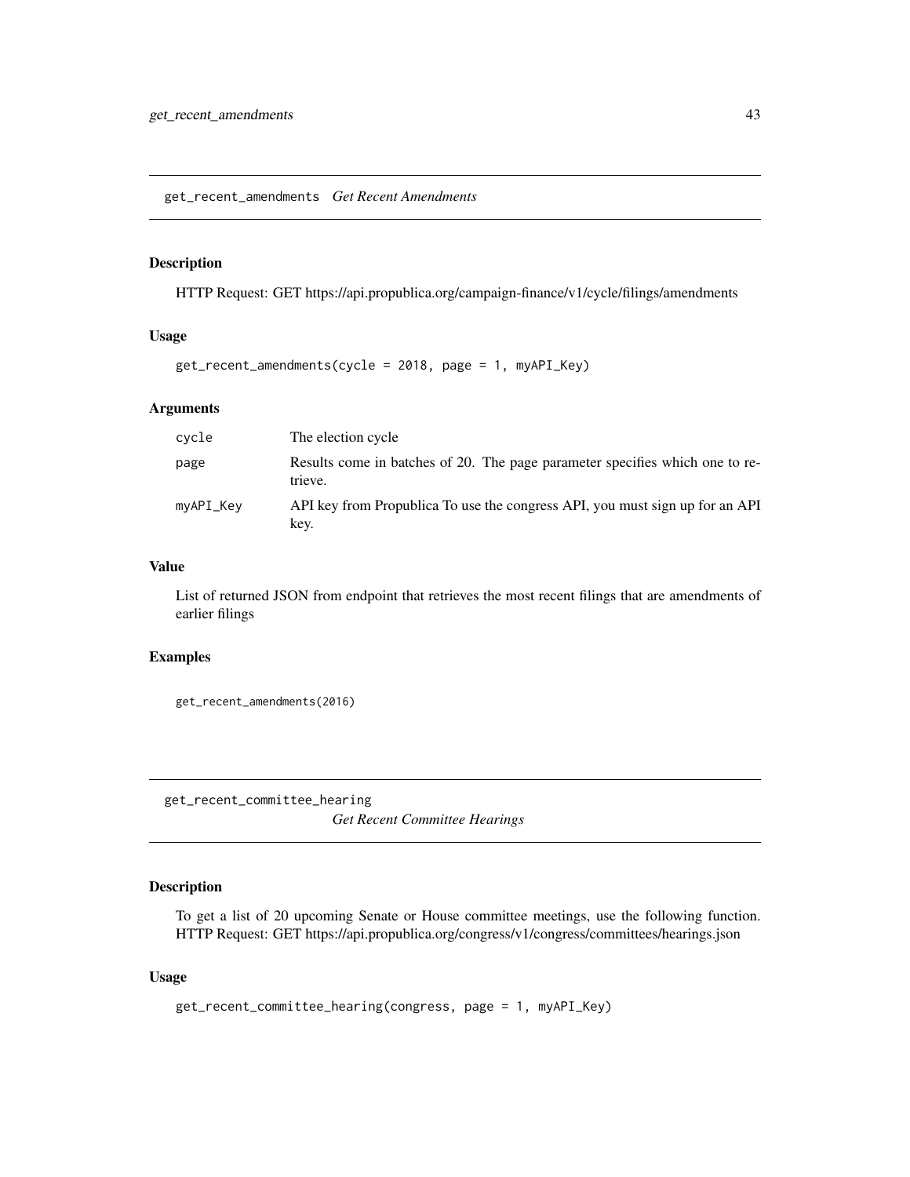## get_recent_amendments *Get Recent Amendments*

### Description

HTTP Request: GET https://api.propublica.org/campaign-finance/v1/cycle/filings/amendments

### Usage

```
get_recent_amendments(cycle = 2018, page = 1, myAPI_Key)
```

### Arguments

| | |
|---|---|
| cycle | The election cycle |
| page | Results come in batches of 20. The page parameter specifies which one to retrieve. |
| myAPI_Key | API key from Propublica To use the congress API, you must sign up for an API key. |

### Value

List of returned JSON from endpoint that retrieves the most recent filings that are amendments of earlier filings

### Examples

```
get_recent_amendments(2016)
```

## get_recent_committee_hearing *Get Recent Committee Hearings*

### Description

To get a list of 20 upcoming Senate or House committee meetings, use the following function. HTTP Request: GET https://api.propublica.org/congress/v1/congress/committees/hearings.json

### Usage

```
get_recent_committee_hearing(congress, page = 1, myAPI_Key)
```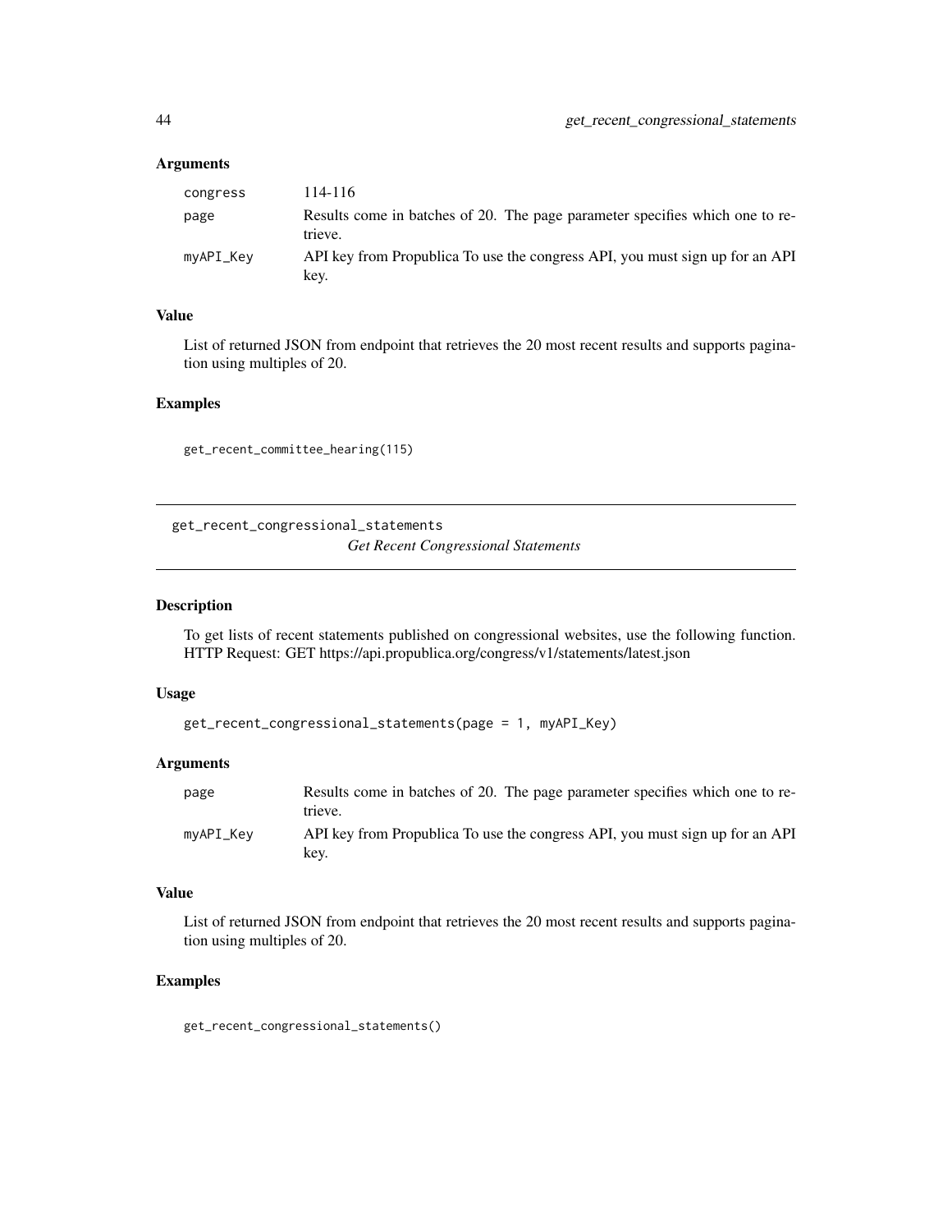### Arguments

| | |
|---|---|
| congress | 114-116 |
| page | Results come in batches of 20. The page parameter specifies which one to retrieve. |
| myAPI_Key | API key from Propublica To use the congress API, you must sign up for an API key. |

### Value

List of returned JSON from endpoint that retrieves the 20 most recent results and supports pagination using multiples of 20.

### Examples

```
get_recent_committee_hearing(115)
```

---

## get_recent_congressional_statements

*Get Recent Congressional Statements*

---

### Description

To get lists of recent statements published on congressional websites, use the following function. HTTP Request: GET https://api.propublica.org/congress/v1/statements/latest.json

### Usage

```
get_recent_congressional_statements(page = 1, myAPI_Key)
```

### Arguments

| | |
|---|---|
| page | Results come in batches of 20. The page parameter specifies which one to retrieve. |
| myAPI_Key | API key from Propublica To use the congress API, you must sign up for an API key. |

### Value

List of returned JSON from endpoint that retrieves the 20 most recent results and supports pagination using multiples of 20.

### Examples

```
get_recent_congressional_statements()
```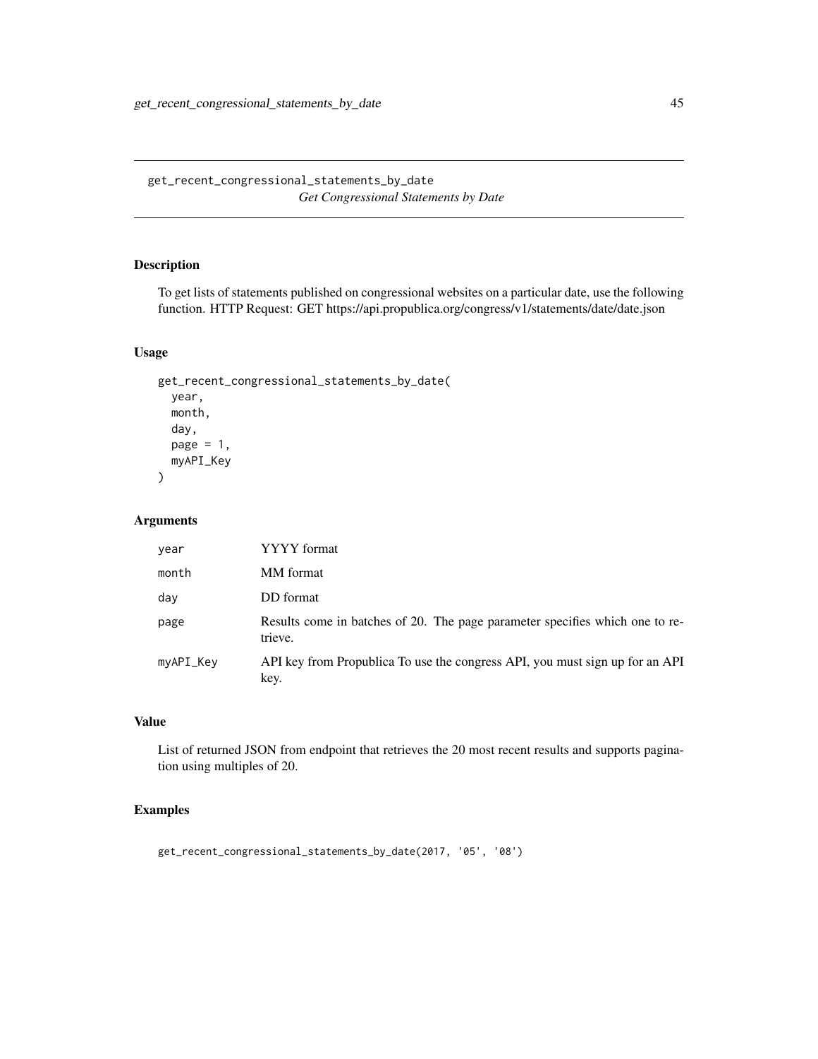# get_recent_congressional_statements_by_date

*Get Congressional Statements by Date*

## Description

To get lists of statements published on congressional websites on a particular date, use the following function. HTTP Request: GET https://api.propublica.org/congress/v1/statements/date/date.json

## Usage

```
get_recent_congressional_statements_by_date(
  year,
  month,
  day,
  page = 1,
  myAPI_Key
)
```

## Arguments

| | |
|---|---|
| year | YYYY format |
| month | MM format |
| day | DD format |
| page | Results come in batches of 20. The page parameter specifies which one to retrieve. |
| myAPI_Key | API key from Propublica To use the congress API, you must sign up for an API key. |

## Value

List of returned JSON from endpoint that retrieves the 20 most recent results and supports pagination using multiples of 20.

## Examples

```
get_recent_congressional_statements_by_date(2017, '05', '08')
```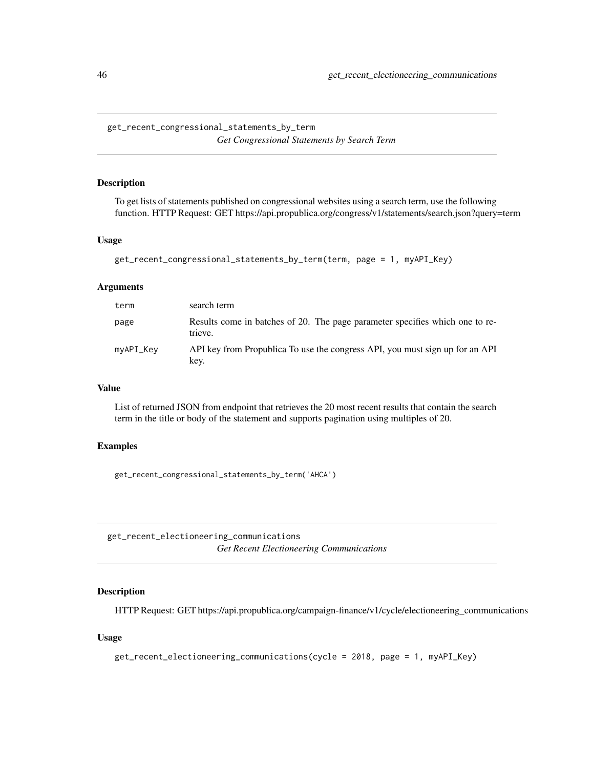## get_recent_congressional_statements_by_term

*Get Congressional Statements by Search Term*

### Description

To get lists of statements published on congressional websites using a search term, use the following function. HTTP Request: GET https://api.propublica.org/congress/v1/statements/search.json?query=term

### Usage

```
get_recent_congressional_statements_by_term(term, page = 1, myAPI_Key)
```

### Arguments

| | |
|---|---|
| `term` | search term |
| `page` | Results come in batches of 20. The page parameter specifies which one to retrieve. |
| `myAPI_Key` | API key from Propublica To use the congress API, you must sign up for an API key. |

### Value

List of returned JSON from endpoint that retrieves the 20 most recent results that contain the search term in the title or body of the statement and supports pagination using multiples of 20.

### Examples

```
get_recent_congressional_statements_by_term('AHCA')
```

## get_recent_electioneering_communications

*Get Recent Electioneering Communications*

### Description

HTTP Request: GET https://api.propublica.org/campaign-finance/v1/cycle/electioneering_communications

### Usage

```
get_recent_electioneering_communications(cycle = 2018, page = 1, myAPI_Key)
```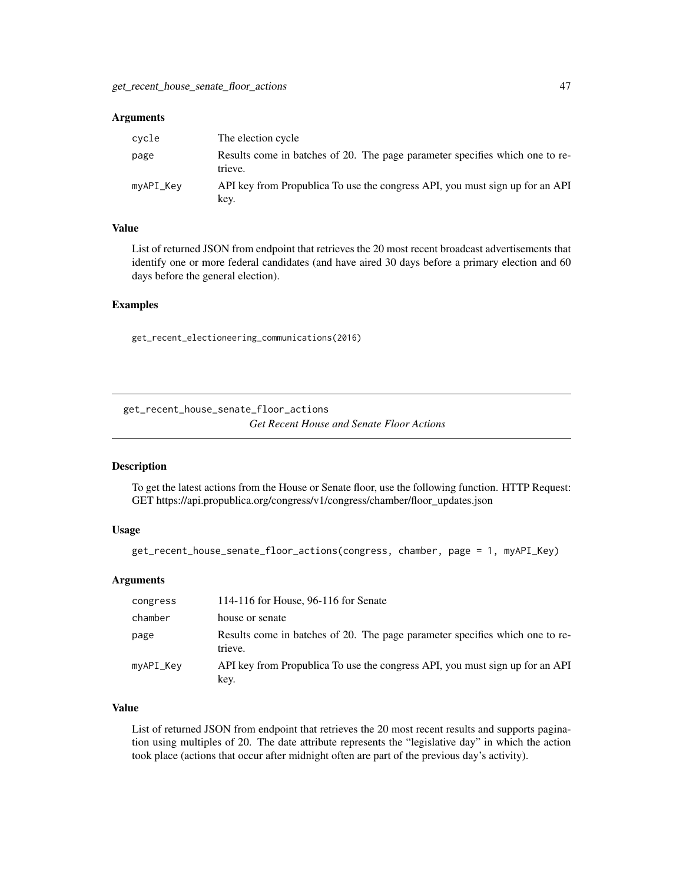### Arguments

| | |
|---|---|
| cycle | The election cycle |
| page | Results come in batches of 20. The page parameter specifies which one to retrieve. |
| myAPI_Key | API key from Propublica To use the congress API, you must sign up for an API key. |

### Value

List of returned JSON from endpoint that retrieves the 20 most recent broadcast advertisements that identify one or more federal candidates (and have aired 30 days before a primary election and 60 days before the general election).

### Examples

```
get_recent_electioneering_communications(2016)
```

---

## get_recent_house_senate_floor_actions

*Get Recent House and Senate Floor Actions*

---

### Description

To get the latest actions from the House or Senate floor, use the following function. HTTP Request: GET https://api.propublica.org/congress/v1/congress/chamber/floor_updates.json

### Usage

```
get_recent_house_senate_floor_actions(congress, chamber, page = 1, myAPI_Key)
```

### Arguments

| | |
|---|---|
| congress | 114-116 for House, 96-116 for Senate |
| chamber | house or senate |
| page | Results come in batches of 20. The page parameter specifies which one to retrieve. |
| myAPI_Key | API key from Propublica To use the congress API, you must sign up for an API key. |

### Value

List of returned JSON from endpoint that retrieves the 20 most recent results and supports pagination using multiples of 20. The date attribute represents the "legislative day" in which the action took place (actions that occur after midnight often are part of the previous day's activity).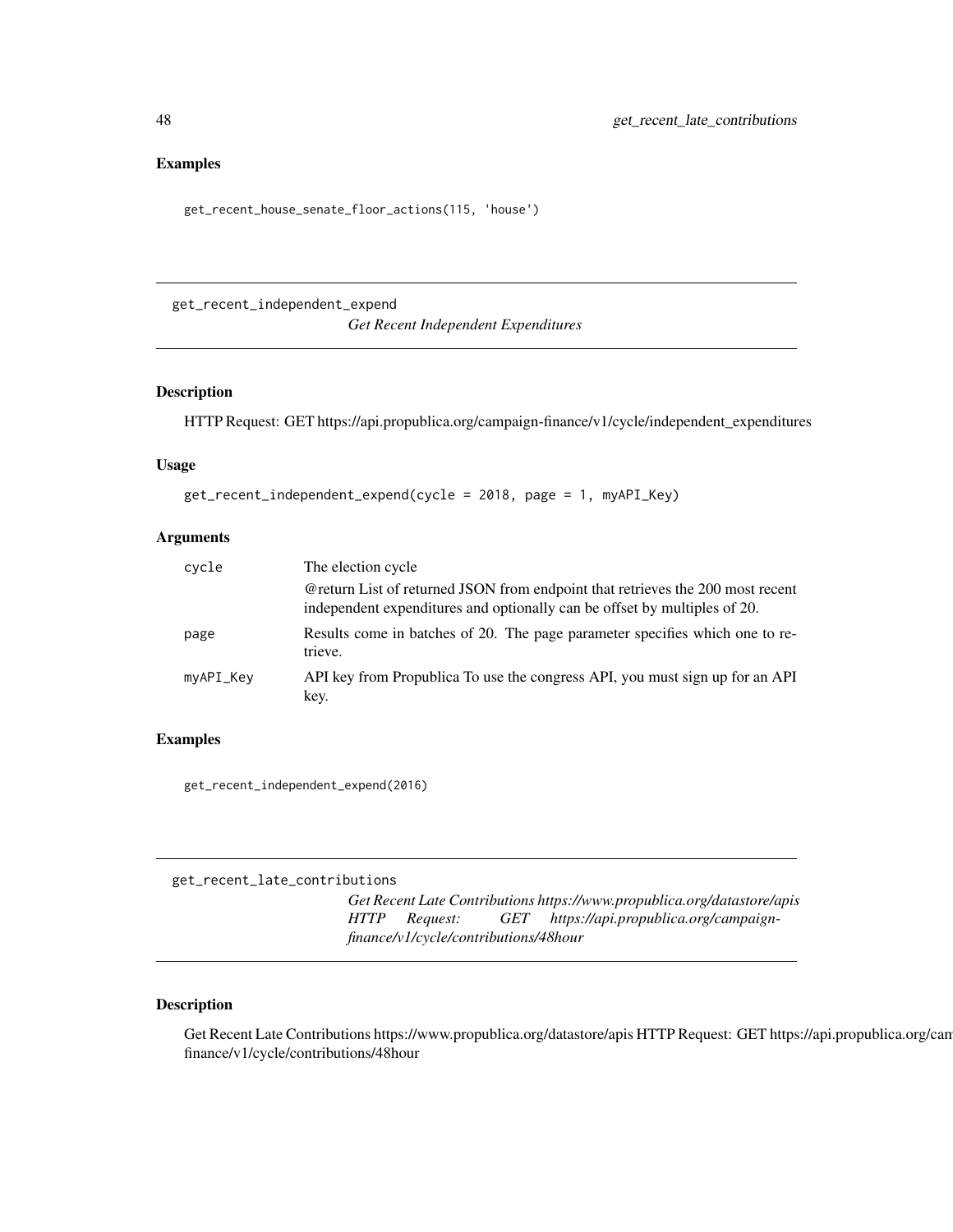## Examples

```
get_recent_house_senate_floor_actions(115, 'house')
```

---

## get_recent_independent_expend

*Get Recent Independent Expenditures*

---

### Description

HTTP Request: GET https://api.propublica.org/campaign-finance/v1/cycle/independent_expenditures

### Usage

```
get_recent_independent_expend(cycle = 2018, page = 1, myAPI_Key)
```

### Arguments

| | |
|---|---|
| cycle | The election cycle<br>@return List of returned JSON from endpoint that retrieves the 200 most recent independent expenditures and optionally can be offset by multiples of 20. |
| page | Results come in batches of 20. The page parameter specifies which one to retrieve. |
| myAPI_Key | API key from Propublica To use the congress API, you must sign up for an API key. |

### Examples

```
get_recent_independent_expend(2016)
```

---

## get_recent_late_contributions

*Get Recent Late Contributions https://www.propublica.org/datastore/apis HTTP Request: GET https://api.propublica.org/campaign-finance/v1/cycle/contributions/48hour*

---

### Description

Get Recent Late Contributions https://www.propublica.org/datastore/apis HTTP Request: GET https://api.propublica.org/campaign-finance/v1/cycle/contributions/48hour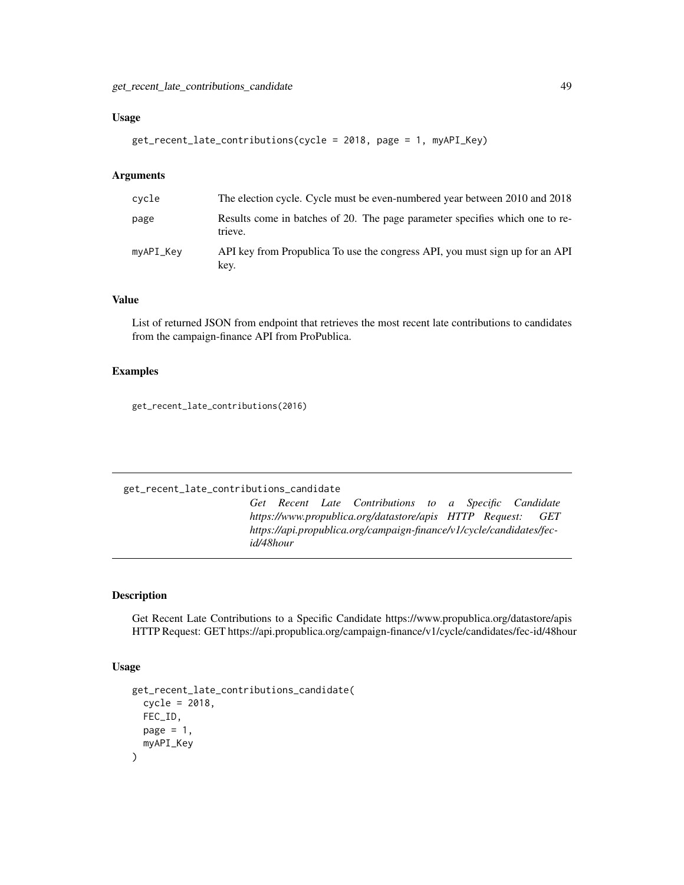### Usage

```
get_recent_late_contributions(cycle = 2018, page = 1, myAPI_Key)
```

### Arguments

| | |
|---|---|
| cycle | The election cycle. Cycle must be even-numbered year between 2010 and 2018 |
| page | Results come in batches of 20. The page parameter specifies which one to retrieve. |
| myAPI_Key | API key from Propublica To use the congress API, you must sign up for an API key. |

### Value

List of returned JSON from endpoint that retrieves the most recent late contributions to candidates from the campaign-finance API from ProPublica.

### Examples

```
get_recent_late_contributions(2016)
```

---

## get_recent_late_contributions_candidate

*Get Recent Late Contributions to a Specific Candidate https://www.propublica.org/datastore/apis HTTP Request: GET https://api.propublica.org/campaign-finance/v1/cycle/candidates/fec-id/48hour*

---

### Description

Get Recent Late Contributions to a Specific Candidate https://www.propublica.org/datastore/apis HTTP Request: GET https://api.propublica.org/campaign-finance/v1/cycle/candidates/fec-id/48hour

### Usage

```
get_recent_late_contributions_candidate(
  cycle = 2018,
  FEC_ID,
  page = 1,
  myAPI_Key
)
```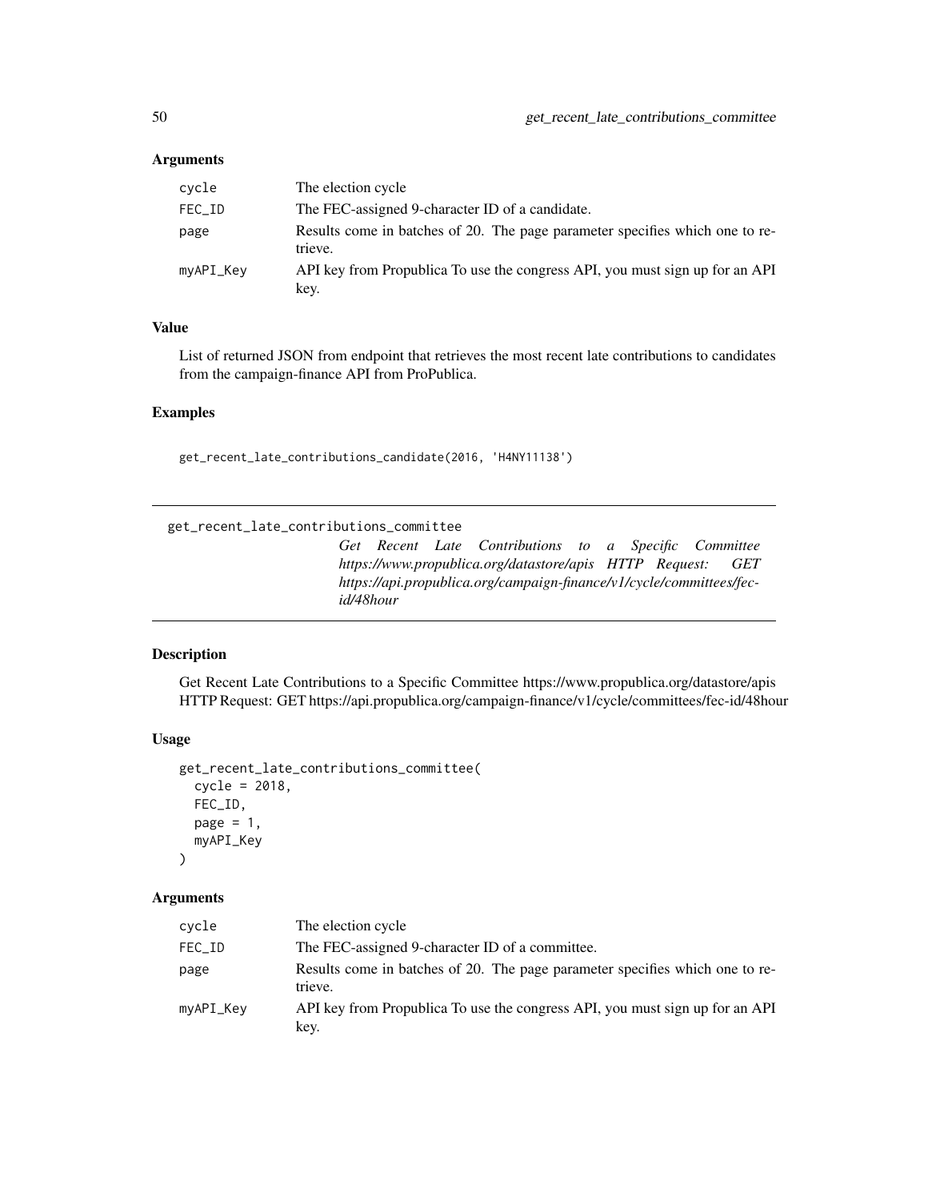### Arguments

| | |
|---|---|
| cycle | The election cycle |
| FEC_ID | The FEC-assigned 9-character ID of a candidate. |
| page | Results come in batches of 20. The page parameter specifies which one to retrieve. |
| myAPI_Key | API key from Propublica To use the congress API, you must sign up for an API key. |

### Value

List of returned JSON from endpoint that retrieves the most recent late contributions to candidates from the campaign-finance API from ProPublica.

### Examples

```
get_recent_late_contributions_candidate(2016, 'H4NY11138')
```

---

## get_recent_late_contributions_committee

*Get Recent Late Contributions to a Specific Committee https://www.propublica.org/datastore/apis HTTP Request: GET https://api.propublica.org/campaign-finance/v1/cycle/committees/fec-id/48hour*

---

### Description

Get Recent Late Contributions to a Specific Committee https://www.propublica.org/datastore/apis HTTP Request: GET https://api.propublica.org/campaign-finance/v1/cycle/committees/fec-id/48hour

### Usage

```
get_recent_late_contributions_committee(
  cycle = 2018,
  FEC_ID,
  page = 1,
  myAPI_Key
)
```

### Arguments

| | |
|---|---|
| cycle | The election cycle |
| FEC_ID | The FEC-assigned 9-character ID of a committee. |
| page | Results come in batches of 20. The page parameter specifies which one to retrieve. |
| myAPI_Key | API key from Propublica To use the congress API, you must sign up for an API key. |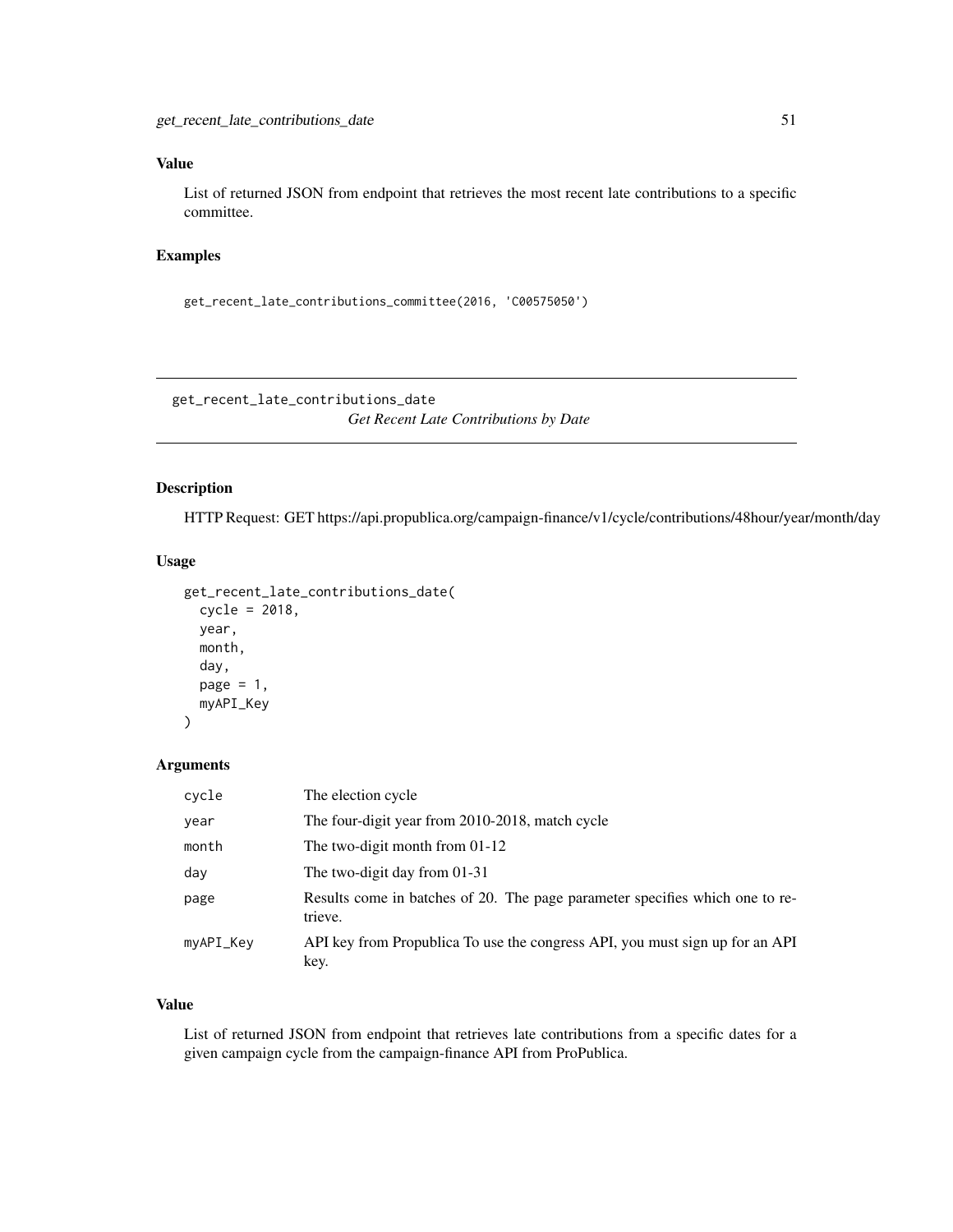### Value

List of returned JSON from endpoint that retrieves the most recent late contributions to a specific committee.

### Examples

```
get_recent_late_contributions_committee(2016, 'C00575050')
```

---

## get_recent_late_contributions_date    *Get Recent Late Contributions by Date*

---

### Description

HTTP Request: GET https://api.propublica.org/campaign-finance/v1/cycle/contributions/48hour/year/month/day

### Usage

```
get_recent_late_contributions_date(
  cycle = 2018,
  year,
  month,
  day,
  page = 1,
  myAPI_Key
)
```

### Arguments

| | |
|---|---|
| cycle | The election cycle |
| year | The four-digit year from 2010-2018, match cycle |
| month | The two-digit month from 01-12 |
| day | The two-digit day from 01-31 |
| page | Results come in batches of 20. The page parameter specifies which one to retrieve. |
| myAPI_Key | API key from Propublica To use the congress API, you must sign up for an API key. |

### Value

List of returned JSON from endpoint that retrieves late contributions from a specific dates for a given campaign cycle from the campaign-finance API from ProPublica.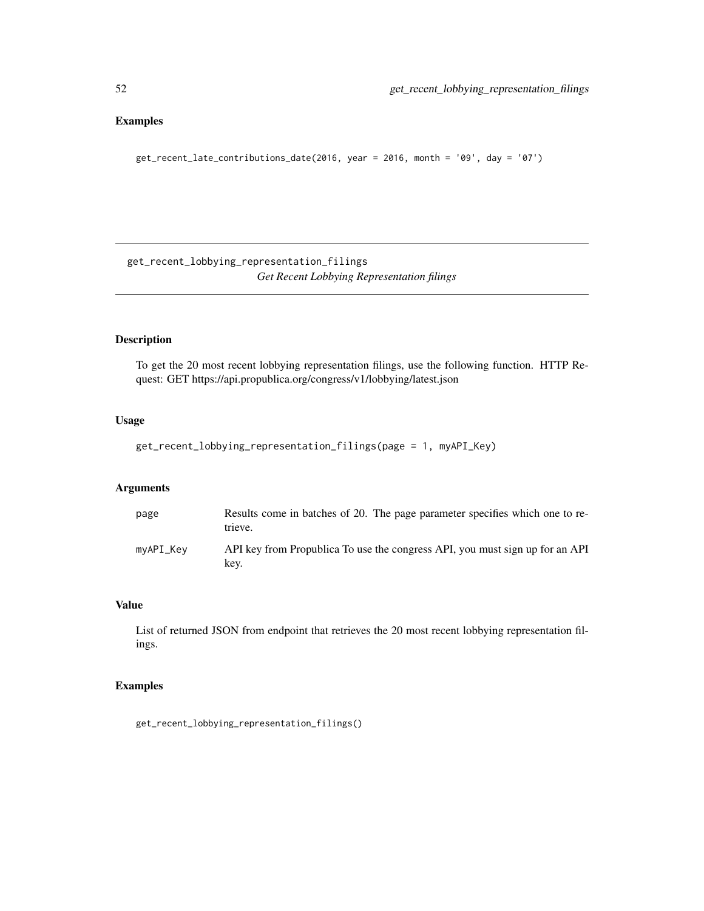## Examples

```
get_recent_late_contributions_date(2016, year = 2016, month = '09', day = '07')
```

---

# get_recent_lobbying_representation_filings

*Get Recent Lobbying Representation filings*

---

## Description

To get the 20 most recent lobbying representation filings, use the following function. HTTP Request: GET https://api.propublica.org/congress/v1/lobbying/latest.json

## Usage

```
get_recent_lobbying_representation_filings(page = 1, myAPI_Key)
```

## Arguments

| | |
|---|---|
| page | Results come in batches of 20. The page parameter specifies which one to retrieve. |
| myAPI_Key | API key from Propublica To use the congress API, you must sign up for an API key. |

## Value

List of returned JSON from endpoint that retrieves the 20 most recent lobbying representation filings.

## Examples

```
get_recent_lobbying_representation_filings()
```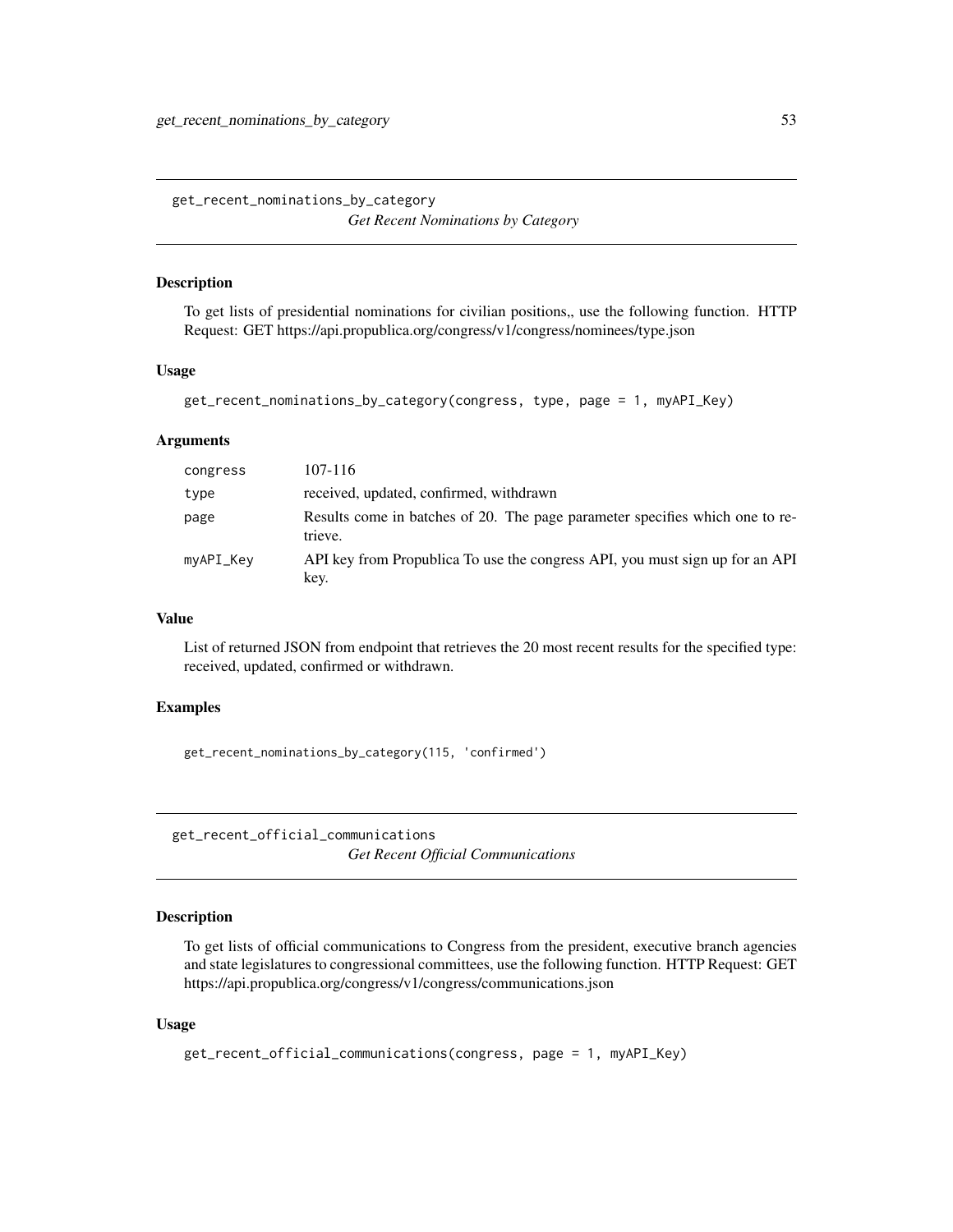## get_recent_nominations_by_category

*Get Recent Nominations by Category*

### Description

To get lists of presidential nominations for civilian positions,, use the following function. HTTP Request: GET https://api.propublica.org/congress/v1/congress/nominees/type.json

### Usage

```
get_recent_nominations_by_category(congress, type, page = 1, myAPI_Key)
```

### Arguments

| | |
|---|---|
| congress | 107-116 |
| type | received, updated, confirmed, withdrawn |
| page | Results come in batches of 20. The page parameter specifies which one to retrieve. |
| myAPI_Key | API key from Propublica To use the congress API, you must sign up for an API key. |

### Value

List of returned JSON from endpoint that retrieves the 20 most recent results for the specified type: received, updated, confirmed or withdrawn.

### Examples

```
get_recent_nominations_by_category(115, 'confirmed')
```

## get_recent_official_communications

*Get Recent Official Communications*

### Description

To get lists of official communications to Congress from the president, executive branch agencies and state legislatures to congressional committees, use the following function. HTTP Request: GET https://api.propublica.org/congress/v1/congress/communications.json

### Usage

```
get_recent_official_communications(congress, page = 1, myAPI_Key)
```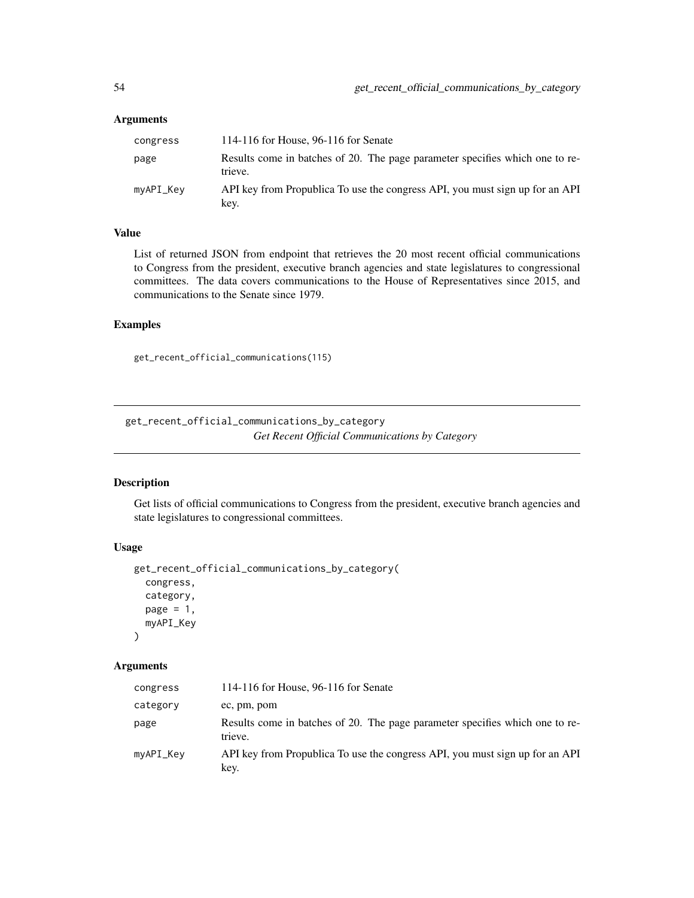### Arguments

| | |
|---|---|
| congress | 114-116 for House, 96-116 for Senate |
| page | Results come in batches of 20. The page parameter specifies which one to retrieve. |
| myAPI_Key | API key from Propublica To use the congress API, you must sign up for an API key. |

### Value

List of returned JSON from endpoint that retrieves the 20 most recent official communications to Congress from the president, executive branch agencies and state legislatures to congressional committees. The data covers communications to the House of Representatives since 2015, and communications to the Senate since 1979.

### Examples

```
get_recent_official_communications(115)
```

---

## get_recent_official_communications_by_category
*Get Recent Official Communications by Category*

---

### Description

Get lists of official communications to Congress from the president, executive branch agencies and state legislatures to congressional committees.

### Usage

```
get_recent_official_communications_by_category(
  congress,
  category,
  page = 1,
  myAPI_Key
)
```

### Arguments

| | |
|---|---|
| congress | 114-116 for House, 96-116 for Senate |
| category | ec, pm, pom |
| page | Results come in batches of 20. The page parameter specifies which one to retrieve. |
| myAPI_Key | API key from Propublica To use the congress API, you must sign up for an API key. |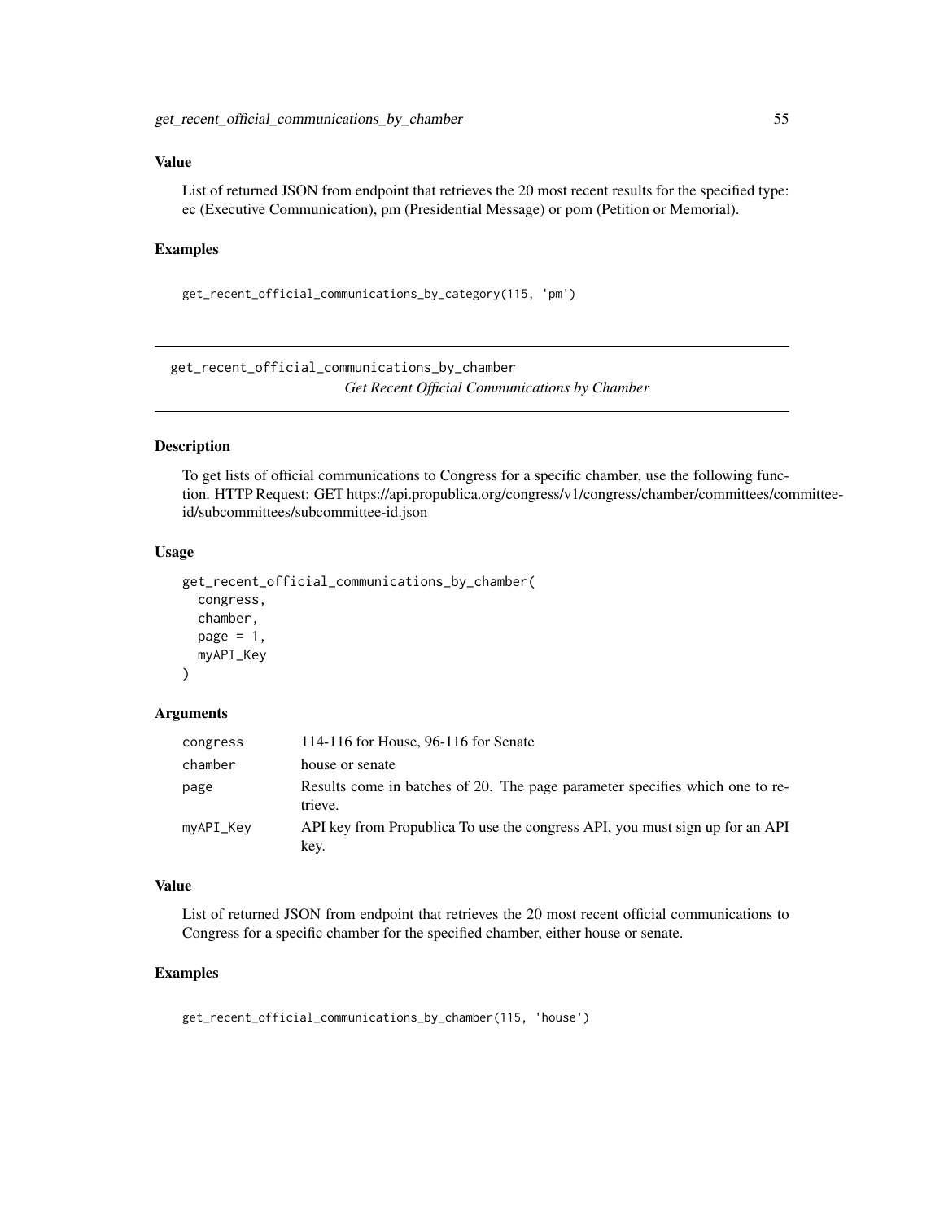### Value

List of returned JSON from endpoint that retrieves the 20 most recent results for the specified type: ec (Executive Communication), pm (Presidential Message) or pom (Petition or Memorial).

### Examples

```
get_recent_official_communications_by_category(115, 'pm')
```

---

## get_recent_official_communications_by_chamber

*Get Recent Official Communications by Chamber*

---

### Description

To get lists of official communications to Congress for a specific chamber, use the following function. HTTP Request: GET https://api.propublica.org/congress/v1/congress/chamber/committees/committee-id/subcommittees/subcommittee-id.json

### Usage

```
get_recent_official_communications_by_chamber(
  congress,
  chamber,
  page = 1,
  myAPI_Key
)
```

### Arguments

| | |
|---|---|
| congress | 114-116 for House, 96-116 for Senate |
| chamber | house or senate |
| page | Results come in batches of 20. The page parameter specifies which one to retrieve. |
| myAPI_Key | API key from Propublica To use the congress API, you must sign up for an API key. |

### Value

List of returned JSON from endpoint that retrieves the 20 most recent official communications to Congress for a specific chamber for the specified chamber, either house or senate.

### Examples

```
get_recent_official_communications_by_chamber(115, 'house')
```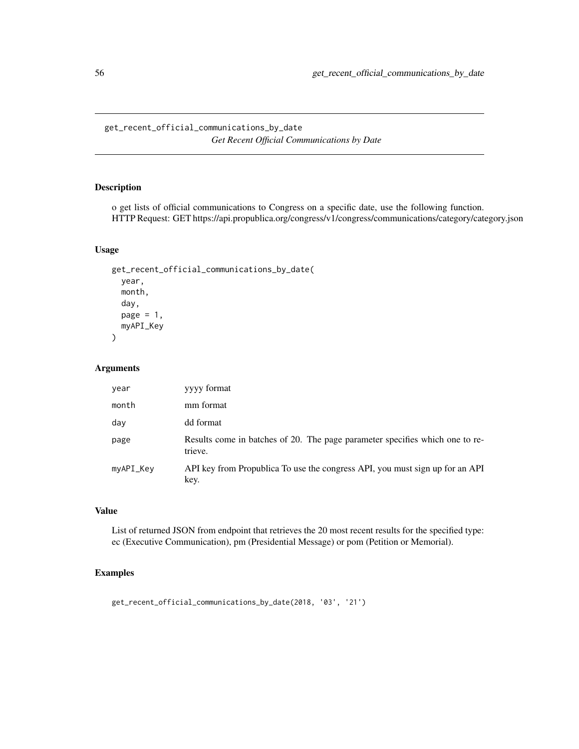# get_recent_official_communications_by_date

*Get Recent Official Communications by Date*

## Description

o get lists of official communications to Congress on a specific date, use the following function. HTTP Request: GET https://api.propublica.org/congress/v1/congress/communications/category/category.json

## Usage

```
get_recent_official_communications_by_date(
  year,
  month,
  day,
  page = 1,
  myAPI_Key
)
```

## Arguments

| | |
|---|---|
| year | yyyy format |
| month | mm format |
| day | dd format |
| page | Results come in batches of 20. The page parameter specifies which one to retrieve. |
| myAPI_Key | API key from Propublica To use the congress API, you must sign up for an API key. |

## Value

List of returned JSON from endpoint that retrieves the 20 most recent results for the specified type: ec (Executive Communication), pm (Presidential Message) or pom (Petition or Memorial).

## Examples

```
get_recent_official_communications_by_date(2018, '03', '21')
```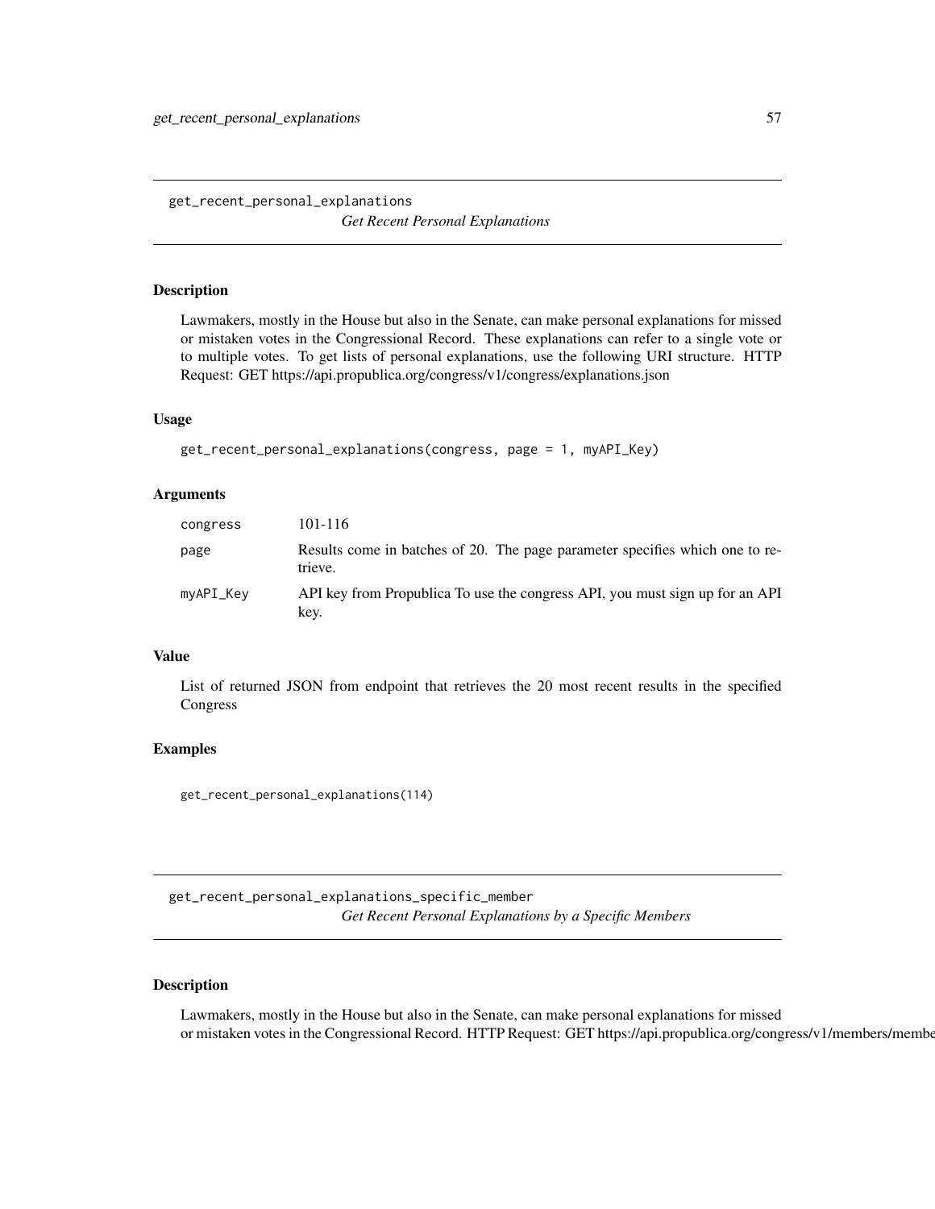## get_recent_personal_explanations

*Get Recent Personal Explanations*

### Description

Lawmakers, mostly in the House but also in the Senate, can make personal explanations for missed or mistaken votes in the Congressional Record. These explanations can refer to a single vote or to multiple votes. To get lists of personal explanations, use the following URI structure. HTTP Request: GET https://api.propublica.org/congress/v1/congress/explanations.json

### Usage

```
get_recent_personal_explanations(congress, page = 1, myAPI_Key)
```

### Arguments

| | |
|---|---|
| congress | 101-116 |
| page | Results come in batches of 20. The page parameter specifies which one to retrieve. |
| myAPI_Key | API key from Propublica To use the congress API, you must sign up for an API key. |

### Value

List of returned JSON from endpoint that retrieves the 20 most recent results in the specified Congress

### Examples

```
get_recent_personal_explanations(114)
```

## get_recent_personal_explanations_specific_member

*Get Recent Personal Explanations by a Specific Members*

### Description

Lawmakers, mostly in the House but also in the Senate, can make personal explanations for missed or mistaken votes in the Congressional Record. HTTP Request: GET https://api.propublica.org/congress/v1/members/membe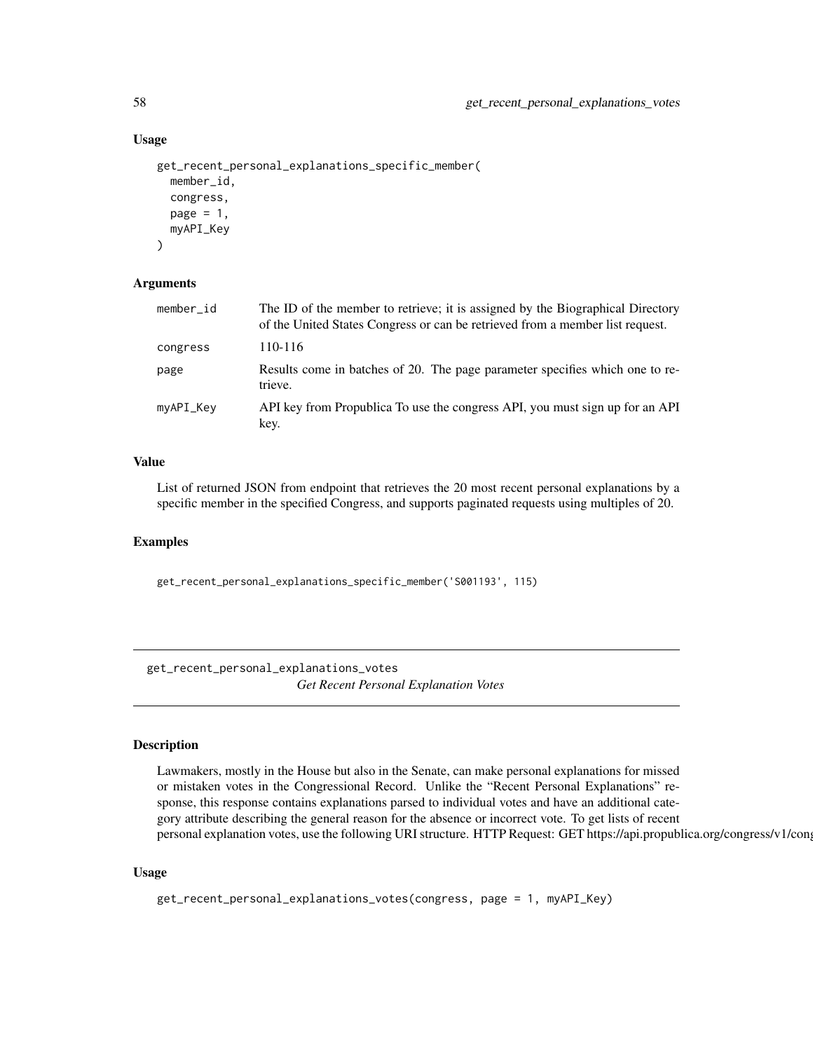## Usage

```
get_recent_personal_explanations_specific_member(
  member_id,
  congress,
  page = 1,
  myAPI_Key
)
```

## Arguments

| | |
|---|---|
| member_id | The ID of the member to retrieve; it is assigned by the Biographical Directory of the United States Congress or can be retrieved from a member list request. |
| congress | 110-116 |
| page | Results come in batches of 20. The page parameter specifies which one to retrieve. |
| myAPI_Key | API key from Propublica To use the congress API, you must sign up for an API key. |

## Value

List of returned JSON from endpoint that retrieves the 20 most recent personal explanations by a specific member in the specified Congress, and supports paginated requests using multiples of 20.

## Examples

```
get_recent_personal_explanations_specific_member('S001193', 115)
```

---

# get_recent_personal_explanations_votes

*Get Recent Personal Explanation Votes*

---

## Description

Lawmakers, mostly in the House but also in the Senate, can make personal explanations for missed or mistaken votes in the Congressional Record. Unlike the "Recent Personal Explanations" response, this response contains explanations parsed to individual votes and have an additional category attribute describing the general reason for the absence or incorrect vote. To get lists of recent personal explanation votes, use the following URI structure. HTTP Request: GET https://api.propublica.org/congress/v1/cong

## Usage

```
get_recent_personal_explanations_votes(congress, page = 1, myAPI_Key)
```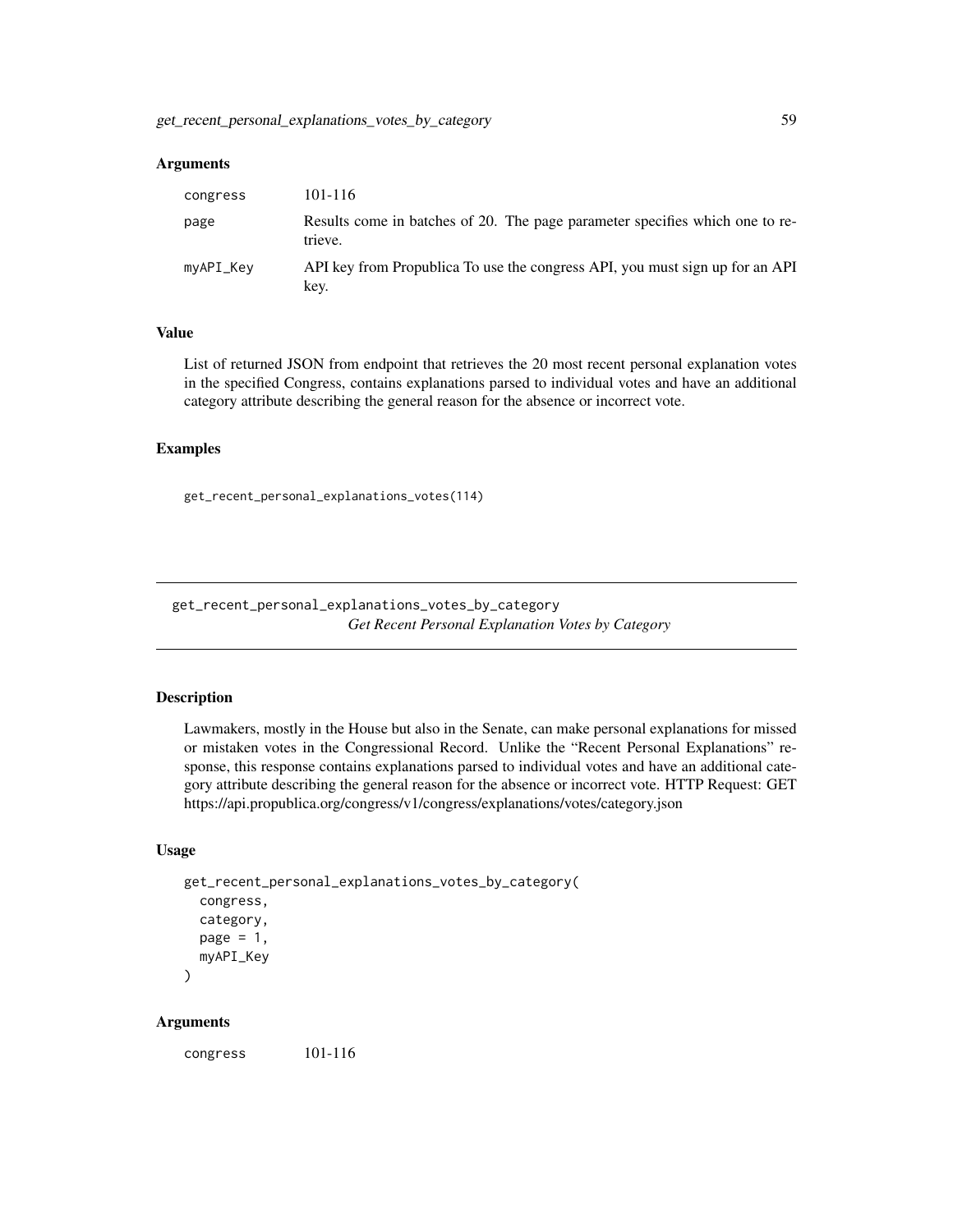### Arguments

| | |
|---|---|
| congress | 101-116 |
| page | Results come in batches of 20. The page parameter specifies which one to retrieve. |
| myAPI_Key | API key from Propublica To use the congress API, you must sign up for an API key. |

### Value

List of returned JSON from endpoint that retrieves the 20 most recent personal explanation votes in the specified Congress, contains explanations parsed to individual votes and have an additional category attribute describing the general reason for the absence or incorrect vote.

### Examples

```
get_recent_personal_explanations_votes(114)
```

---

## get_recent_personal_explanations_votes_by_category

*Get Recent Personal Explanation Votes by Category*

---

### Description

Lawmakers, mostly in the House but also in the Senate, can make personal explanations for missed or mistaken votes in the Congressional Record. Unlike the "Recent Personal Explanations" response, this response contains explanations parsed to individual votes and have an additional category attribute describing the general reason for the absence or incorrect vote. HTTP Request: GET https://api.propublica.org/congress/v1/congress/explanations/votes/category.json

### Usage

```
get_recent_personal_explanations_votes_by_category(
  congress,
  category,
  page = 1,
  myAPI_Key
)
```

### Arguments

| | |
|---|---|
| congress | 101-116 |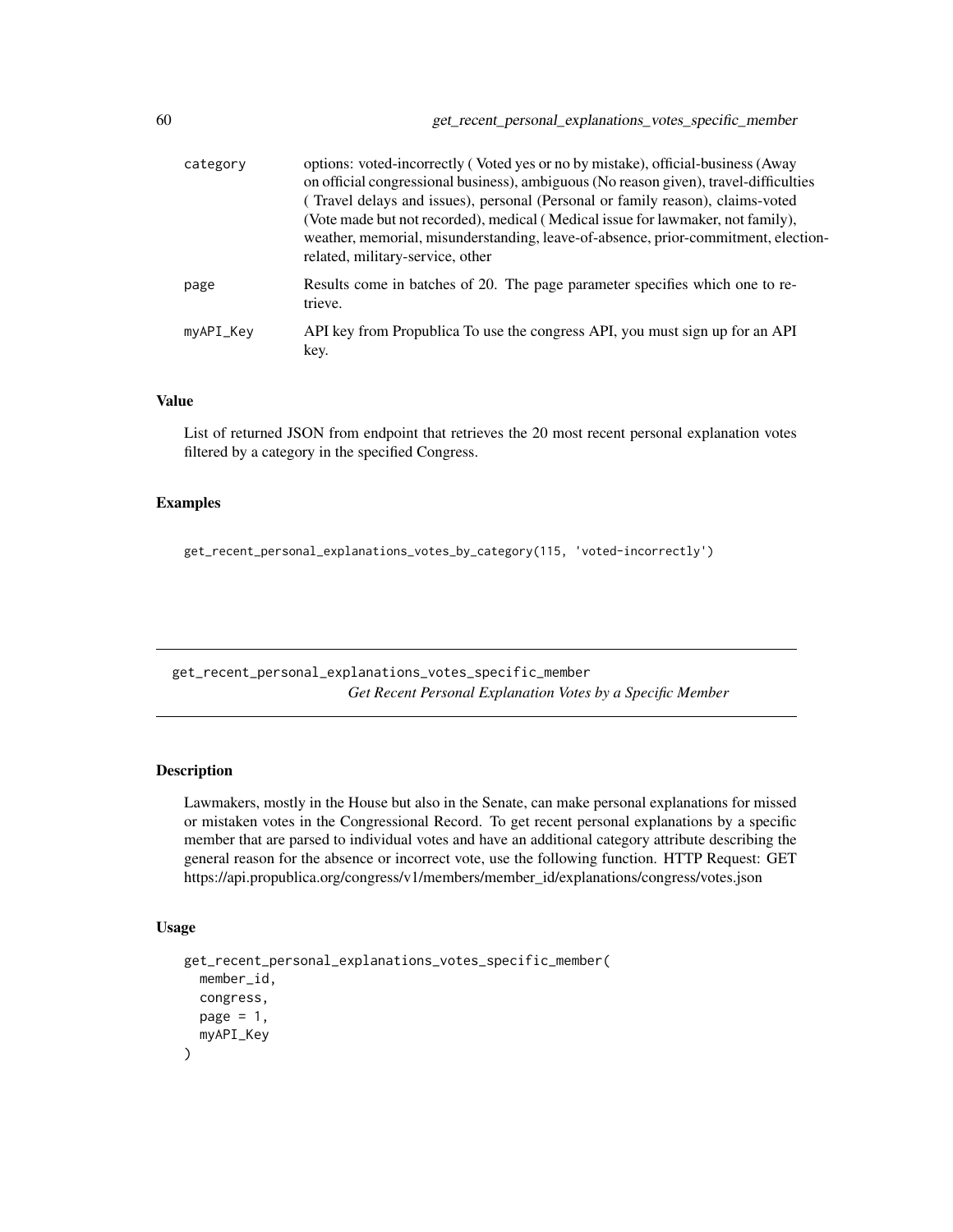| | |
|---|---|
| category | options: voted-incorrectly ( Voted yes or no by mistake), official-business (Away on official congressional business), ambiguous (No reason given), travel-difficulties ( Travel delays and issues), personal (Personal or family reason), claims-voted (Vote made but not recorded), medical ( Medical issue for lawmaker, not family), weather, memorial, misunderstanding, leave-of-absence, prior-commitment, election-related, military-service, other |
| page | Results come in batches of 20. The page parameter specifies which one to retrieve. |
| myAPI_Key | API key from Propublica To use the congress API, you must sign up for an API key. |

### Value

List of returned JSON from endpoint that retrieves the 20 most recent personal explanation votes filtered by a category in the specified Congress.

### Examples

```
get_recent_personal_explanations_votes_by_category(115, 'voted-incorrectly')
```

---

## get_recent_personal_explanations_votes_specific_member

*Get Recent Personal Explanation Votes by a Specific Member*

---

### Description

Lawmakers, mostly in the House but also in the Senate, can make personal explanations for missed or mistaken votes in the Congressional Record. To get recent personal explanations by a specific member that are parsed to individual votes and have an additional category attribute describing the general reason for the absence or incorrect vote, use the following function. HTTP Request: GET https://api.propublica.org/congress/v1/members/member_id/explanations/congress/votes.json

### Usage

```
get_recent_personal_explanations_votes_specific_member(
  member_id,
  congress,
  page = 1,
  myAPI_Key
)
```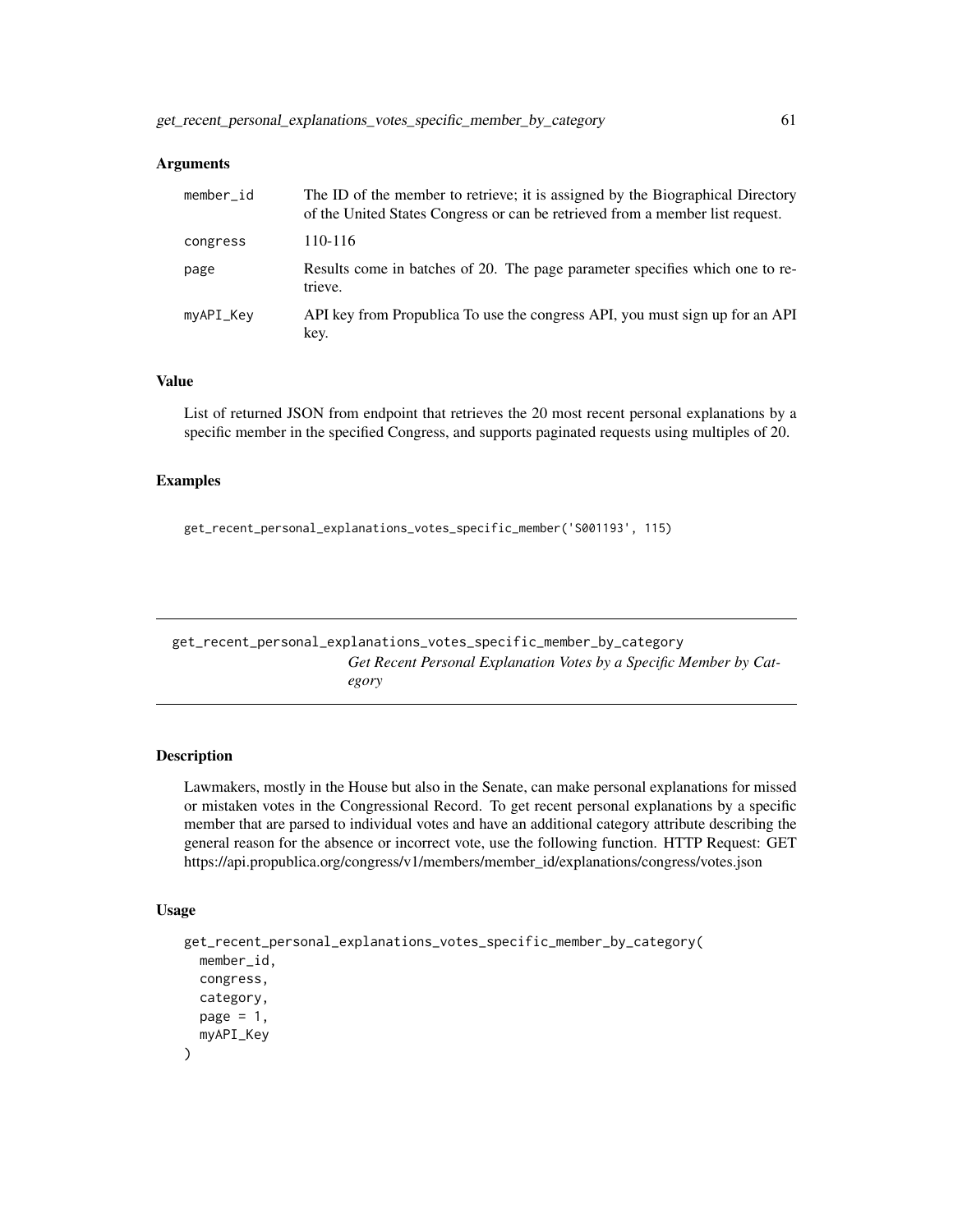### Arguments

| | |
|---|---|
| member_id | The ID of the member to retrieve; it is assigned by the Biographical Directory of the United States Congress or can be retrieved from a member list request. |
| congress | 110-116 |
| page | Results come in batches of 20. The page parameter specifies which one to retrieve. |
| myAPI_Key | API key from Propublica To use the congress API, you must sign up for an API key. |

### Value

List of returned JSON from endpoint that retrieves the 20 most recent personal explanations by a specific member in the specified Congress, and supports paginated requests using multiples of 20.

### Examples

```
get_recent_personal_explanations_votes_specific_member('S001193', 115)
```

---

## get_recent_personal_explanations_votes_specific_member_by_category

*Get Recent Personal Explanation Votes by a Specific Member by Category*

---

### Description

Lawmakers, mostly in the House but also in the Senate, can make personal explanations for missed or mistaken votes in the Congressional Record. To get recent personal explanations by a specific member that are parsed to individual votes and have an additional category attribute describing the general reason for the absence or incorrect vote, use the following function. HTTP Request: GET https://api.propublica.org/congress/v1/members/member_id/explanations/congress/votes.json

### Usage

```
get_recent_personal_explanations_votes_specific_member_by_category(
  member_id,
  congress,
  category,
  page = 1,
  myAPI_Key
)
```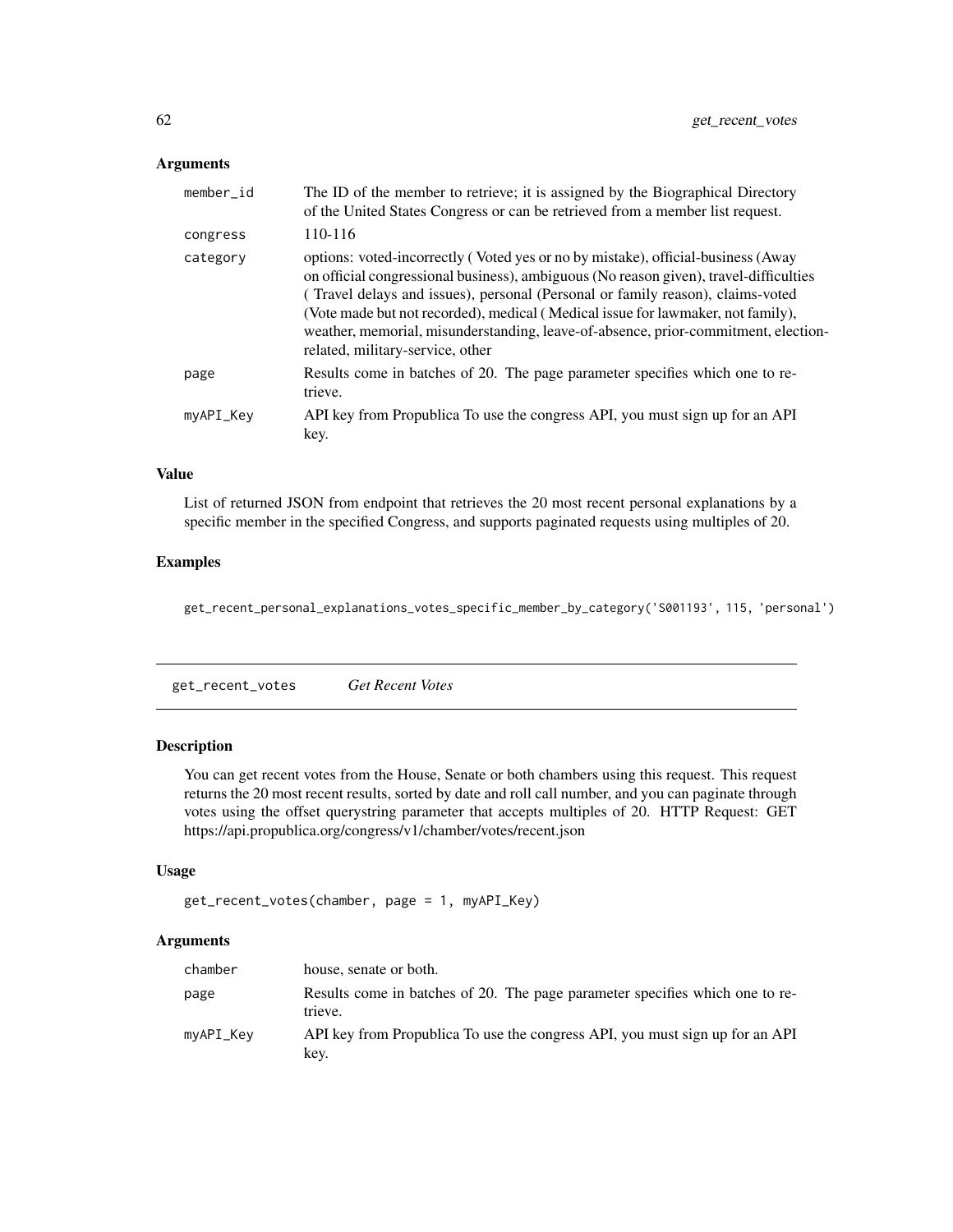### Arguments

| | |
|---|---|
| member_id | The ID of the member to retrieve; it is assigned by the Biographical Directory of the United States Congress or can be retrieved from a member list request. |
| congress | 110-116 |
| category | options: voted-incorrectly ( Voted yes or no by mistake), official-business (Away on official congressional business), ambiguous (No reason given), travel-difficulties ( Travel delays and issues), personal (Personal or family reason), claims-voted (Vote made but not recorded), medical ( Medical issue for lawmaker, not family), weather, memorial, misunderstanding, leave-of-absence, prior-commitment, election-related, military-service, other |
| page | Results come in batches of 20. The page parameter specifies which one to retrieve. |
| myAPI_Key | API key from Propublica To use the congress API, you must sign up for an API key. |

### Value

List of returned JSON from endpoint that retrieves the 20 most recent personal explanations by a specific member in the specified Congress, and supports paginated requests using multiples of 20.

### Examples

```
get_recent_personal_explanations_votes_specific_member_by_category('S001193', 115, 'personal')
```

---

## get_recent_votes *Get Recent Votes*

---

### Description

You can get recent votes from the House, Senate or both chambers using this request. This request returns the 20 most recent results, sorted by date and roll call number, and you can paginate through votes using the offset querystring parameter that accepts multiples of 20. HTTP Request: GET https://api.propublica.org/congress/v1/chamber/votes/recent.json

### Usage

```
get_recent_votes(chamber, page = 1, myAPI_Key)
```

### Arguments

| | |
|---|---|
| chamber | house, senate or both. |
| page | Results come in batches of 20. The page parameter specifies which one to retrieve. |
| myAPI_Key | API key from Propublica To use the congress API, you must sign up for an API key. |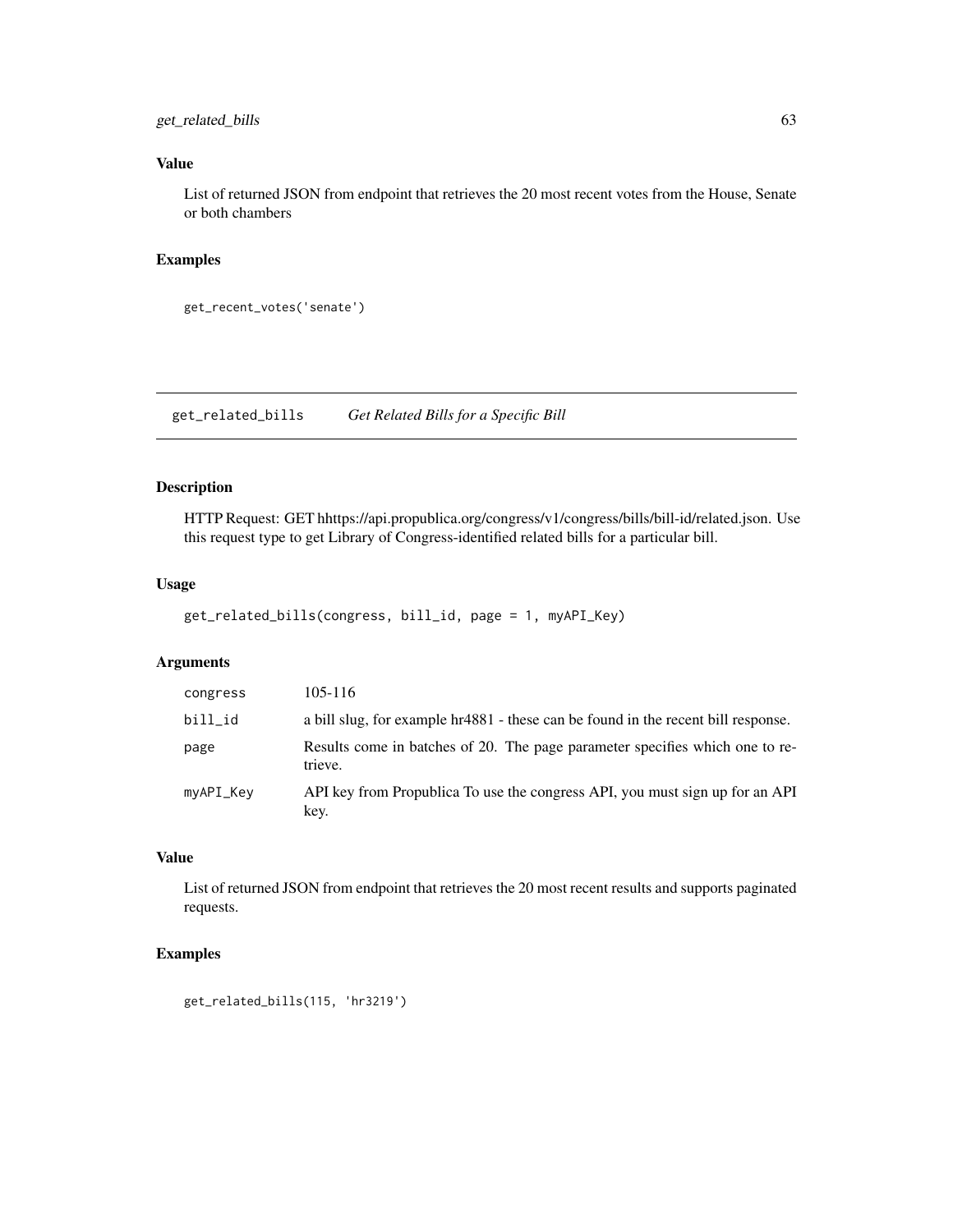### Value

List of returned JSON from endpoint that retrieves the 20 most recent votes from the House, Senate or both chambers

### Examples

```
get_recent_votes('senate')
```

---

## get_related_bills — *Get Related Bills for a Specific Bill*

---

### Description

HTTP Request: GET hhttps://api.propublica.org/congress/v1/congress/bills/bill-id/related.json. Use this request type to get Library of Congress-identified related bills for a particular bill.

### Usage

```
get_related_bills(congress, bill_id, page = 1, myAPI_Key)
```

### Arguments

| | |
|---|---|
| congress | 105-116 |
| bill_id | a bill slug, for example hr4881 - these can be found in the recent bill response. |
| page | Results come in batches of 20. The page parameter specifies which one to retrieve. |
| myAPI_Key | API key from Propublica To use the congress API, you must sign up for an API key. |

### Value

List of returned JSON from endpoint that retrieves the 20 most recent results and supports paginated requests.

### Examples

```
get_related_bills(115, 'hr3219')
```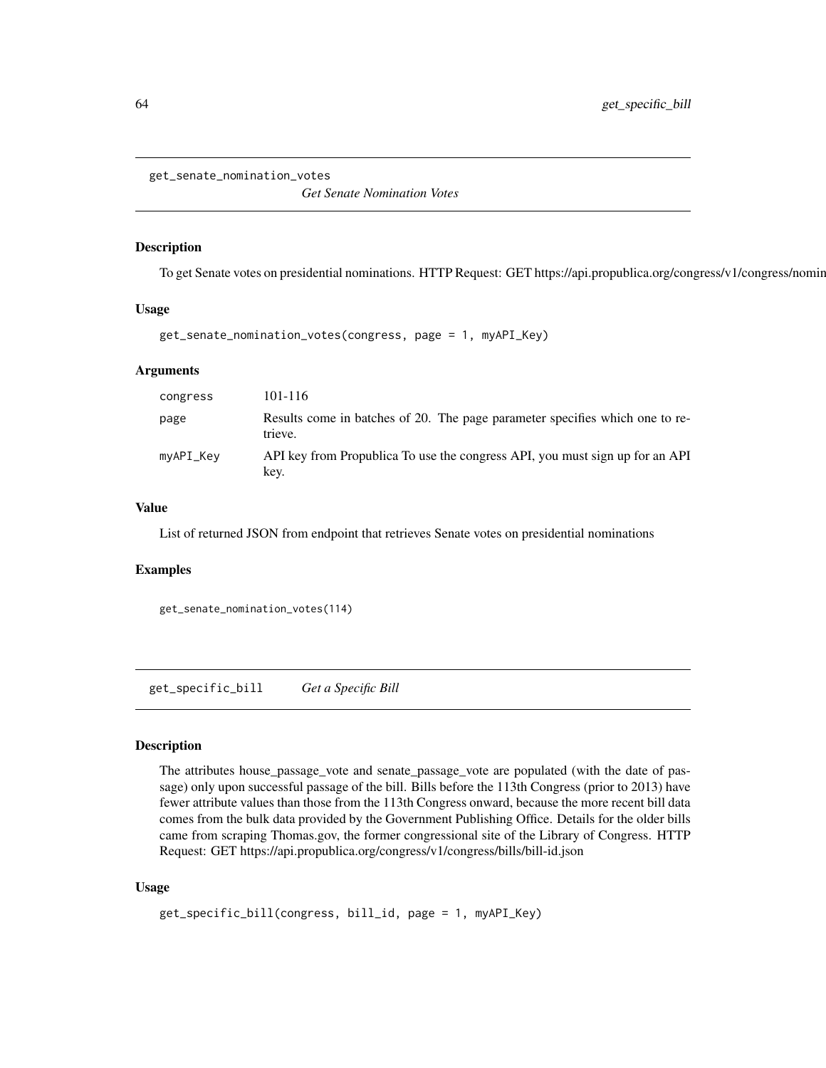## get_senate_nomination_votes

*Get Senate Nomination Votes*

### Description

To get Senate votes on presidential nominations. HTTP Request: GET https://api.propublica.org/congress/v1/congress/nomin

### Usage

```
get_senate_nomination_votes(congress, page = 1, myAPI_Key)
```

### Arguments

| | |
|---|---|
| congress | 101-116 |
| page | Results come in batches of 20. The page parameter specifies which one to retrieve. |
| myAPI_Key | API key from Propublica To use the congress API, you must sign up for an API key. |

### Value

List of returned JSON from endpoint that retrieves Senate votes on presidential nominations

### Examples

```
get_senate_nomination_votes(114)
```

## get_specific_bill

*Get a Specific Bill*

### Description

The attributes house_passage_vote and senate_passage_vote are populated (with the date of passage) only upon successful passage of the bill. Bills before the 113th Congress (prior to 2013) have fewer attribute values than those from the 113th Congress onward, because the more recent bill data comes from the bulk data provided by the Government Publishing Office. Details for the older bills came from scraping Thomas.gov, the former congressional site of the Library of Congress. HTTP Request: GET https://api.propublica.org/congress/v1/congress/bills/bill-id.json

### Usage

```
get_specific_bill(congress, bill_id, page = 1, myAPI_Key)
```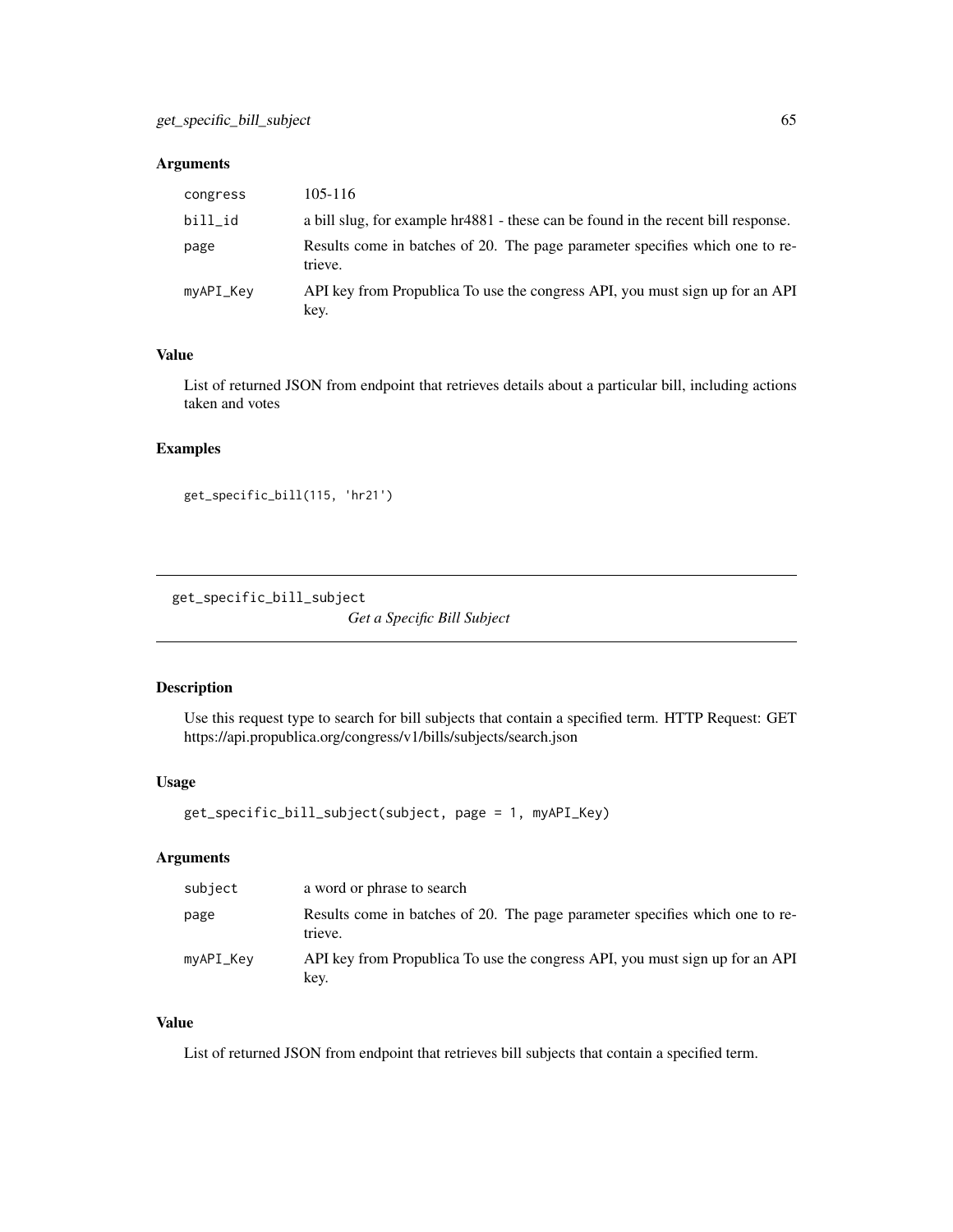### Arguments

| | |
|---|---|
| `congress` | 105-116 |
| `bill_id` | a bill slug, for example hr4881 - these can be found in the recent bill response. |
| `page` | Results come in batches of 20. The page parameter specifies which one to retrieve. |
| `myAPI_Key` | API key from Propublica To use the congress API, you must sign up for an API key. |

### Value

List of returned JSON from endpoint that retrieves details about a particular bill, including actions taken and votes

### Examples

```
get_specific_bill(115, 'hr21')
```

---

## get_specific_bill_subject

*Get a Specific Bill Subject*

---

### Description

Use this request type to search for bill subjects that contain a specified term. HTTP Request: GET https://api.propublica.org/congress/v1/bills/subjects/search.json

### Usage

```
get_specific_bill_subject(subject, page = 1, myAPI_Key)
```

### Arguments

| | |
|---|---|
| `subject` | a word or phrase to search |
| `page` | Results come in batches of 20. The page parameter specifies which one to retrieve. |
| `myAPI_Key` | API key from Propublica To use the congress API, you must sign up for an API key. |

### Value

List of returned JSON from endpoint that retrieves bill subjects that contain a specified term.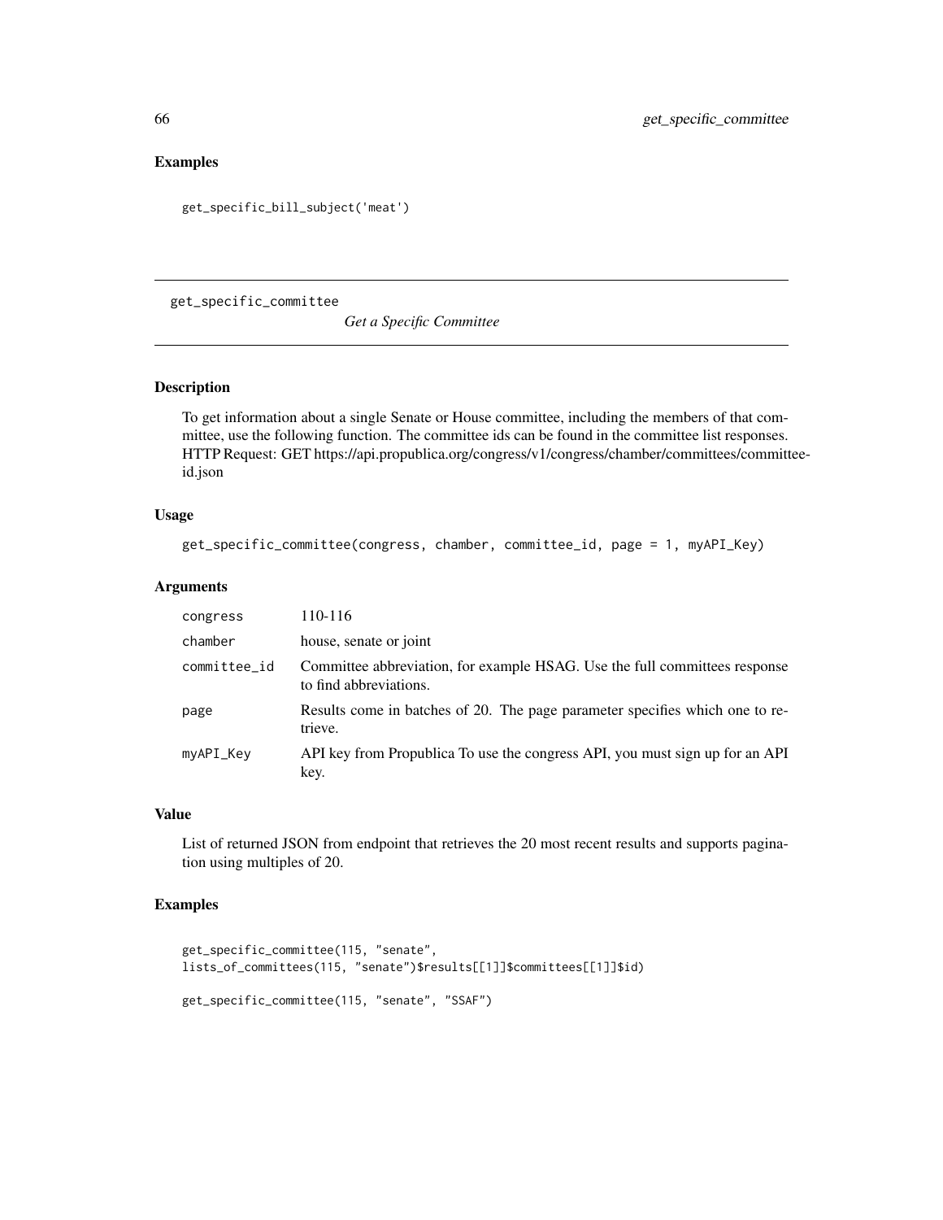## Examples

```
get_specific_bill_subject('meat')
```

---

# get_specific_committee

*Get a Specific Committee*

---

## Description

To get information about a single Senate or House committee, including the members of that committee, use the following function. The committee ids can be found in the committee list responses. HTTP Request: GET https://api.propublica.org/congress/v1/congress/chamber/committees/committee-id.json

## Usage

```
get_specific_committee(congress, chamber, committee_id, page = 1, myAPI_Key)
```

## Arguments

| | |
|---|---|
| congress | 110-116 |
| chamber | house, senate or joint |
| committee_id | Committee abbreviation, for example HSAG. Use the full committees response to find abbreviations. |
| page | Results come in batches of 20. The page parameter specifies which one to retrieve. |
| myAPI_Key | API key from Propublica To use the congress API, you must sign up for an API key. |

## Value

List of returned JSON from endpoint that retrieves the 20 most recent results and supports pagination using multiples of 20.

## Examples

```
get_specific_committee(115, "senate",
lists_of_committees(115, "senate")$results[[1]]$committees[[1]]$id)

get_specific_committee(115, "senate", "SSAF")
```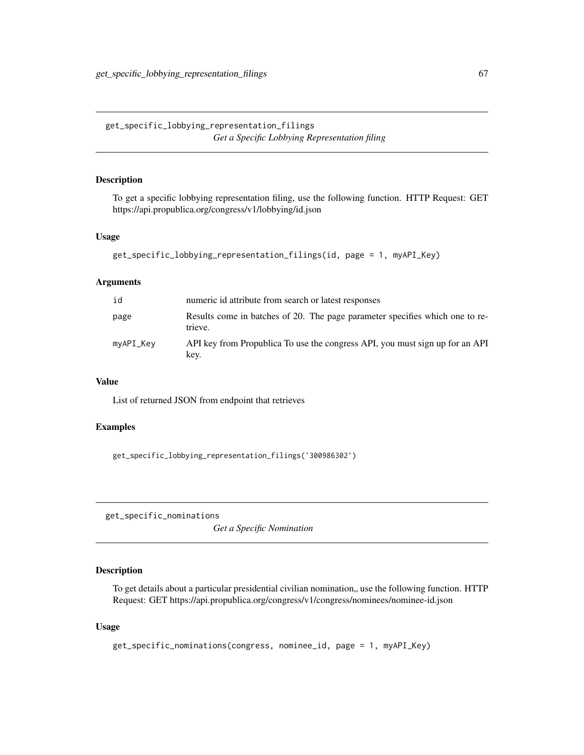## get_specific_lobbying_representation_filings

*Get a Specific Lobbying Representation filing*

### Description

To get a specific lobbying representation filing, use the following function. HTTP Request: GET https://api.propublica.org/congress/v1/lobbying/id.json

### Usage

```
get_specific_lobbying_representation_filings(id, page = 1, myAPI_Key)
```

### Arguments

| | |
|---|---|
| id | numeric id attribute from search or latest responses |
| page | Results come in batches of 20. The page parameter specifies which one to retrieve. |
| myAPI_Key | API key from Propublica To use the congress API, you must sign up for an API key. |

### Value

List of returned JSON from endpoint that retrieves

### Examples

```
get_specific_lobbying_representation_filings('300986302')
```

## get_specific_nominations

*Get a Specific Nomination*

### Description

To get details about a particular presidential civilian nomination,, use the following function. HTTP Request: GET https://api.propublica.org/congress/v1/congress/nominees/nominee-id.json

### Usage

```
get_specific_nominations(congress, nominee_id, page = 1, myAPI_Key)
```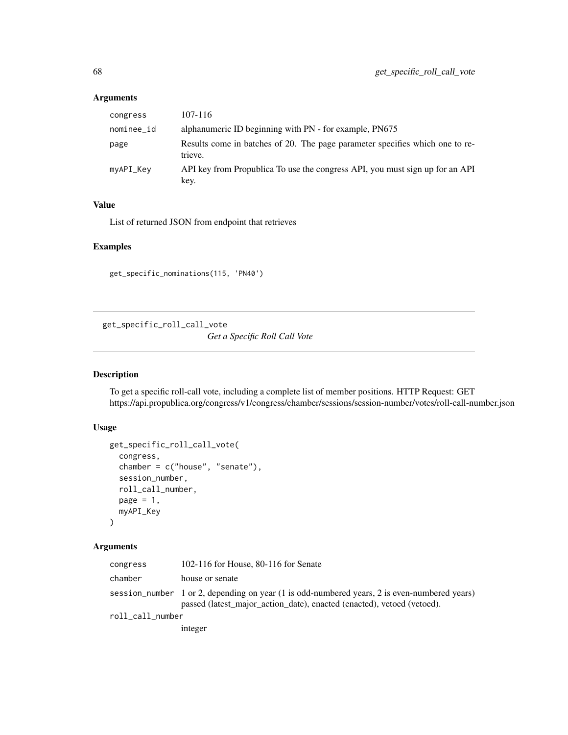### Arguments

| | |
|---|---|
| congress | 107-116 |
| nominee_id | alphanumeric ID beginning with PN - for example, PN675 |
| page | Results come in batches of 20. The page parameter specifies which one to retrieve. |
| myAPI_Key | API key from Propublica To use the congress API, you must sign up for an API key. |

### Value

List of returned JSON from endpoint that retrieves

### Examples

```
get_specific_nominations(115, 'PN40')
```

---

## get_specific_roll_call_vote    *Get a Specific Roll Call Vote*

---

### Description

To get a specific roll-call vote, including a complete list of member positions. HTTP Request: GET https://api.propublica.org/congress/v1/congress/chamber/sessions/session-number/votes/roll-call-number.json

### Usage

```
get_specific_roll_call_vote(
  congress,
  chamber = c("house", "senate"),
  session_number,
  roll_call_number,
  page = 1,
  myAPI_Key
)
```

### Arguments

| | |
|---|---|
| congress | 102-116 for House, 80-116 for Senate |
| chamber | house or senate |
| session_number | 1 or 2, depending on year (1 is odd-numbered years, 2 is even-numbered years) passed (latest_major_action_date), enacted (enacted), vetoed (vetoed). |
| roll_call_number | integer |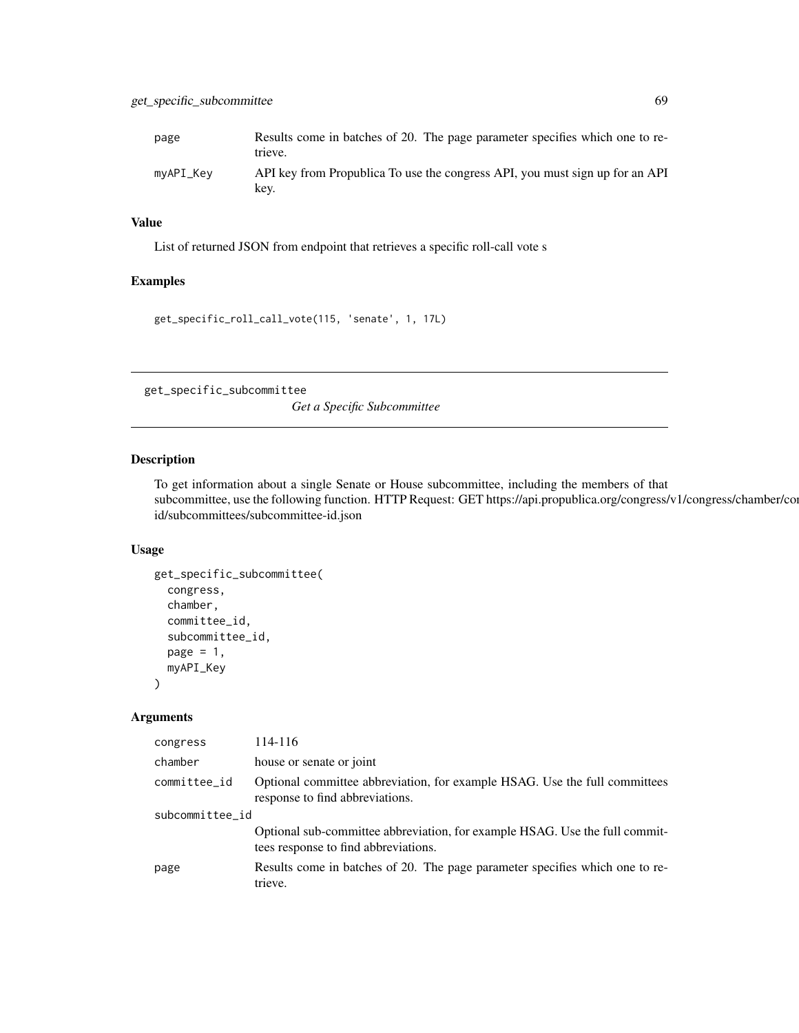| | |
|---|---|
| page | Results come in batches of 20. The page parameter specifies which one to retrieve. |
| myAPI_Key | API key from Propublica To use the congress API, you must sign up for an API key. |

### Value

List of returned JSON from endpoint that retrieves a specific roll-call vote s

### Examples

```
get_specific_roll_call_vote(115, 'senate', 1, 17L)
```

---

## get_specific_subcommittee *Get a Specific Subcommittee*

---

### Description

To get information about a single Senate or House subcommittee, including the members of that subcommittee, use the following function. HTTP Request: GET https://api.propublica.org/congress/v1/congress/chamber/committees/committee-id/subcommittees/subcommittee-id.json

### Usage

```
get_specific_subcommittee(
  congress,
  chamber,
  committee_id,
  subcommittee_id,
  page = 1,
  myAPI_Key
)
```

### Arguments

| | |
|---|---|
| congress | 114-116 |
| chamber | house or senate or joint |
| committee_id | Optional committee abbreviation, for example HSAG. Use the full committees response to find abbreviations. |
| subcommittee_id | Optional sub-committee abbreviation, for example HSAG. Use the full committees response to find abbreviations. |
| page | Results come in batches of 20. The page parameter specifies which one to retrieve. |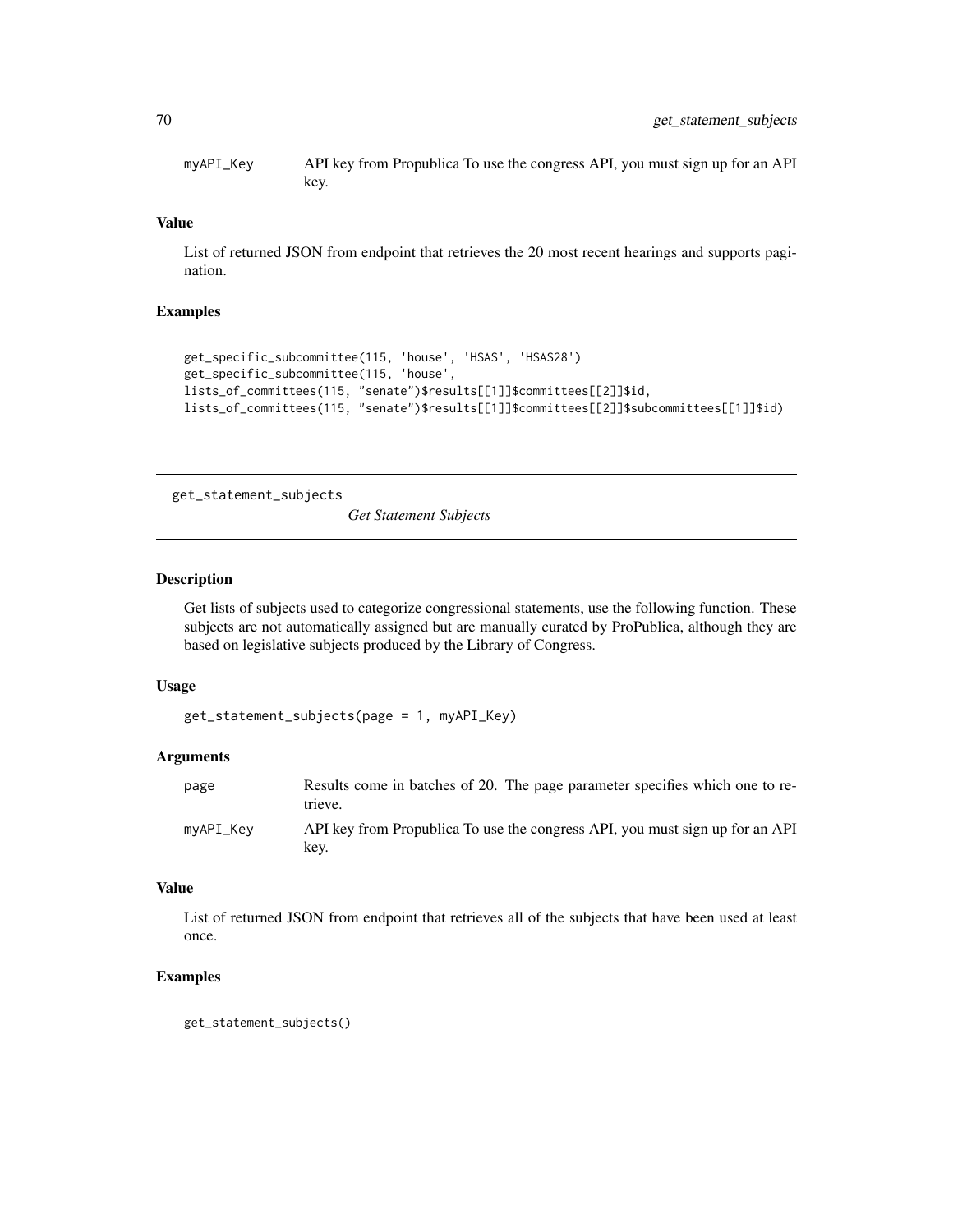myAPI_Key API key from Propublica To use the congress API, you must sign up for an API key.

### Value

List of returned JSON from endpoint that retrieves the 20 most recent hearings and supports pagination.

### Examples

```
get_specific_subcommittee(115, 'house', 'HSAS', 'HSAS28')
get_specific_subcommittee(115, 'house',
lists_of_committees(115, "senate")$results[[1]]$committees[[2]]$id,
lists_of_committees(115, "senate")$results[[1]]$committees[[2]]$subcommittees[[1]]$id)
```

---

## get_statement_subjects *Get Statement Subjects*

---

### Description

Get lists of subjects used to categorize congressional statements, use the following function. These subjects are not automatically assigned but are manually curated by ProPublica, although they are based on legislative subjects produced by the Library of Congress.

### Usage

```
get_statement_subjects(page = 1, myAPI_Key)
```

### Arguments

| | |
|---|---|
| page | Results come in batches of 20. The page parameter specifies which one to retrieve. |
| myAPI_Key | API key from Propublica To use the congress API, you must sign up for an API key. |

### Value

List of returned JSON from endpoint that retrieves all of the subjects that have been used at least once.

### Examples

```
get_statement_subjects()
```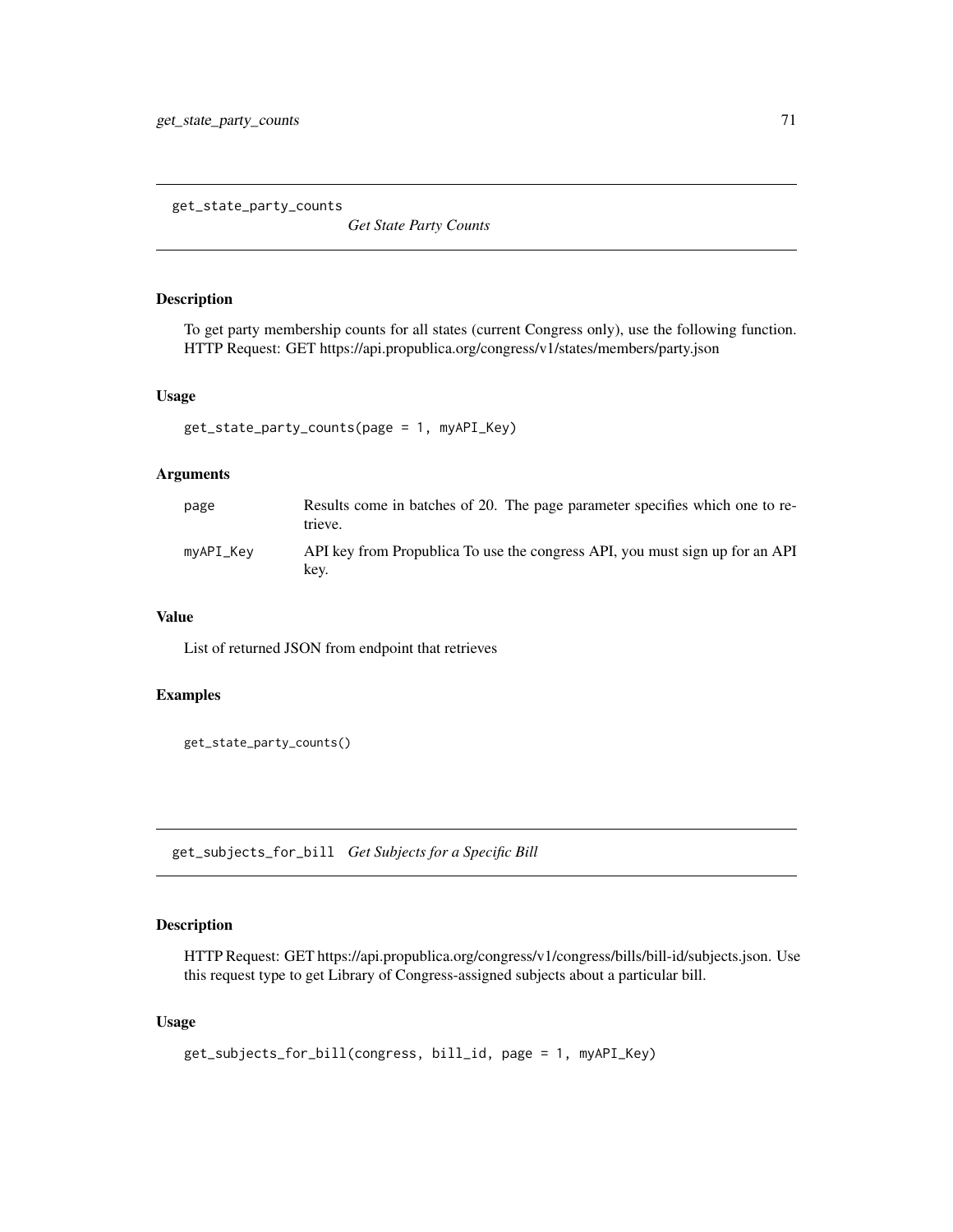## get_state_party_counts

*Get State Party Counts*

### Description

To get party membership counts for all states (current Congress only), use the following function. HTTP Request: GET https://api.propublica.org/congress/v1/states/members/party.json

### Usage

```
get_state_party_counts(page = 1, myAPI_Key)
```

### Arguments

| | |
|---|---|
| page | Results come in batches of 20. The page parameter specifies which one to retrieve. |
| myAPI_Key | API key from Propublica To use the congress API, you must sign up for an API key. |

### Value

List of returned JSON from endpoint that retrieves

### Examples

```
get_state_party_counts()
```

## get_subjects_for_bill

*Get Subjects for a Specific Bill*

### Description

HTTP Request: GET https://api.propublica.org/congress/v1/congress/bills/bill-id/subjects.json. Use this request type to get Library of Congress-assigned subjects about a particular bill.

### Usage

```
get_subjects_for_bill(congress, bill_id, page = 1, myAPI_Key)
```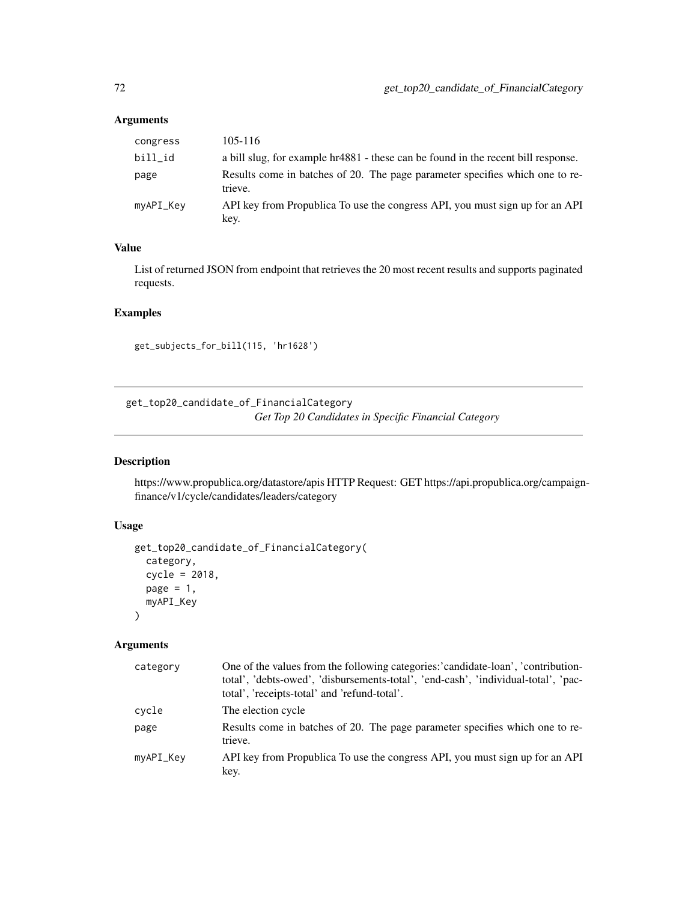## Arguments

| | |
|---|---|
| congress | 105-116 |
| bill_id | a bill slug, for example hr4881 - these can be found in the recent bill response. |
| page | Results come in batches of 20. The page parameter specifies which one to retrieve. |
| myAPI_Key | API key from Propublica To use the congress API, you must sign up for an API key. |

## Value

List of returned JSON from endpoint that retrieves the 20 most recent results and supports paginated requests.

## Examples

```
get_subjects_for_bill(115, 'hr1628')
```

---

# get_top20_candidate_of_FinancialCategory

*Get Top 20 Candidates in Specific Financial Category*

---

## Description

https://www.propublica.org/datastore/apis HTTP Request: GET https://api.propublica.org/campaign-finance/v1/cycle/candidates/leaders/category

## Usage

```
get_top20_candidate_of_FinancialCategory(
  category,
  cycle = 2018,
  page = 1,
  myAPI_Key
)
```

## Arguments

| | |
|---|---|
| category | One of the values from the following categories:'candidate-loan', 'contribution-total', 'debts-owed', 'disbursements-total', 'end-cash', 'individual-total', 'pac-total', 'receipts-total' and 'refund-total'. |
| cycle | The election cycle |
| page | Results come in batches of 20. The page parameter specifies which one to retrieve. |
| myAPI_Key | API key from Propublica To use the congress API, you must sign up for an API key. |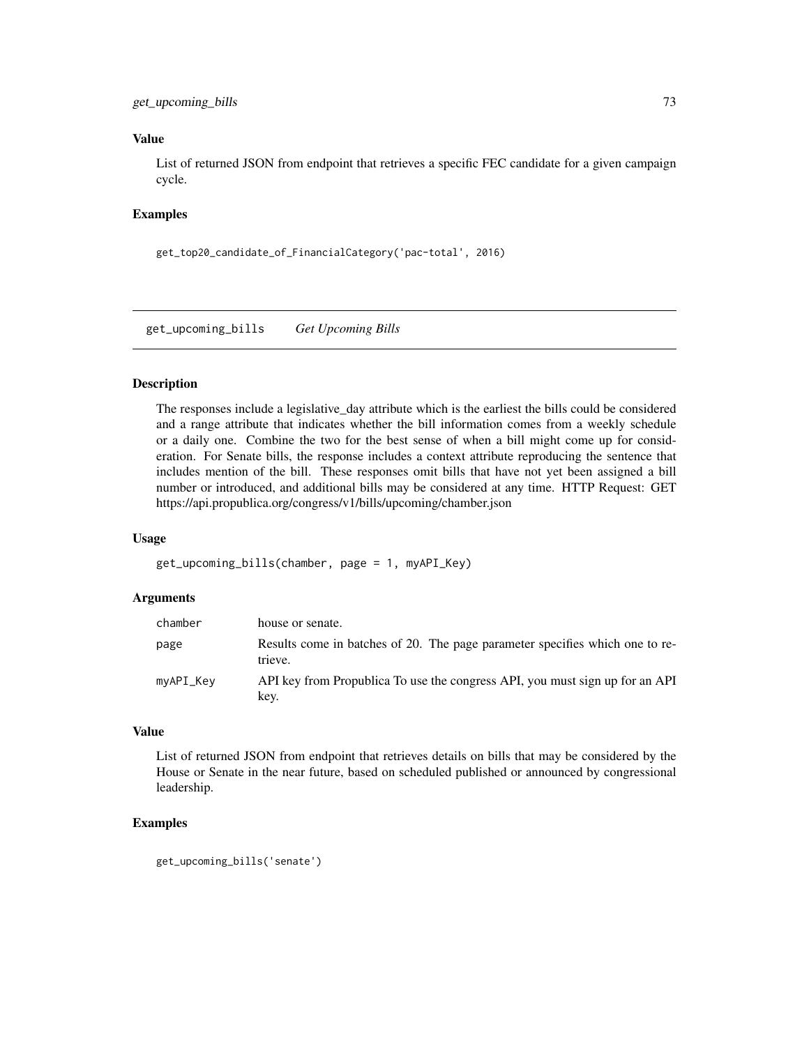### Value

List of returned JSON from endpoint that retrieves a specific FEC candidate for a given campaign cycle.

### Examples

```
get_top20_candidate_of_FinancialCategory('pac-total', 2016)
```

---

## get_upcoming_bills    *Get Upcoming Bills*

---

### Description

The responses include a legislative_day attribute which is the earliest the bills could be considered and a range attribute that indicates whether the bill information comes from a weekly schedule or a daily one. Combine the two for the best sense of when a bill might come up for consideration. For Senate bills, the response includes a context attribute reproducing the sentence that includes mention of the bill. These responses omit bills that have not yet been assigned a bill number or introduced, and additional bills may be considered at any time. HTTP Request: GET https://api.propublica.org/congress/v1/bills/upcoming/chamber.json

### Usage

```
get_upcoming_bills(chamber, page = 1, myAPI_Key)
```

### Arguments

| | |
|---|---|
| chamber | house or senate. |
| page | Results come in batches of 20. The page parameter specifies which one to retrieve. |
| myAPI_Key | API key from Propublica To use the congress API, you must sign up for an API key. |

### Value

List of returned JSON from endpoint that retrieves details on bills that may be considered by the House or Senate in the near future, based on scheduled published or announced by congressional leadership.

### Examples

```
get_upcoming_bills('senate')
```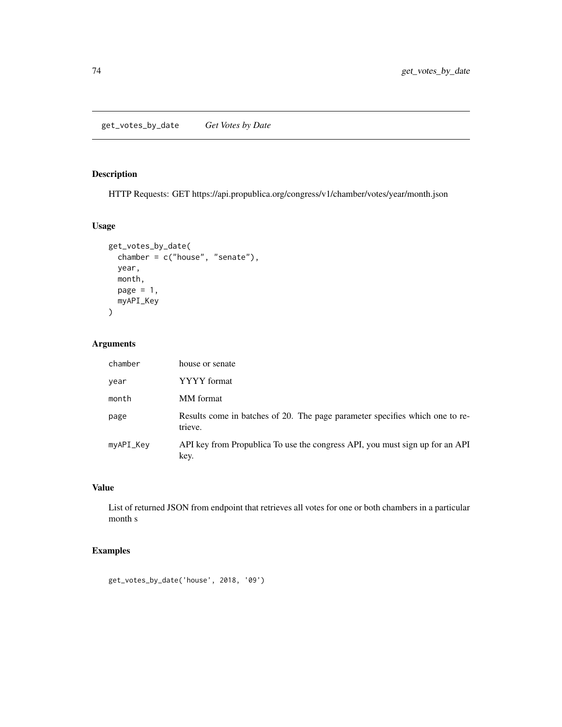## get_votes_by_date *Get Votes by Date*

### Description

HTTP Requests: GET https://api.propublica.org/congress/v1/chamber/votes/year/month.json

### Usage

```
get_votes_by_date(
  chamber = c("house", "senate"),
  year,
  month,
  page = 1,
  myAPI_Key
)
```

### Arguments

| | |
|---|---|
| chamber | house or senate |
| year | YYYY format |
| month | MM format |
| page | Results come in batches of 20. The page parameter specifies which one to retrieve. |
| myAPI_Key | API key from Propublica To use the congress API, you must sign up for an API key. |

### Value

List of returned JSON from endpoint that retrieves all votes for one or both chambers in a particular month s

### Examples

```
get_votes_by_date('house', 2018, '09')
```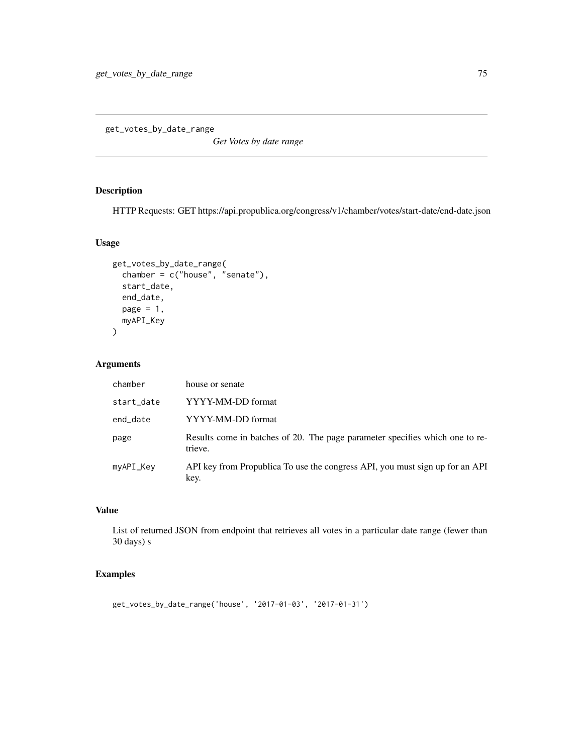# get_votes_by_date_range

*Get Votes by date range*

## Description

HTTP Requests: GET https://api.propublica.org/congress/v1/chamber/votes/start-date/end-date.json

## Usage

```
get_votes_by_date_range(
  chamber = c("house", "senate"),
  start_date,
  end_date,
  page = 1,
  myAPI_Key
)
```

## Arguments

| | |
|---|---|
| chamber | house or senate |
| start_date | YYYY-MM-DD format |
| end_date | YYYY-MM-DD format |
| page | Results come in batches of 20. The page parameter specifies which one to retrieve. |
| myAPI_Key | API key from Propublica To use the congress API, you must sign up for an API key. |

## Value

List of returned JSON from endpoint that retrieves all votes in a particular date range (fewer than 30 days) s

## Examples

```
get_votes_by_date_range('house', '2017-01-03', '2017-01-31')
```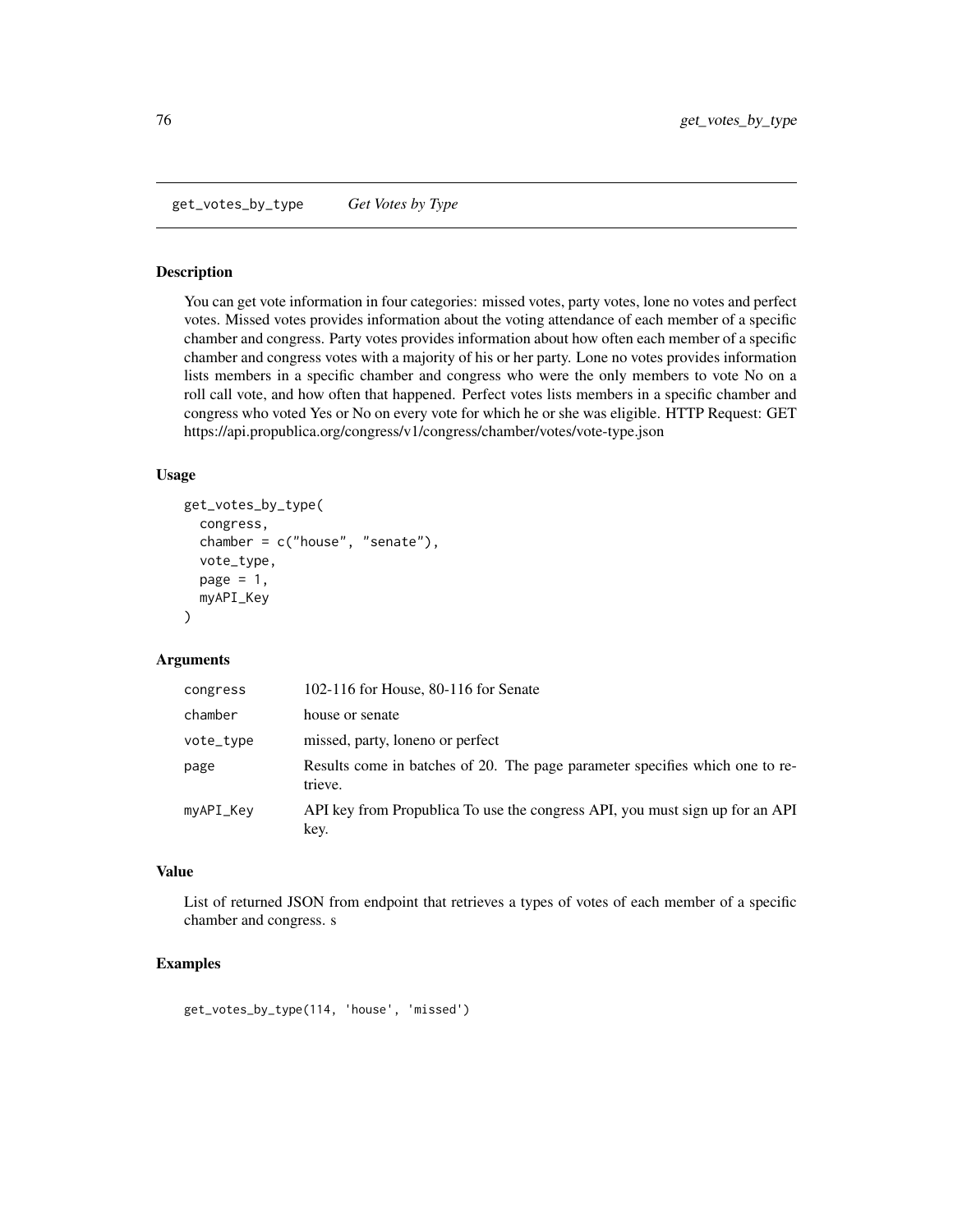# get_votes_by_type — *Get Votes by Type*

## Description

You can get vote information in four categories: missed votes, party votes, lone no votes and perfect votes. Missed votes provides information about the voting attendance of each member of a specific chamber and congress. Party votes provides information about how often each member of a specific chamber and congress votes with a majority of his or her party. Lone no votes provides information lists members in a specific chamber and congress who were the only members to vote No on a roll call vote, and how often that happened. Perfect votes lists members in a specific chamber and congress who voted Yes or No on every vote for which he or she was eligible. HTTP Request: GET https://api.propublica.org/congress/v1/congress/chamber/votes/vote-type.json

## Usage

```
get_votes_by_type(
  congress,
  chamber = c("house", "senate"),
  vote_type,
  page = 1,
  myAPI_Key
)
```

## Arguments

| | |
|---|---|
| congress | 102-116 for House, 80-116 for Senate |
| chamber | house or senate |
| vote_type | missed, party, loneno or perfect |
| page | Results come in batches of 20. The page parameter specifies which one to retrieve. |
| myAPI_Key | API key from Propublica To use the congress API, you must sign up for an API key. |

## Value

List of returned JSON from endpoint that retrieves a types of votes of each member of a specific chamber and congress. s

## Examples

```
get_votes_by_type(114, 'house', 'missed')
```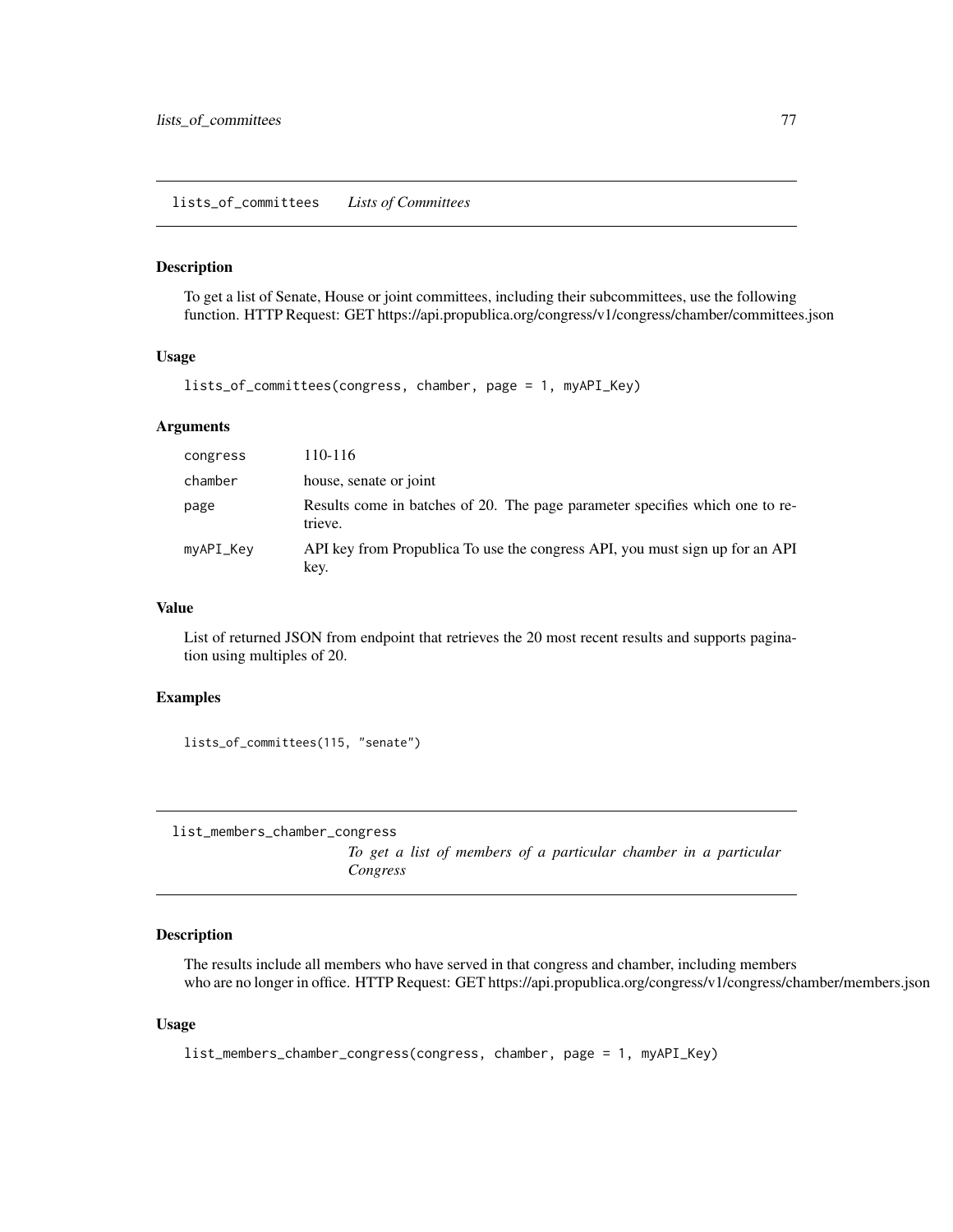## lists_of_committees *Lists of Committees*

### Description

To get a list of Senate, House or joint committees, including their subcommittees, use the following function. HTTP Request: GET https://api.propublica.org/congress/v1/congress/chamber/committees.json

### Usage

```
lists_of_committees(congress, chamber, page = 1, myAPI_Key)
```

### Arguments

| | |
|---|---|
| congress | 110-116 |
| chamber | house, senate or joint |
| page | Results come in batches of 20. The page parameter specifies which one to retrieve. |
| myAPI_Key | API key from Propublica To use the congress API, you must sign up for an API key. |

### Value

List of returned JSON from endpoint that retrieves the 20 most recent results and supports pagination using multiples of 20.

### Examples

```
lists_of_committees(115, "senate")
```

## list_members_chamber_congress *To get a list of members of a particular chamber in a particular Congress*

### Description

The results include all members who have served in that congress and chamber, including members who are no longer in office. HTTP Request: GET https://api.propublica.org/congress/v1/congress/chamber/members.json

### Usage

```
list_members_chamber_congress(congress, chamber, page = 1, myAPI_Key)
```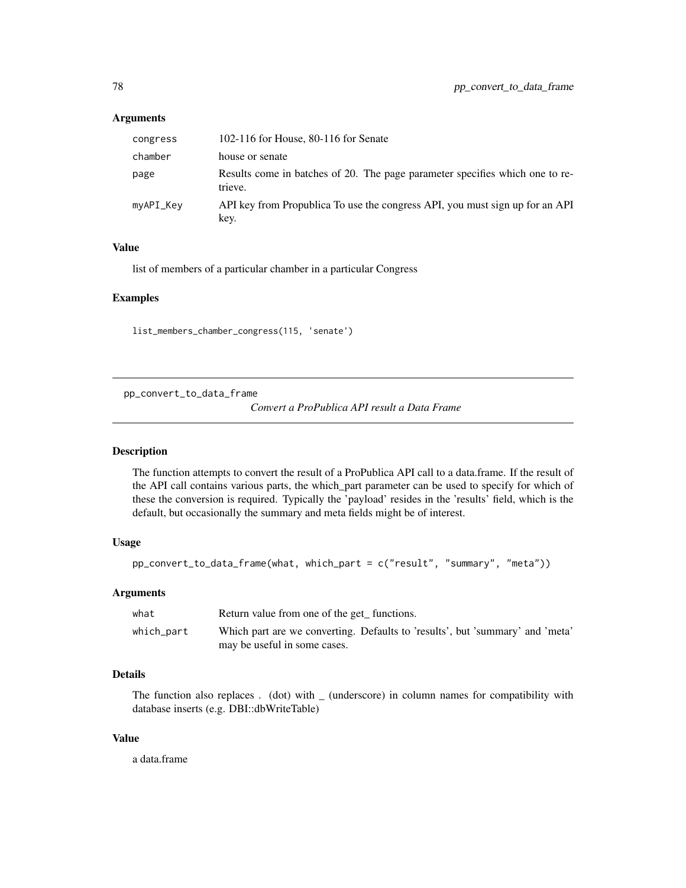### Arguments

| | |
|---|---|
| congress | 102-116 for House, 80-116 for Senate |
| chamber | house or senate |
| page | Results come in batches of 20. The page parameter specifies which one to retrieve. |
| myAPI_Key | API key from Propublica To use the congress API, you must sign up for an API key. |

### Value

list of members of a particular chamber in a particular Congress

### Examples

```
list_members_chamber_congress(115, 'senate')
```

---

## pp_convert_to_data_frame

*Convert a ProPublica API result a Data Frame*

---

### Description

The function attempts to convert the result of a ProPublica API call to a data.frame. If the result of the API call contains various parts, the which_part parameter can be used to specify for which of these the conversion is required. Typically the 'payload' resides in the 'results' field, which is the default, but occasionally the summary and meta fields might be of interest.

### Usage

```
pp_convert_to_data_frame(what, which_part = c("result", "summary", "meta"))
```

### Arguments

| | |
|---|---|
| what | Return value from one of the get_ functions. |
| which_part | Which part are we converting. Defaults to 'results', but 'summary' and 'meta' may be useful in some cases. |

### Details

The function also replaces . (dot) with _ (underscore) in column names for compatibility with database inserts (e.g. DBI::dbWriteTable)

### Value

a data.frame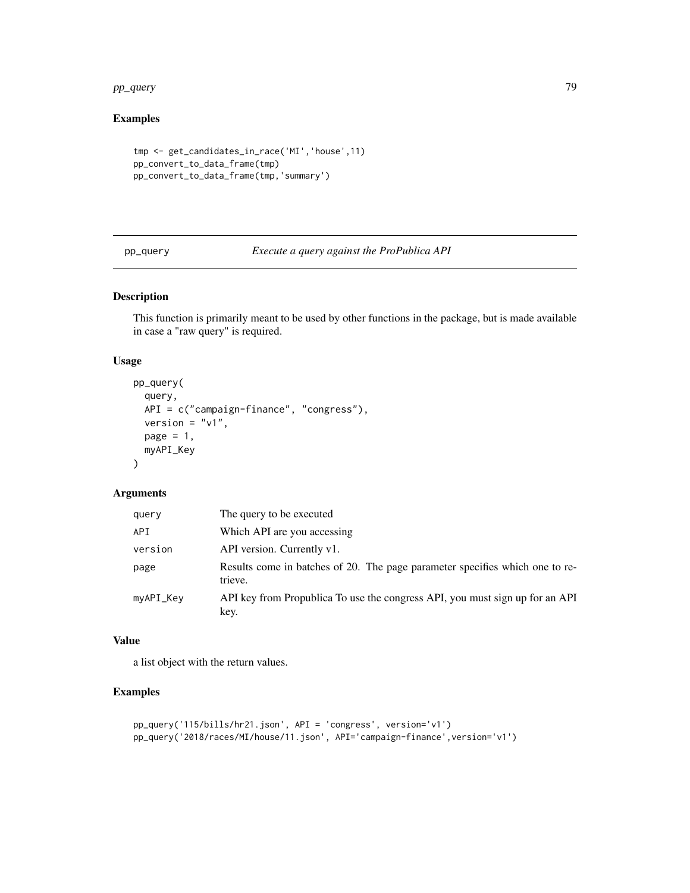## Examples

```
tmp <- get_candidates_in_race('MI','house',11)
pp_convert_to_data_frame(tmp)
pp_convert_to_data_frame(tmp,'summary')
```

---

## pp_query — *Execute a query against the ProPublica API*

### Description

This function is primarily meant to be used by other functions in the package, but is made available in case a "raw query" is required.

### Usage

```
pp_query(
  query,
  API = c("campaign-finance", "congress"),
  version = "v1",
  page = 1,
  myAPI_Key
)
```

### Arguments

| | |
|---|---|
| `query` | The query to be executed |
| `API` | Which API are you accessing |
| `version` | API version. Currently v1. |
| `page` | Results come in batches of 20. The page parameter specifies which one to retrieve. |
| `myAPI_Key` | API key from Propublica To use the congress API, you must sign up for an API key. |

### Value

a list object with the return values.

### Examples

```
pp_query('115/bills/hr21.json', API = 'congress', version='v1')
pp_query('2018/races/MI/house/11.json', API='campaign-finance',version='v1')
```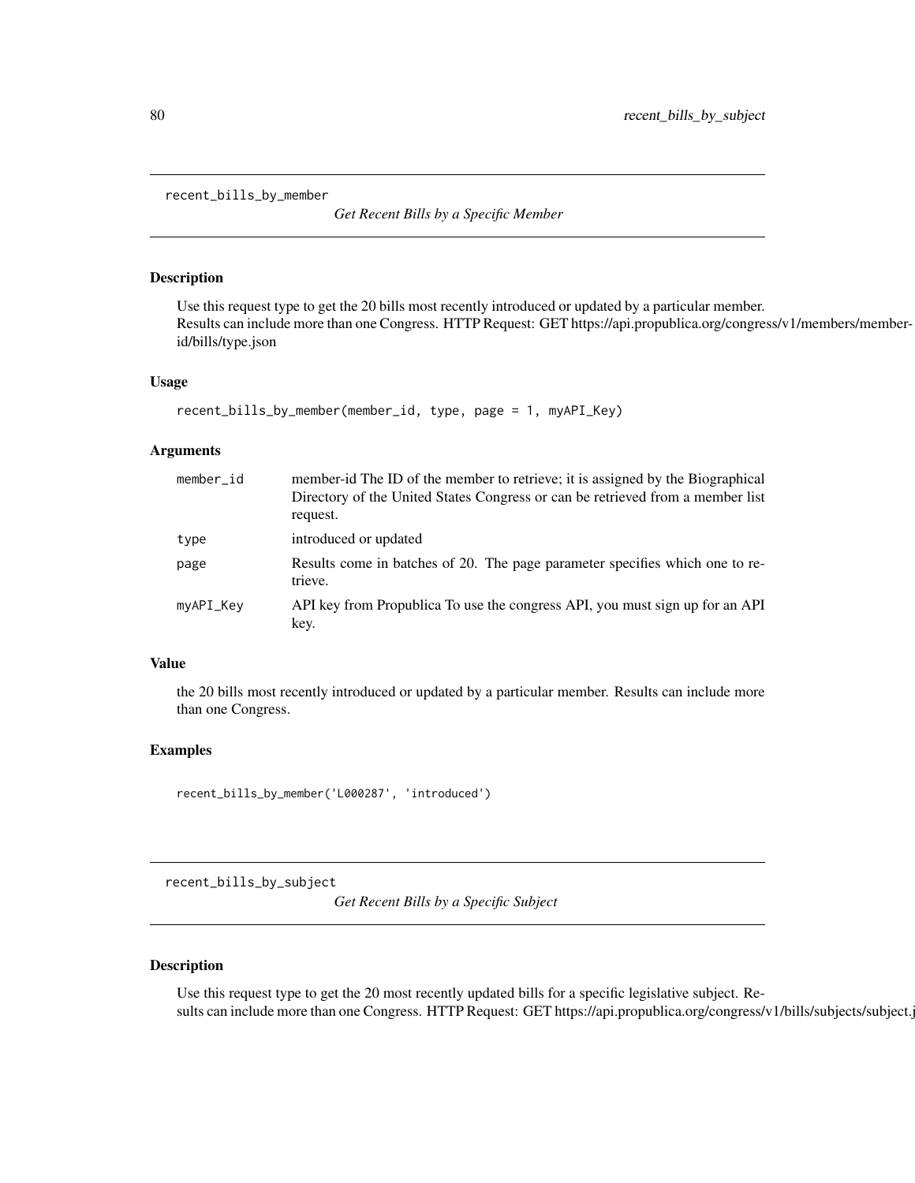## recent_bills_by_member

*Get Recent Bills by a Specific Member*

### Description

Use this request type to get the 20 bills most recently introduced or updated by a particular member. Results can include more than one Congress. HTTP Request: GET https://api.propublica.org/congress/v1/members/member-id/bills/type.json

### Usage

```
recent_bills_by_member(member_id, type, page = 1, myAPI_Key)
```

### Arguments

| | |
|---|---|
| member_id | member-id The ID of the member to retrieve; it is assigned by the Biographical Directory of the United States Congress or can be retrieved from a member list request. |
| type | introduced or updated |
| page | Results come in batches of 20. The page parameter specifies which one to retrieve. |
| myAPI_Key | API key from Propublica To use the congress API, you must sign up for an API key. |

### Value

the 20 bills most recently introduced or updated by a particular member. Results can include more than one Congress.

### Examples

```
recent_bills_by_member('L000287', 'introduced')
```

## recent_bills_by_subject

*Get Recent Bills by a Specific Subject*

### Description

Use this request type to get the 20 most recently updated bills for a specific legislative subject. Results can include more than one Congress. HTTP Request: GET https://api.propublica.org/congress/v1/bills/subjects/subject.j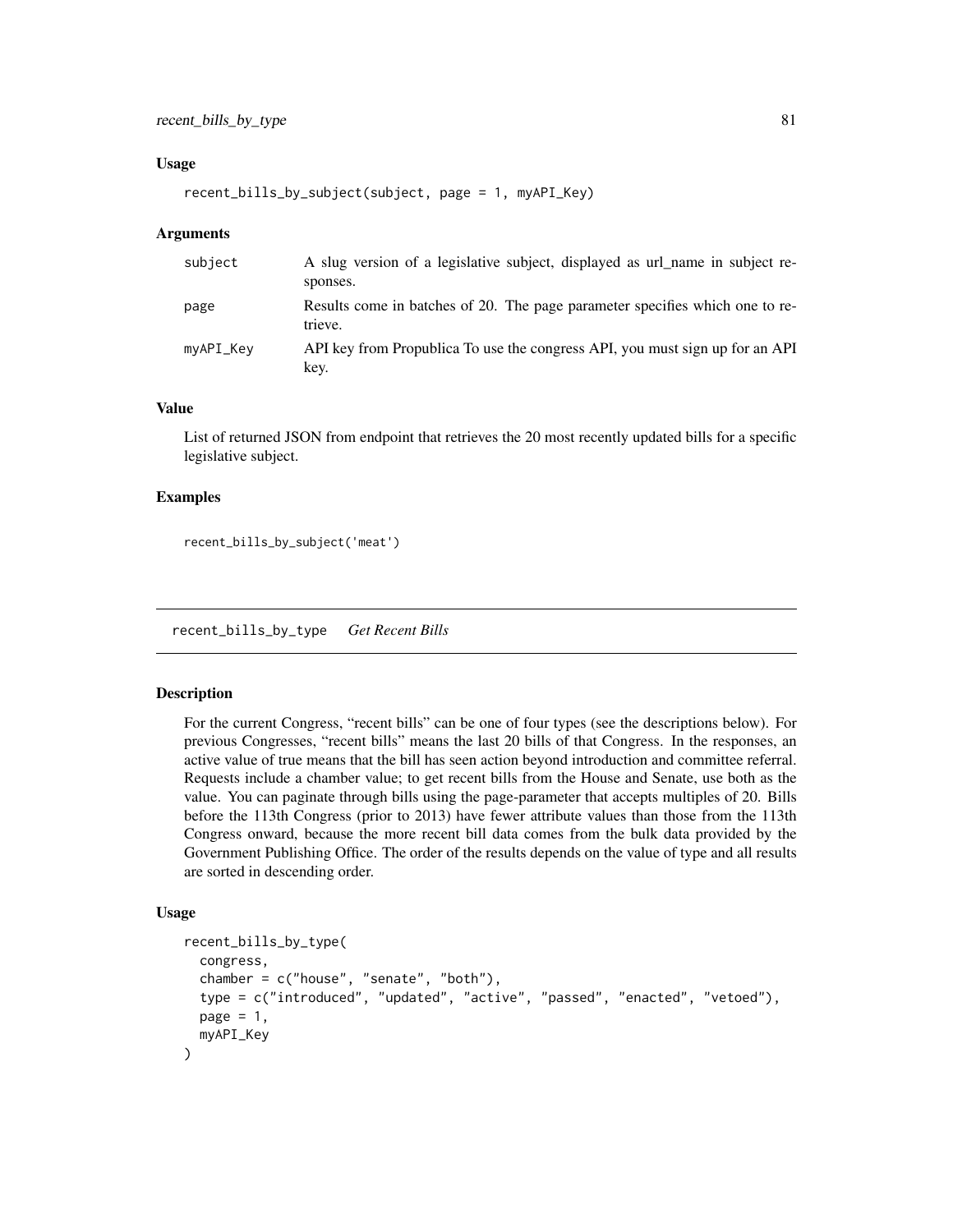### Usage

```
recent_bills_by_subject(subject, page = 1, myAPI_Key)
```

### Arguments

| | |
|---|---|
| subject | A slug version of a legislative subject, displayed as url_name in subject responses. |
| page | Results come in batches of 20. The page parameter specifies which one to retrieve. |
| myAPI_Key | API key from Propublica To use the congress API, you must sign up for an API key. |

### Value

List of returned JSON from endpoint that retrieves the 20 most recently updated bills for a specific legislative subject.

### Examples

```
recent_bills_by_subject('meat')
```

---

## recent_bills_by_type *Get Recent Bills*

---

### Description

For the current Congress, "recent bills" can be one of four types (see the descriptions below). For previous Congresses, "recent bills" means the last 20 bills of that Congress. In the responses, an active value of true means that the bill has seen action beyond introduction and committee referral. Requests include a chamber value; to get recent bills from the House and Senate, use both as the value. You can paginate through bills using the page-parameter that accepts multiples of 20. Bills before the 113th Congress (prior to 2013) have fewer attribute values than those from the 113th Congress onward, because the more recent bill data comes from the bulk data provided by the Government Publishing Office. The order of the results depends on the value of type and all results are sorted in descending order.

### Usage

```
recent_bills_by_type(
  congress,
  chamber = c("house", "senate", "both"),
  type = c("introduced", "updated", "active", "passed", "enacted", "vetoed"),
  page = 1,
  myAPI_Key
)
```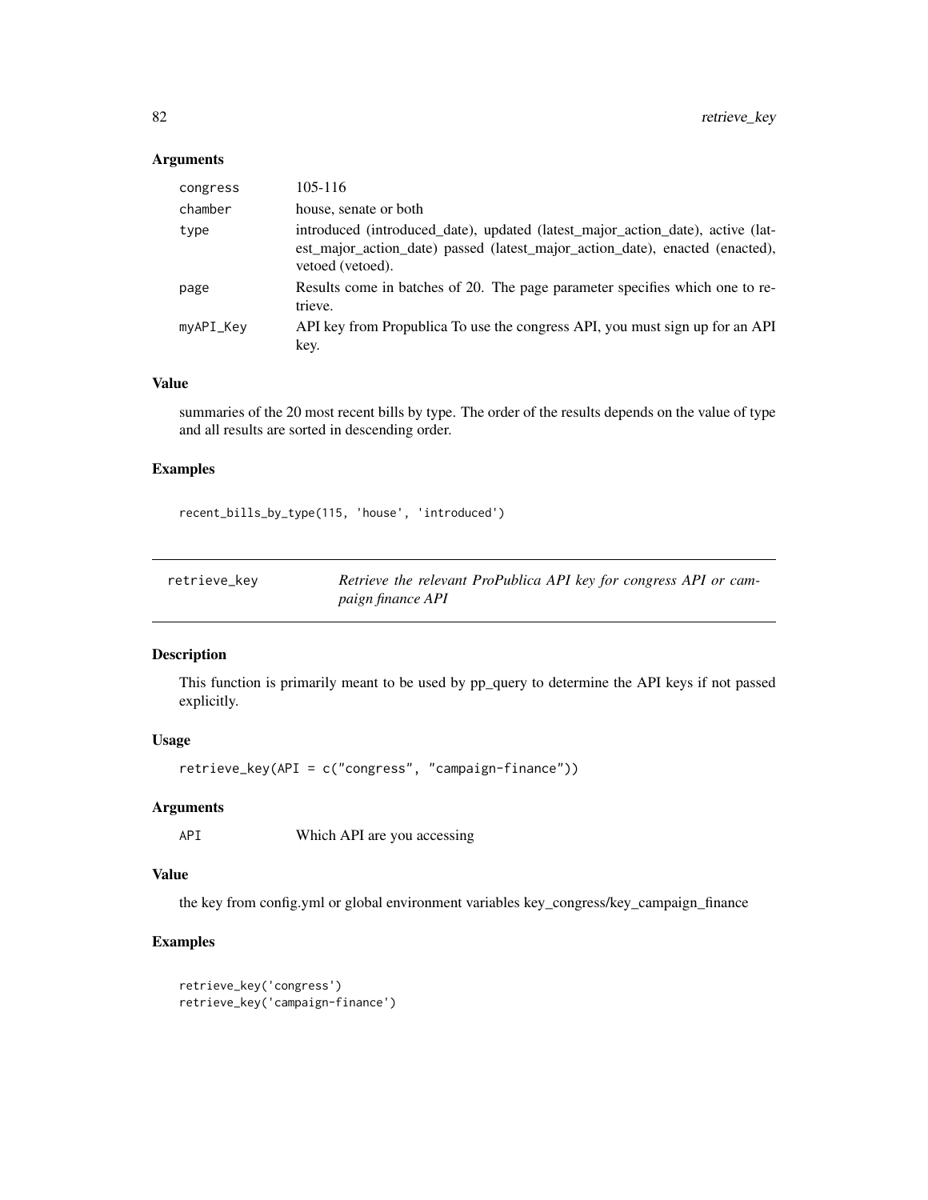## Arguments

| | |
|---|---|
| congress | 105-116 |
| chamber | house, senate or both |
| type | introduced (introduced_date), updated (latest_major_action_date), active (latest_major_action_date) passed (latest_major_action_date), enacted (enacted), vetoed (vetoed). |
| page | Results come in batches of 20. The page parameter specifies which one to retrieve. |
| myAPI_Key | API key from Propublica To use the congress API, you must sign up for an API key. |

## Value

summaries of the 20 most recent bills by type. The order of the results depends on the value of type and all results are sorted in descending order.

## Examples

```
recent_bills_by_type(115, 'house', 'introduced')
```

---

# retrieve_key

*Retrieve the relevant ProPublica API key for congress API or campaign finance API*

---

## Description

This function is primarily meant to be used by pp_query to determine the API keys if not passed explicitly.

## Usage

```
retrieve_key(API = c("congress", "campaign-finance"))
```

## Arguments

| | |
|---|---|
| API | Which API are you accessing |

## Value

the key from config.yml or global environment variables key_congress/key_campaign_finance

## Examples

```
retrieve_key('congress')
retrieve_key('campaign-finance')
```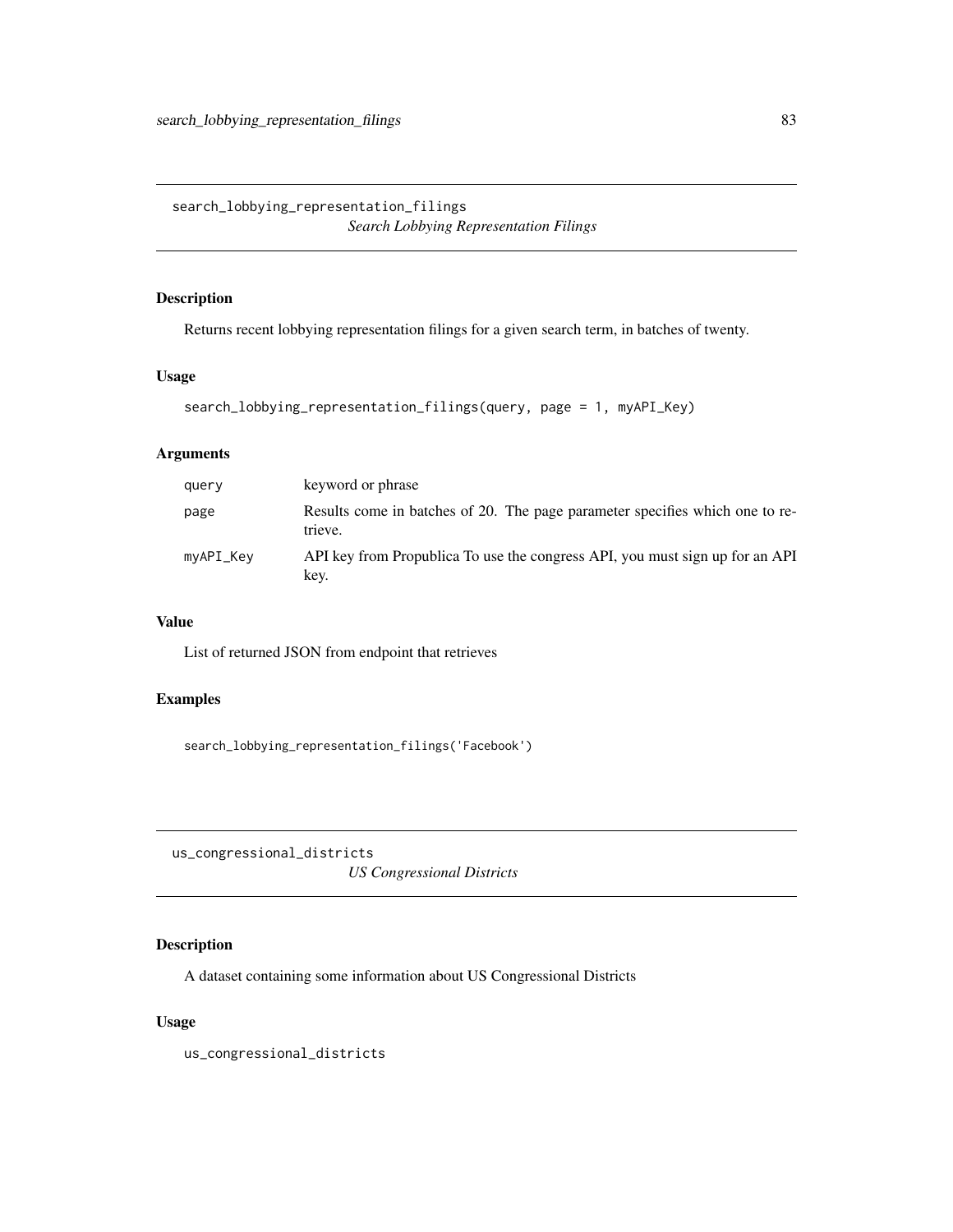## search_lobbying_representation_filings

*Search Lobbying Representation Filings*

### Description

Returns recent lobbying representation filings for a given search term, in batches of twenty.

### Usage

```
search_lobbying_representation_filings(query, page = 1, myAPI_Key)
```

### Arguments

| | |
|---|---|
| query | keyword or phrase |
| page | Results come in batches of 20. The page parameter specifies which one to retrieve. |
| myAPI_Key | API key from Propublica To use the congress API, you must sign up for an API key. |

### Value

List of returned JSON from endpoint that retrieves

### Examples

```
search_lobbying_representation_filings('Facebook')
```

## us_congressional_districts

*US Congressional Districts*

### Description

A dataset containing some information about US Congressional Districts

### Usage

```
us_congressional_districts
```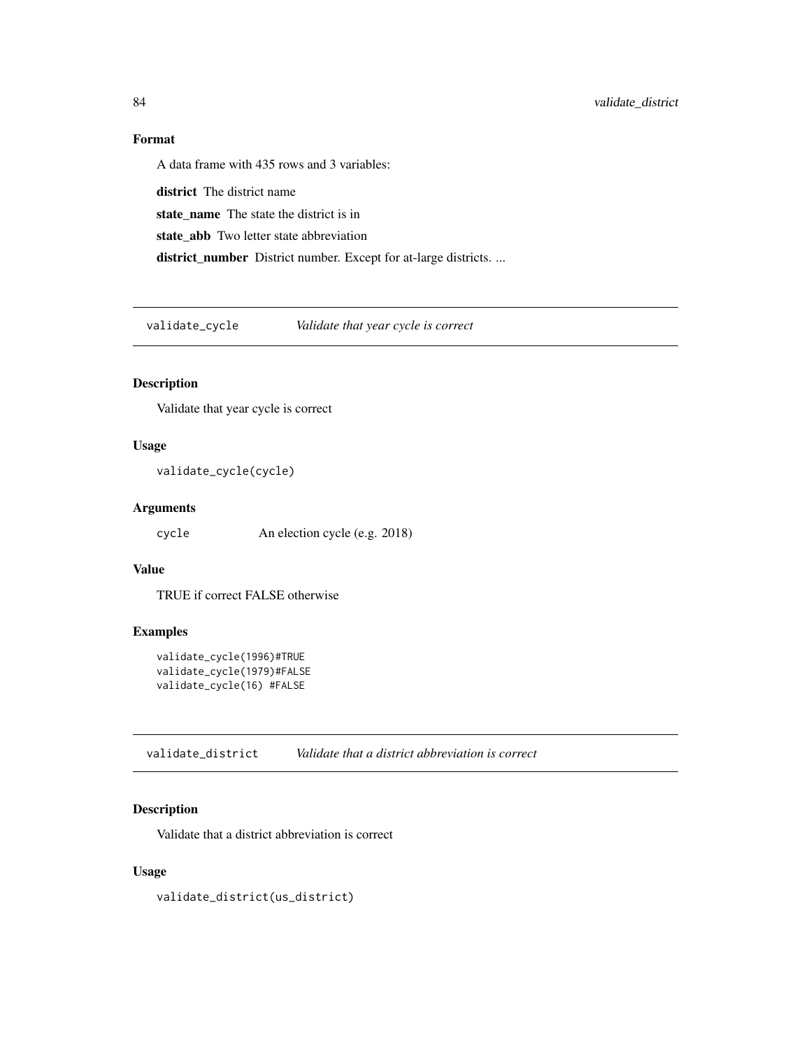### Format

A data frame with 435 rows and 3 variables:

**district** The district name

**state_name** The state the district is in

**state_abb** Two letter state abbreviation

**district_number** District number. Except for at-large districts. ...

## validate_cycle *Validate that year cycle is correct*

### Description

Validate that year cycle is correct

### Usage

```
validate_cycle(cycle)
```

### Arguments

| | |
|---|---|
| cycle | An election cycle (e.g. 2018) |

### Value

TRUE if correct FALSE otherwise

### Examples

```
validate_cycle(1996)#TRUE
validate_cycle(1979)#FALSE
validate_cycle(16) #FALSE
```

## validate_district *Validate that a district abbreviation is correct*

### Description

Validate that a district abbreviation is correct

### Usage

```
validate_district(us_district)
```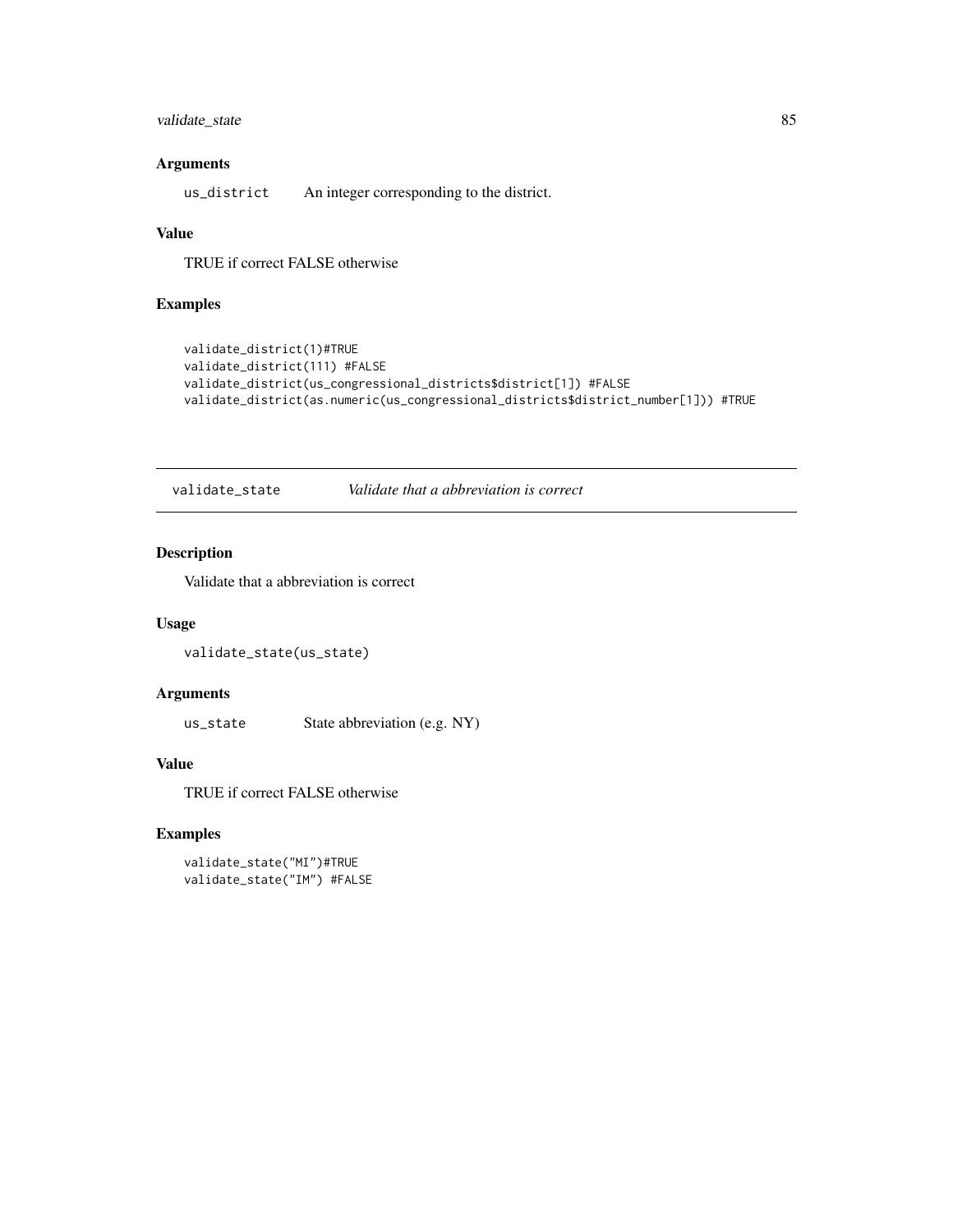### Arguments

us_district An integer corresponding to the district.

### Value

TRUE if correct FALSE otherwise

### Examples

```
validate_district(1)#TRUE
validate_district(111) #FALSE
validate_district(us_congressional_districts$district[1]) #FALSE
validate_district(as.numeric(us_congressional_districts$district_number[1])) #TRUE
```

---

## validate_state *Validate that a abbreviation is correct*

---

### Description

Validate that a abbreviation is correct

### Usage

```
validate_state(us_state)
```

### Arguments

us_state State abbreviation (e.g. NY)

### Value

TRUE if correct FALSE otherwise

### Examples

```
validate_state("MI")#TRUE
validate_state("IM") #FALSE
```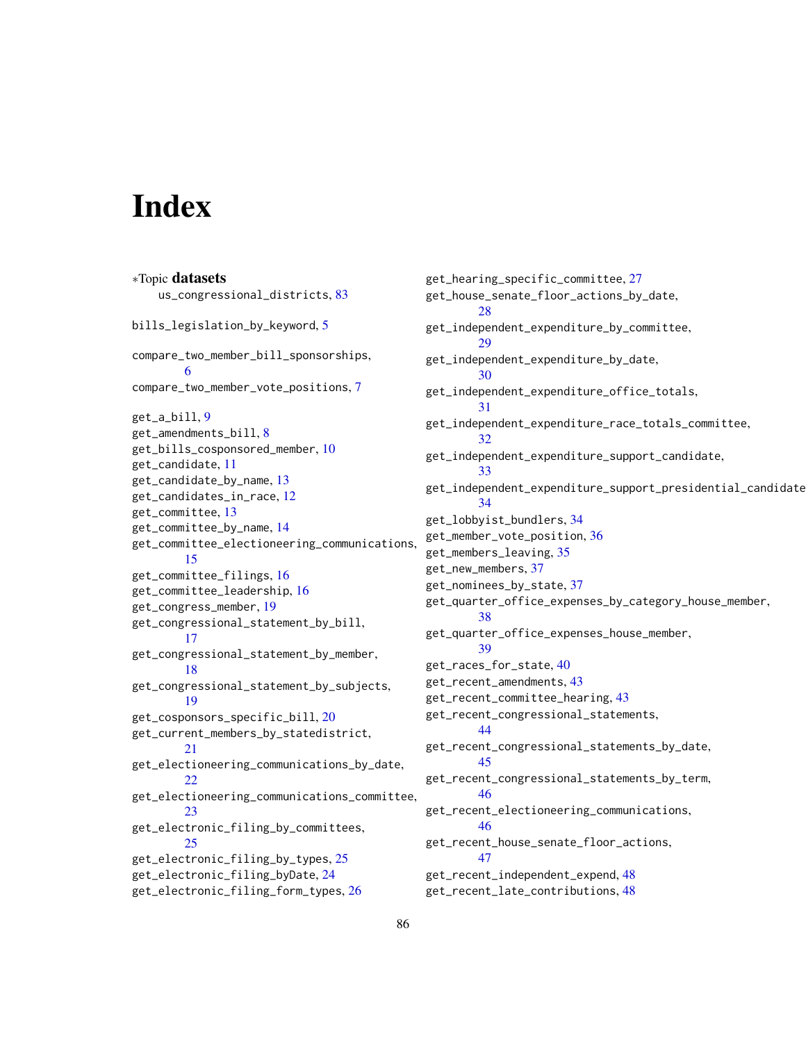# Index

∗Topic **datasets**
us_congressional_districts, 83

bills_legislation_by_keyword, 5

compare_two_member_bill_sponsorships, 6
compare_two_member_vote_positions, 7

get_a_bill, 9
get_amendments_bill, 8
get_bills_cosponsored_member, 10
get_candidate, 11
get_candidate_by_name, 13
get_candidates_in_race, 12
get_committee, 13
get_committee_by_name, 14
get_committee_electioneering_communications, 15
get_committee_filings, 16
get_committee_leadership, 16
get_congress_member, 19
get_congressional_statement_by_bill, 17
get_congressional_statement_by_member, 18
get_congressional_statement_by_subjects, 19
get_cosponsors_specific_bill, 20
get_current_members_by_statedistrict, 21
get_electioneering_communications_by_date, 22
get_electioneering_communications_committee, 23
get_electronic_filing_by_committees, 25
get_electronic_filing_by_types, 25
get_electronic_filing_byDate, 24
get_electronic_filing_form_types, 26
get_hearing_specific_committee, 27
get_house_senate_floor_actions_by_date, 28
get_independent_expenditure_by_committee, 29
get_independent_expenditure_by_date, 30
get_independent_expenditure_office_totals, 31
get_independent_expenditure_race_totals_committee, 32
get_independent_expenditure_support_candidate, 33
get_independent_expenditure_support_presidential_candidate, 34
get_lobbyist_bundlers, 34
get_member_vote_position, 36
get_members_leaving, 35
get_new_members, 37
get_nominees_by_state, 37
get_quarter_office_expenses_by_category_house_member, 38
get_quarter_office_expenses_house_member, 39
get_races_for_state, 40
get_recent_amendments, 43
get_recent_committee_hearing, 43
get_recent_congressional_statements, 44
get_recent_congressional_statements_by_date, 45
get_recent_congressional_statements_by_term, 46
get_recent_electioneering_communications, 46
get_recent_house_senate_floor_actions, 47
get_recent_independent_expend, 48
get_recent_late_contributions, 48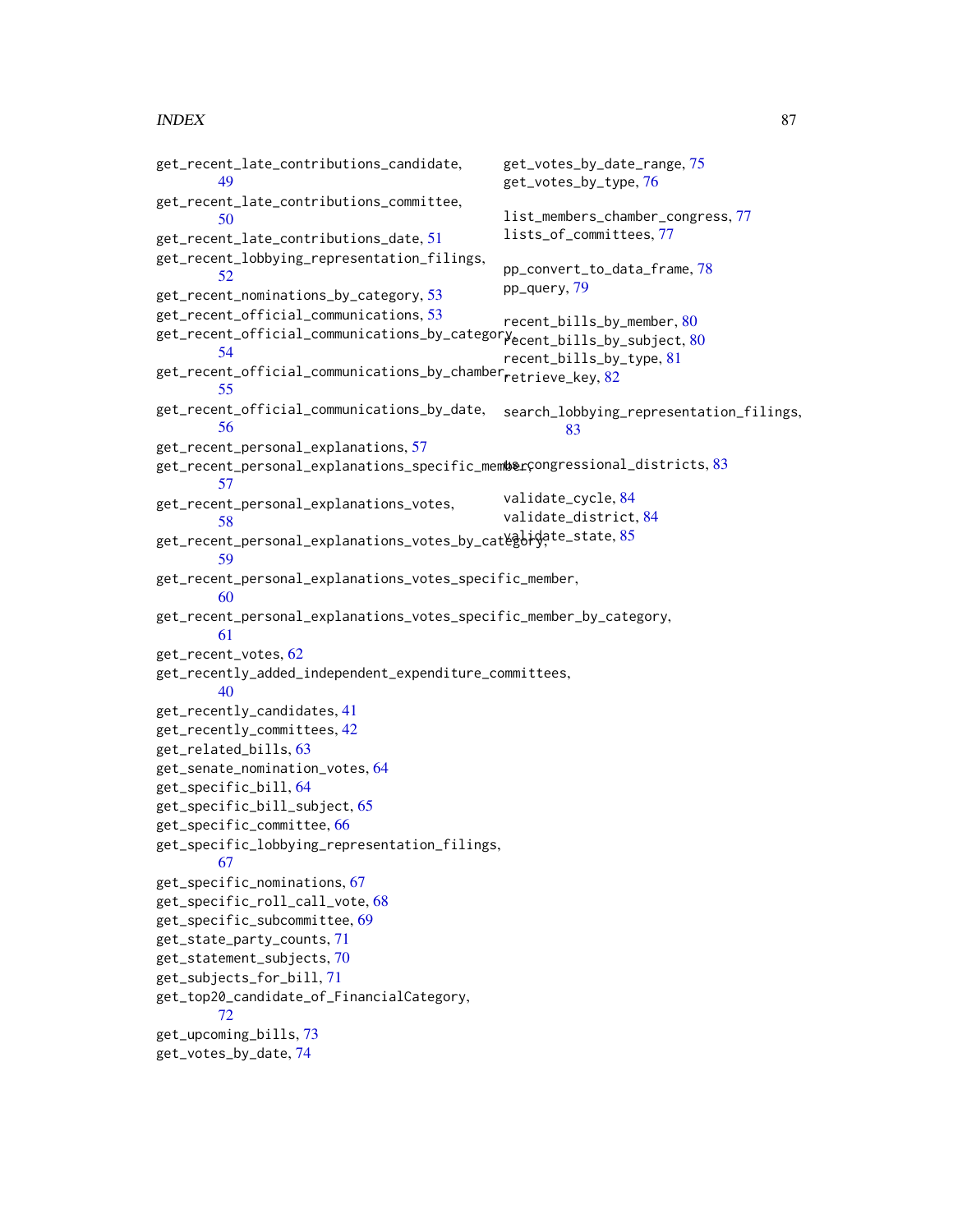get_recent_late_contributions_candidate, 49
get_recent_late_contributions_committee, 50
get_recent_late_contributions_date, 51
get_recent_lobbying_representation_filings, 52
get_recent_nominations_by_category, 53
get_recent_official_communications, 53
get_recent_official_communications_by_category, 54
get_recent_official_communications_by_chamber, 55
get_recent_official_communications_by_date, 56
get_recent_personal_explanations, 57
get_recent_personal_explanations_specific_member, 57
get_recent_personal_explanations_votes, 58
get_recent_personal_explanations_votes_by_category, 59
get_recent_personal_explanations_votes_specific_member, 60
get_recent_personal_explanations_votes_specific_member_by_category, 61
get_recent_votes, 62
get_recently_added_independent_expenditure_committees, 40
get_recently_candidates, 41
get_recently_committees, 42
get_related_bills, 63
get_senate_nomination_votes, 64
get_specific_bill, 64
get_specific_bill_subject, 65
get_specific_committee, 66
get_specific_lobbying_representation_filings, 67
get_specific_nominations, 67
get_specific_roll_call_vote, 68
get_specific_subcommittee, 69
get_state_party_counts, 71
get_statement_subjects, 70
get_subjects_for_bill, 71
get_top20_candidate_of_FinancialCategory, 72
get_upcoming_bills, 73
get_votes_by_date, 74
get_votes_by_date_range, 75
get_votes_by_type, 76

list_members_chamber_congress, 77
lists_of_committees, 77

pp_convert_to_data_frame, 78
pp_query, 79

recent_bills_by_member, 80
recent_bills_by_subject, 80
recent_bills_by_type, 81
retrieve_key, 82

search_lobbying_representation_filings, 83

us_congressional_districts, 83

validate_cycle, 84
validate_district, 84
validate_state, 85